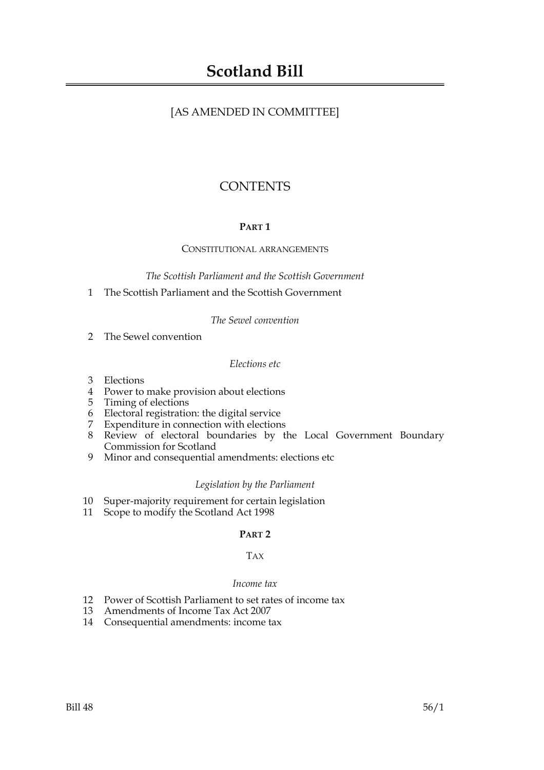# Scotland Bill

[AS AMENDED IN COMMITTEE]

## CONTENTS

### PART 1

CONSTITUTIONAL ARRANGEMENTS

*The Scottish Parliament and the Scottish Government*

1 The Scottish Parliament and the Scottish Government

*The Sewel convention*

2 The Sewel convention

*Elections etc*

3 Elections
4 Power to make provision about elections
5 Timing of elections
6 Electoral registration: the digital service
7 Expenditure in connection with elections
8 Review of electoral boundaries by the Local Government Boundary Commission for Scotland
9 Minor and consequential amendments: elections etc

*Legislation by the Parliament*

10 Super-majority requirement for certain legislation
11 Scope to modify the Scotland Act 1998

### PART 2

TAX

*Income tax*

12 Power of Scottish Parliament to set rates of income tax
13 Amendments of Income Tax Act 2007
14 Consequential amendments: income tax

Bill 48 56/1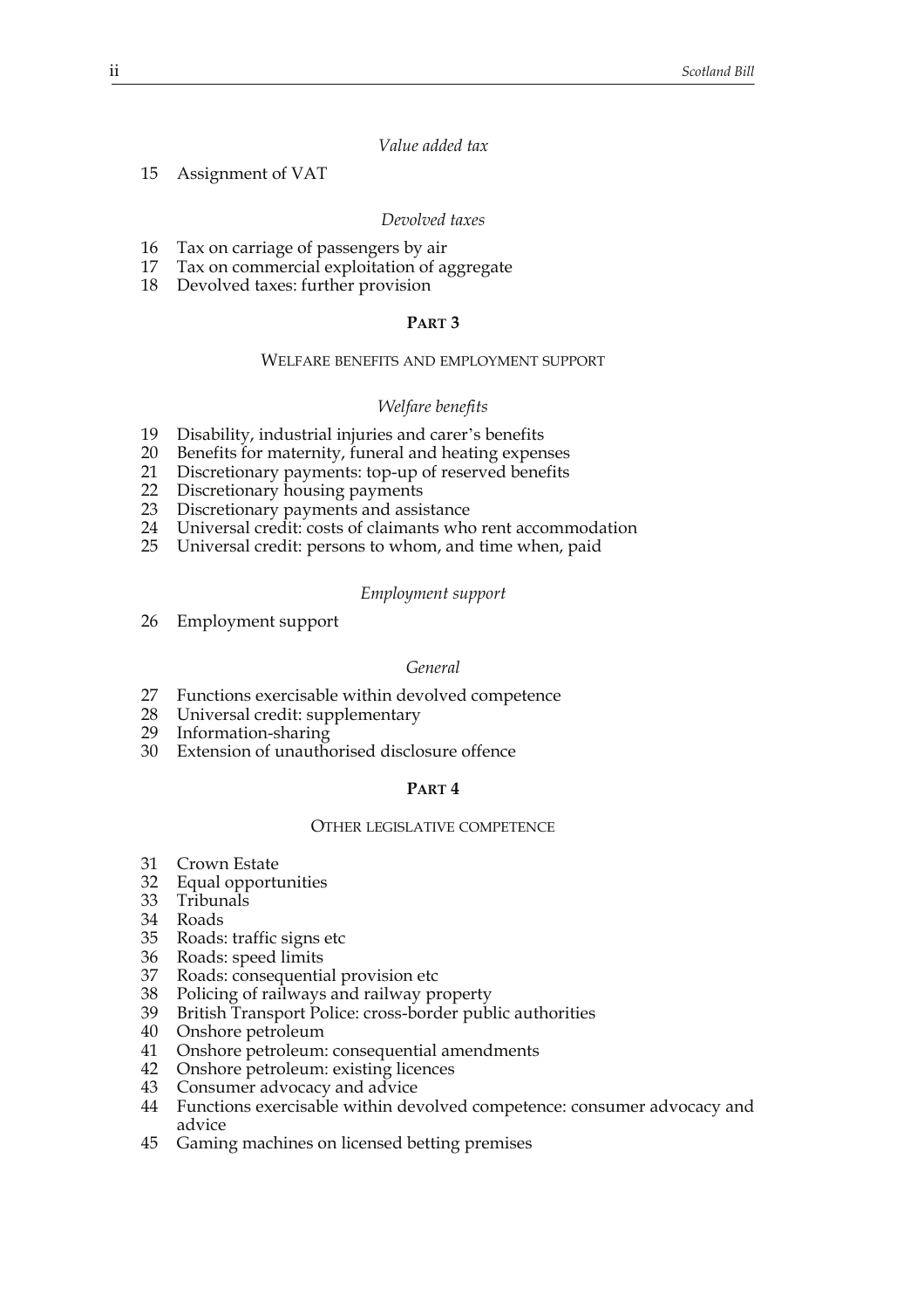*Value added tax*

15 Assignment of VAT

*Devolved taxes*

16 Tax on carriage of passengers by air
17 Tax on commercial exploitation of aggregate
18 Devolved taxes: further provision

## PART 3

### WELFARE BENEFITS AND EMPLOYMENT SUPPORT

*Welfare benefits*

19 Disability, industrial injuries and carer's benefits
20 Benefits for maternity, funeral and heating expenses
21 Discretionary payments: top-up of reserved benefits
22 Discretionary housing payments
23 Discretionary payments and assistance
24 Universal credit: costs of claimants who rent accommodation
25 Universal credit: persons to whom, and time when, paid

*Employment support*

26 Employment support

*General*

27 Functions exercisable within devolved competence
28 Universal credit: supplementary
29 Information-sharing
30 Extension of unauthorised disclosure offence

## PART 4

### OTHER LEGISLATIVE COMPETENCE

31 Crown Estate
32 Equal opportunities
33 Tribunals
34 Roads
35 Roads: traffic signs etc
36 Roads: speed limits
37 Roads: consequential provision etc
38 Policing of railways and railway property
39 British Transport Police: cross-border public authorities
40 Onshore petroleum
41 Onshore petroleum: consequential amendments
42 Onshore petroleum: existing licences
43 Consumer advocacy and advice
44 Functions exercisable within devolved competence: consumer advocacy and advice
45 Gaming machines on licensed betting premises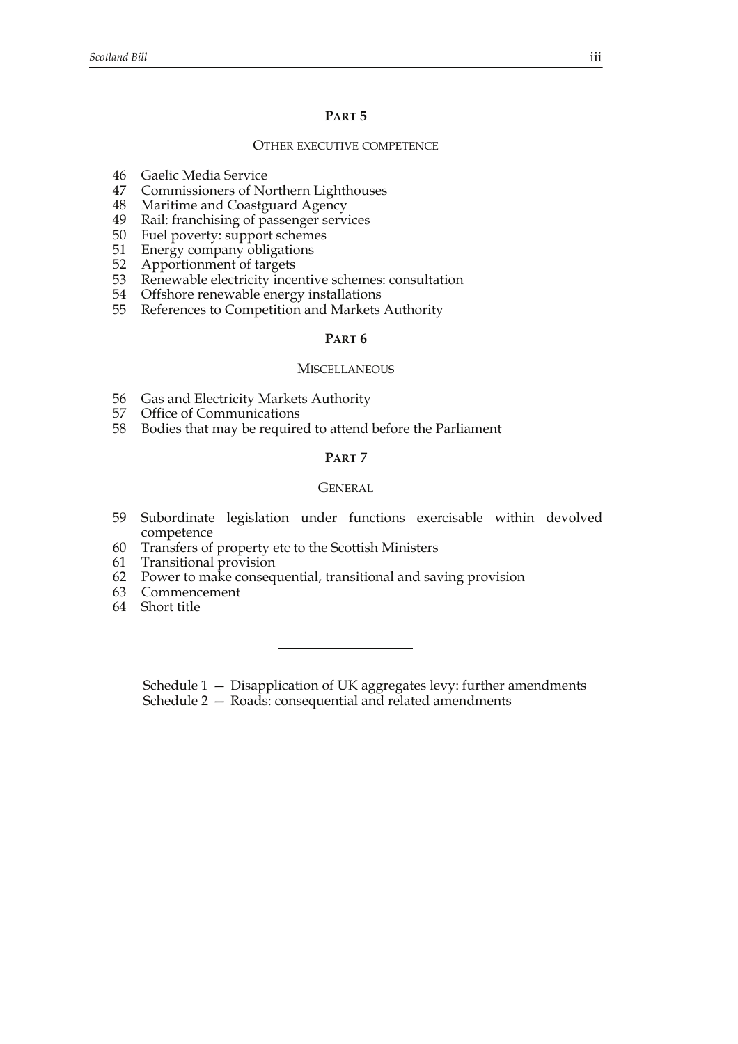## PART 5

### OTHER EXECUTIVE COMPETENCE

46 Gaelic Media Service
47 Commissioners of Northern Lighthouses
48 Maritime and Coastguard Agency
49 Rail: franchising of passenger services
50 Fuel poverty: support schemes
51 Energy company obligations
52 Apportionment of targets
53 Renewable electricity incentive schemes: consultation
54 Offshore renewable energy installations
55 References to Competition and Markets Authority

## PART 6

### MISCELLANEOUS

56 Gas and Electricity Markets Authority
57 Office of Communications
58 Bodies that may be required to attend before the Parliament

## PART 7

### GENERAL

59 Subordinate legislation under functions exercisable within devolved competence
60 Transfers of property etc to the Scottish Ministers
61 Transitional provision
62 Power to make consequential, transitional and saving provision
63 Commencement
64 Short title

---

Schedule 1 — Disapplication of UK aggregates levy: further amendments
Schedule 2 — Roads: consequential and related amendments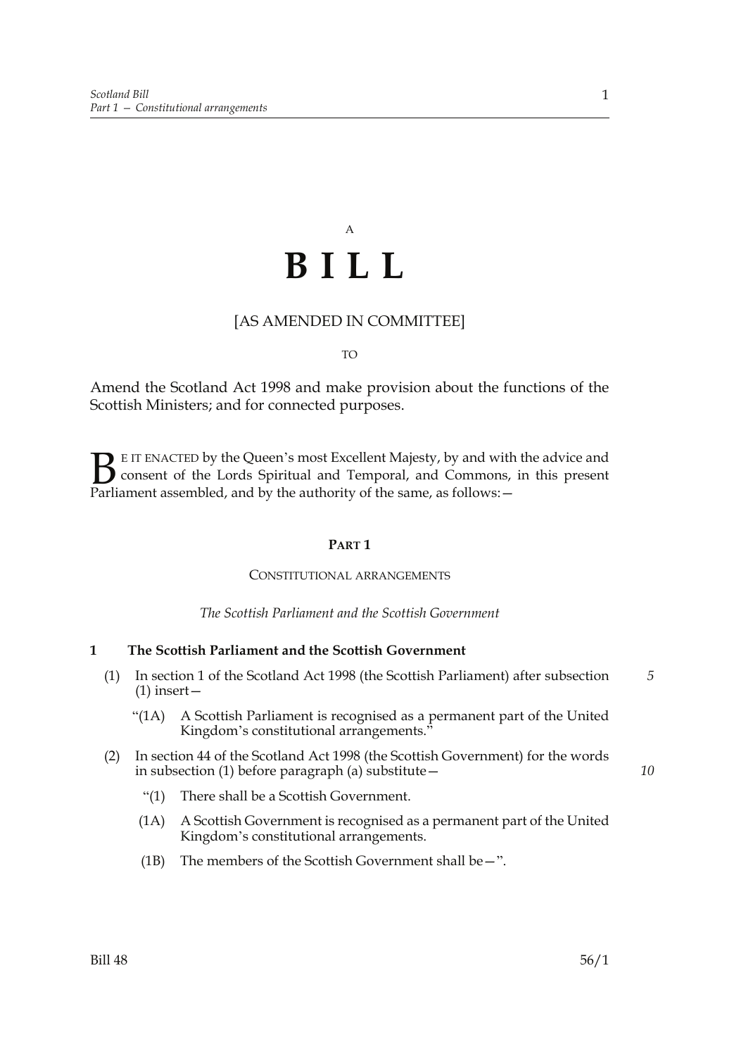A

# BILL

[AS AMENDED IN COMMITTEE]

TO

Amend the Scotland Act 1998 and make provision about the functions of the Scottish Ministers; and for connected purposes.

BE IT ENACTED by the Queen's most Excellent Majesty, by and with the advice and consent of the Lords Spiritual and Temporal, and Commons, in this present Parliament assembled, and by the authority of the same, as follows:—

## PART 1

### CONSTITUTIONAL ARRANGEMENTS

*The Scottish Parliament and the Scottish Government*

#### 1 The Scottish Parliament and the Scottish Government

(1) In section 1 of the Scotland Act 1998 (the Scottish Parliament) after subsection (1) insert—

"(1A) A Scottish Parliament is recognised as a permanent part of the United Kingdom's constitutional arrangements."

(2) In section 44 of the Scotland Act 1998 (the Scottish Government) for the words in subsection (1) before paragraph (a) substitute—

"(1) There shall be a Scottish Government.

(1A) A Scottish Government is recognised as a permanent part of the United Kingdom's constitutional arrangements.

(1B) The members of the Scottish Government shall be—".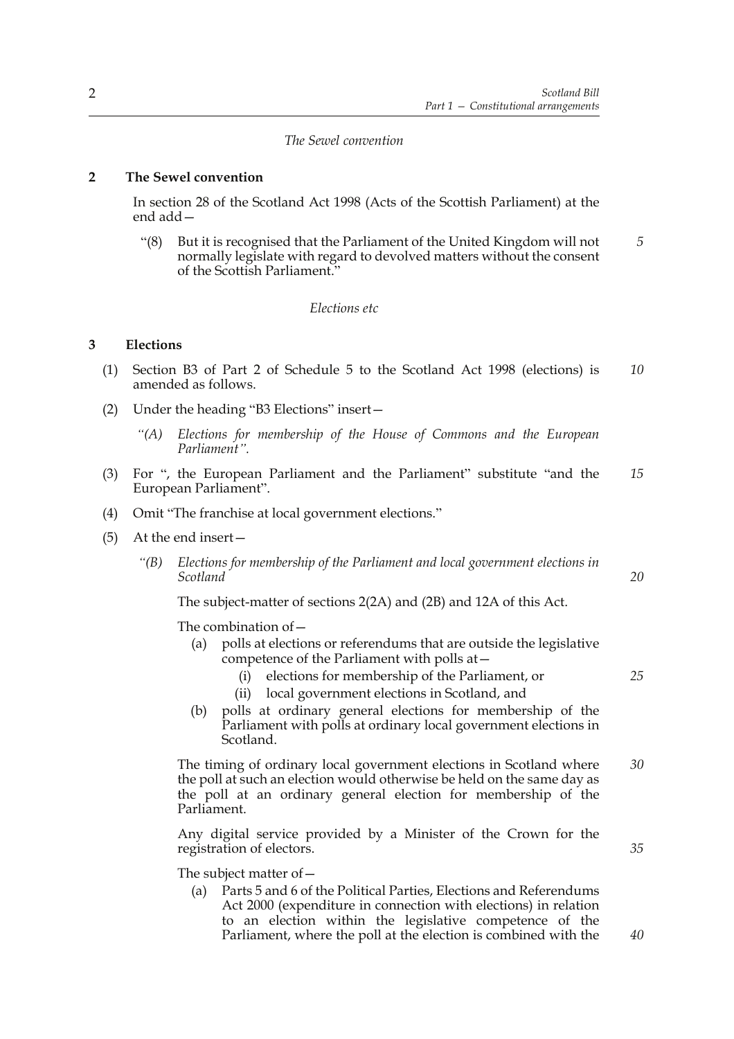*The Sewel convention*

**2 The Sewel convention**

In section 28 of the Scotland Act 1998 (Acts of the Scottish Parliament) at the end add—

"(8) But it is recognised that the Parliament of the United Kingdom will not normally legislate with regard to devolved matters without the consent of the Scottish Parliament."

*Elections etc*

**3 Elections**

(1) Section B3 of Part 2 of Schedule 5 to the Scotland Act 1998 (elections) is amended as follows.

(2) Under the heading "B3 Elections" insert—

*"(A) Elections for membership of the House of Commons and the European Parliament".*

(3) For ", the European Parliament and the Parliament" substitute "and the European Parliament".

(4) Omit "The franchise at local government elections."

(5) At the end insert—

*"(B) Elections for membership of the Parliament and local government elections in Scotland*

The subject-matter of sections 2(2A) and (2B) and 12A of this Act.

The combination of—

(a) polls at elections or referendums that are outside the legislative competence of the Parliament with polls at—

(i) elections for membership of the Parliament, or

(ii) local government elections in Scotland, and

(b) polls at ordinary general elections for membership of the Parliament with polls at ordinary local government elections in Scotland.

The timing of ordinary local government elections in Scotland where the poll at such an election would otherwise be held on the same day as the poll at an ordinary general election for membership of the Parliament.

Any digital service provided by a Minister of the Crown for the registration of electors.

The subject matter of—

(a) Parts 5 and 6 of the Political Parties, Elections and Referendums Act 2000 (expenditure in connection with elections) in relation to an election within the legislative competence of the Parliament, where the poll at the election is combined with the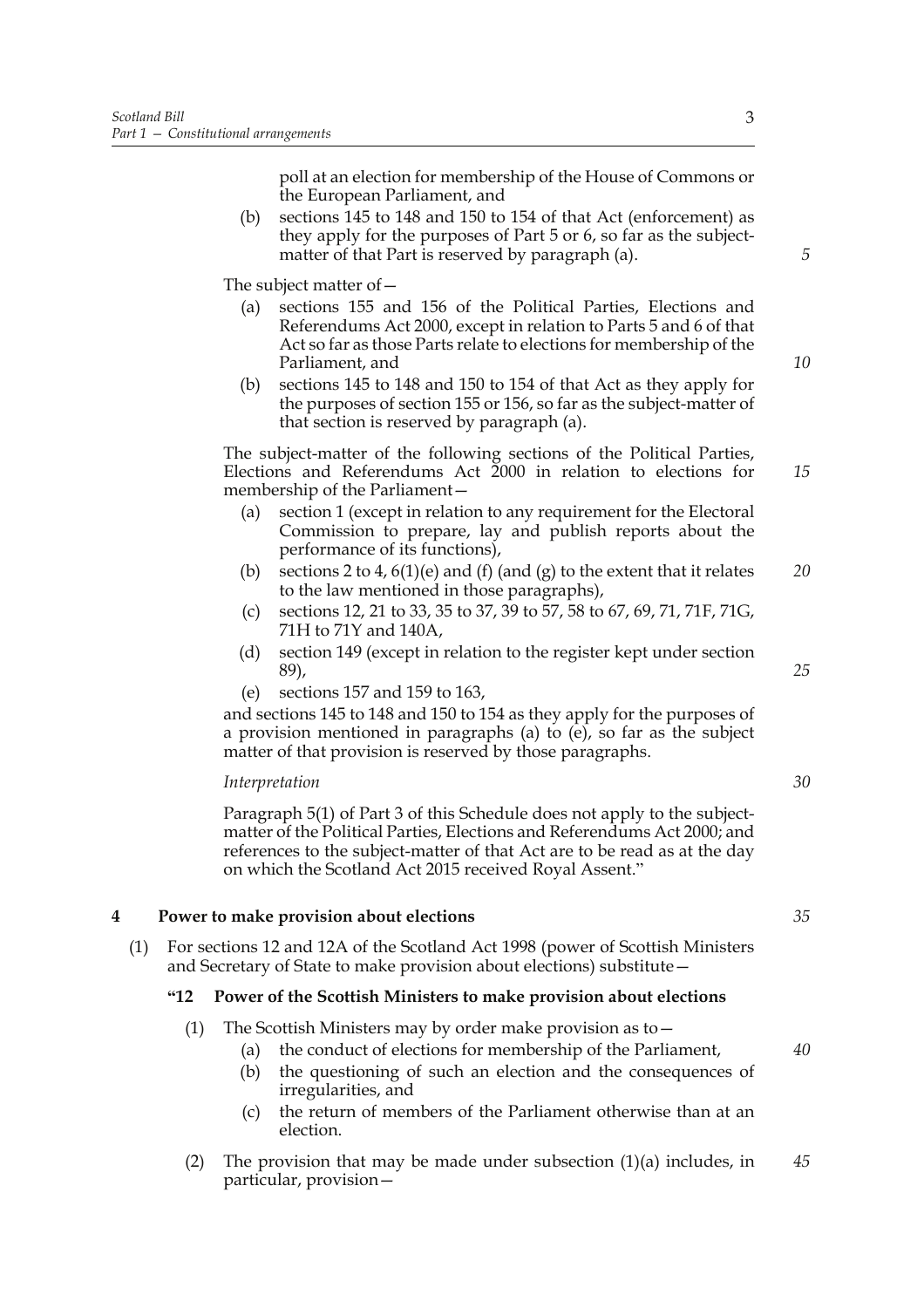poll at an election for membership of the House of Commons or the European Parliament, and

(b) sections 145 to 148 and 150 to 154 of that Act (enforcement) as they apply for the purposes of Part 5 or 6, so far as the subject-matter of that Part is reserved by paragraph (a).

The subject matter of—

(a) sections 155 and 156 of the Political Parties, Elections and Referendums Act 2000, except in relation to Parts 5 and 6 of that Act so far as those Parts relate to elections for membership of the Parliament, and

(b) sections 145 to 148 and 150 to 154 of that Act as they apply for the purposes of section 155 or 156, so far as the subject-matter of that section is reserved by paragraph (a).

The subject-matter of the following sections of the Political Parties, Elections and Referendums Act 2000 in relation to elections for membership of the Parliament—

(a) section 1 (except in relation to any requirement for the Electoral Commission to prepare, lay and publish reports about the performance of its functions),

(b) sections 2 to 4, 6(1)(e) and (f) (and (g) to the extent that it relates to the law mentioned in those paragraphs),

(c) sections 12, 21 to 33, 35 to 37, 39 to 57, 58 to 67, 69, 71, 71F, 71G, 71H to 71Y and 140A,

(d) section 149 (except in relation to the register kept under section 89),

(e) sections 157 and 159 to 163,

and sections 145 to 148 and 150 to 154 as they apply for the purposes of a provision mentioned in paragraphs (a) to (e), so far as the subject matter of that provision is reserved by those paragraphs.

*Interpretation*

Paragraph 5(1) of Part 3 of this Schedule does not apply to the subject-matter of the Political Parties, Elections and Referendums Act 2000; and references to the subject-matter of that Act are to be read as at the day on which the Scotland Act 2015 received Royal Assent."

## 4 Power to make provision about elections

(1) For sections 12 and 12A of the Scotland Act 1998 (power of Scottish Ministers and Secretary of State to make provision about elections) substitute—

### "12 Power of the Scottish Ministers to make provision about elections

(1) The Scottish Ministers may by order make provision as to—

(a) the conduct of elections for membership of the Parliament,

(b) the questioning of such an election and the consequences of irregularities, and

(c) the return of members of the Parliament otherwise than at an election.

(2) The provision that may be made under subsection (1)(a) includes, in particular, provision—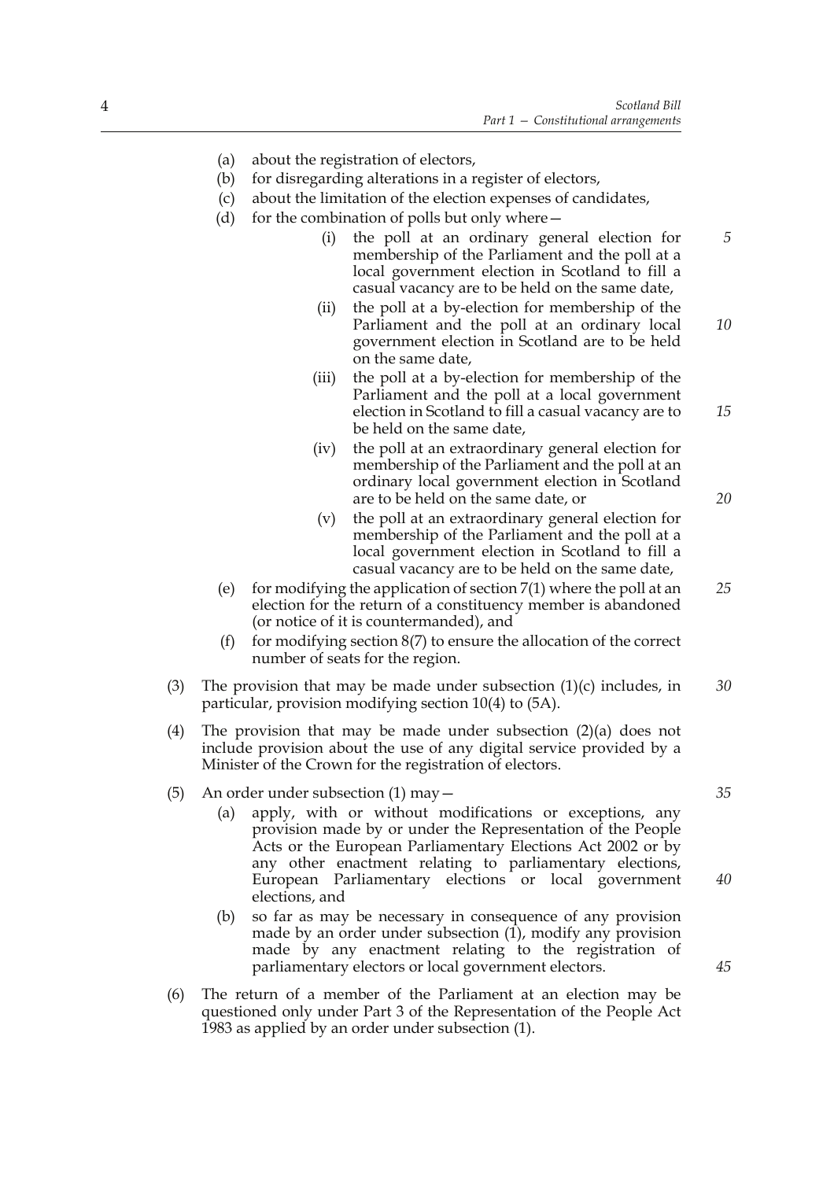(a) about the registration of electors,

(b) for disregarding alterations in a register of electors,

(c) about the limitation of the election expenses of candidates,

(d) for the combination of polls but only where—

  (i) the poll at an ordinary general election for membership of the Parliament and the poll at a local government election in Scotland to fill a casual vacancy are to be held on the same date,

  (ii) the poll at a by-election for membership of the Parliament and the poll at an ordinary local government election in Scotland are to be held on the same date,

  (iii) the poll at a by-election for membership of the Parliament and the poll at a local government election in Scotland to fill a casual vacancy are to be held on the same date,

  (iv) the poll at an extraordinary general election for membership of the Parliament and the poll at an ordinary local government election in Scotland are to be held on the same date, or

  (v) the poll at an extraordinary general election for membership of the Parliament and the poll at a local government election in Scotland to fill a casual vacancy are to be held on the same date,

(e) for modifying the application of section 7(1) where the poll at an election for the return of a constituency member is abandoned (or notice of it is countermanded), and

(f) for modifying section 8(7) to ensure the allocation of the correct number of seats for the region.

(3) The provision that may be made under subsection (1)(c) includes, in particular, provision modifying section 10(4) to (5A).

(4) The provision that may be made under subsection (2)(a) does not include provision about the use of any digital service provided by a Minister of the Crown for the registration of electors.

(5) An order under subsection (1) may—

  (a) apply, with or without modifications or exceptions, any provision made by or under the Representation of the People Acts or the European Parliamentary Elections Act 2002 or by any other enactment relating to parliamentary elections, European Parliamentary elections or local government elections, and

  (b) so far as may be necessary in consequence of any provision made by an order under subsection (1), modify any provision made by any enactment relating to the registration of parliamentary electors or local government electors.

(6) The return of a member of the Parliament at an election may be questioned only under Part 3 of the Representation of the People Act 1983 as applied by an order under subsection (1).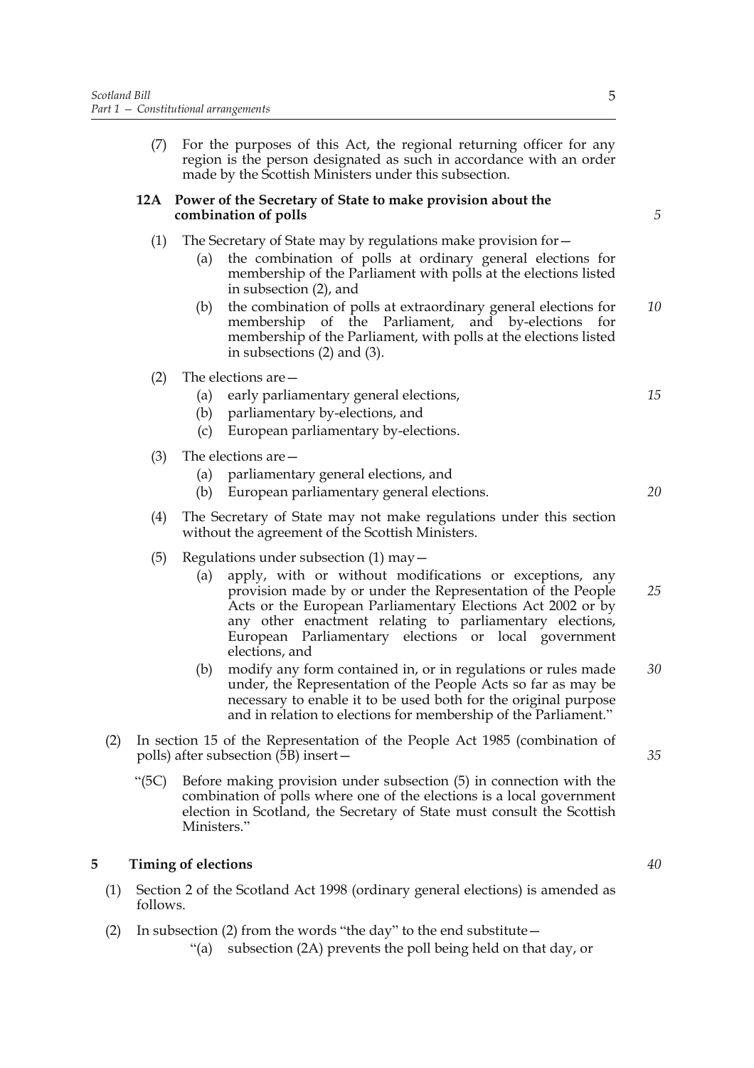(7) For the purposes of this Act, the regional returning officer for any region is the person designated as such in accordance with an order made by the Scottish Ministers under this subsection.

**12A Power of the Secretary of State to make provision about the combination of polls**

(1) The Secretary of State may by regulations make provision for—

(a) the combination of polls at ordinary general elections for membership of the Parliament with polls at the elections listed in subsection (2), and

(b) the combination of polls at extraordinary general elections for membership of the Parliament, and by-elections for membership of the Parliament, with polls at the elections listed in subsections (2) and (3).

(2) The elections are—

(a) early parliamentary general elections,

(b) parliamentary by-elections, and

(c) European parliamentary by-elections.

(3) The elections are—

(a) parliamentary general elections, and

(b) European parliamentary general elections.

(4) The Secretary of State may not make regulations under this section without the agreement of the Scottish Ministers.

(5) Regulations under subsection (1) may—

(a) apply, with or without modifications or exceptions, any provision made by or under the Representation of the People Acts or the European Parliamentary Elections Act 2002 or by any other enactment relating to parliamentary elections, European Parliamentary elections or local government elections, and

(b) modify any form contained in, or in regulations or rules made under, the Representation of the People Acts so far as may be necessary to enable it to be used both for the original purpose and in relation to elections for membership of the Parliament."

(2) In section 15 of the Representation of the People Act 1985 (combination of polls) after subsection (5B) insert—

"(5C) Before making provision under subsection (5) in connection with the combination of polls where one of the elections is a local government election in Scotland, the Secretary of State must consult the Scottish Ministers."

**5 Timing of elections**

(1) Section 2 of the Scotland Act 1998 (ordinary general elections) is amended as follows.

(2) In subsection (2) from the words "the day" to the end substitute—

"(a) subsection (2A) prevents the poll being held on that day, or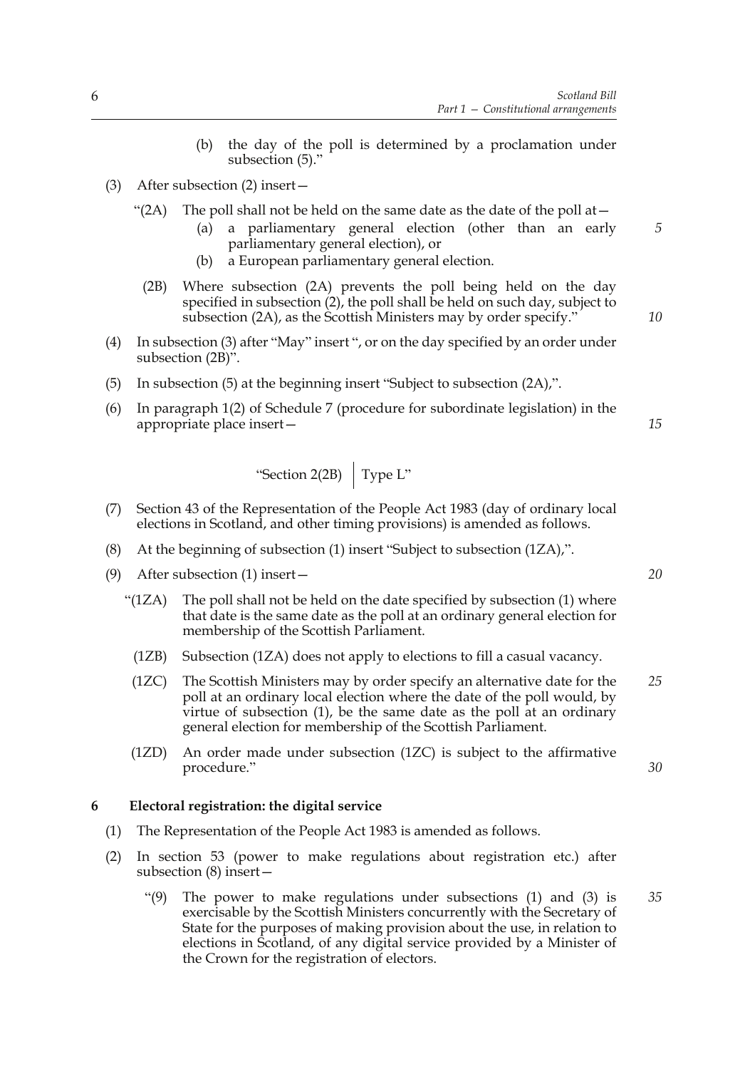(b) the day of the poll is determined by a proclamation under subsection (5)."

(3) After subsection (2) insert—

"(2A) The poll shall not be held on the same date as the date of the poll at—

(a) a parliamentary general election (other than an early parliamentary general election), or

(b) a European parliamentary general election.

(2B) Where subsection (2A) prevents the poll being held on the day specified in subsection (2), the poll shall be held on such day, subject to subsection (2A), as the Scottish Ministers may by order specify."

(4) In subsection (3) after "May" insert ", or on the day specified by an order under subsection (2B)".

(5) In subsection (5) at the beginning insert "Subject to subsection (2A),".

(6) In paragraph 1(2) of Schedule 7 (procedure for subordinate legislation) in the appropriate place insert—

| "Section 2(2B) | Type L" |
|---|---|

(7) Section 43 of the Representation of the People Act 1983 (day of ordinary local elections in Scotland, and other timing provisions) is amended as follows.

(8) At the beginning of subsection (1) insert "Subject to subsection (1ZA),".

(9) After subsection (1) insert—

"(1ZA) The poll shall not be held on the date specified by subsection (1) where that date is the same date as the poll at an ordinary general election for membership of the Scottish Parliament.

(1ZB) Subsection (1ZA) does not apply to elections to fill a casual vacancy.

(1ZC) The Scottish Ministers may by order specify an alternative date for the poll at an ordinary local election where the date of the poll would, by virtue of subsection (1), be the same date as the poll at an ordinary general election for membership of the Scottish Parliament.

(1ZD) An order made under subsection (1ZC) is subject to the affirmative procedure."

### 6 Electoral registration: the digital service

(1) The Representation of the People Act 1983 is amended as follows.

(2) In section 53 (power to make regulations about registration etc.) after subsection (8) insert—

"(9) The power to make regulations under subsections (1) and (3) is exercisable by the Scottish Ministers concurrently with the Secretary of State for the purposes of making provision about the use, in relation to elections in Scotland, of any digital service provided by a Minister of the Crown for the registration of electors.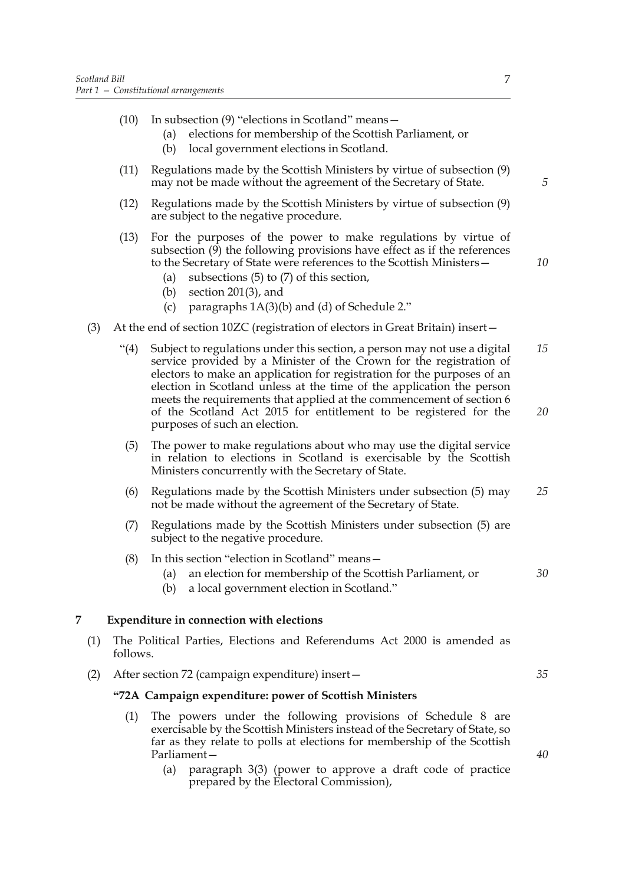(10) In subsection (9) "elections in Scotland" means—

  (a) elections for membership of the Scottish Parliament, or

  (b) local government elections in Scotland.

(11) Regulations made by the Scottish Ministers by virtue of subsection (9) may not be made without the agreement of the Secretary of State.

(12) Regulations made by the Scottish Ministers by virtue of subsection (9) are subject to the negative procedure.

(13) For the purposes of the power to make regulations by virtue of subsection (9) the following provisions have effect as if the references to the Secretary of State were references to the Scottish Ministers—

  (a) subsections (5) to (7) of this section,

  (b) section 201(3), and

  (c) paragraphs 1A(3)(b) and (d) of Schedule 2."

(3) At the end of section 10ZC (registration of electors in Great Britain) insert—

"(4) Subject to regulations under this section, a person may not use a digital service provided by a Minister of the Crown for the registration of electors to make an application for registration for the purposes of an election in Scotland unless at the time of the application the person meets the requirements that applied at the commencement of section 6 of the Scotland Act 2015 for entitlement to be registered for the purposes of such an election.

(5) The power to make regulations about who may use the digital service in relation to elections in Scotland is exercisable by the Scottish Ministers concurrently with the Secretary of State.

(6) Regulations made by the Scottish Ministers under subsection (5) may not be made without the agreement of the Secretary of State.

(7) Regulations made by the Scottish Ministers under subsection (5) are subject to the negative procedure.

(8) In this section "election in Scotland" means—

  (a) an election for membership of the Scottish Parliament, or

  (b) a local government election in Scotland."

**7 Expenditure in connection with elections**

(1) The Political Parties, Elections and Referendums Act 2000 is amended as follows.

(2) After section 72 (campaign expenditure) insert—

**"72A Campaign expenditure: power of Scottish Ministers**

(1) The powers under the following provisions of Schedule 8 are exercisable by the Scottish Ministers instead of the Secretary of State, so far as they relate to polls at elections for membership of the Scottish Parliament—

  (a) paragraph 3(3) (power to approve a draft code of practice prepared by the Electoral Commission),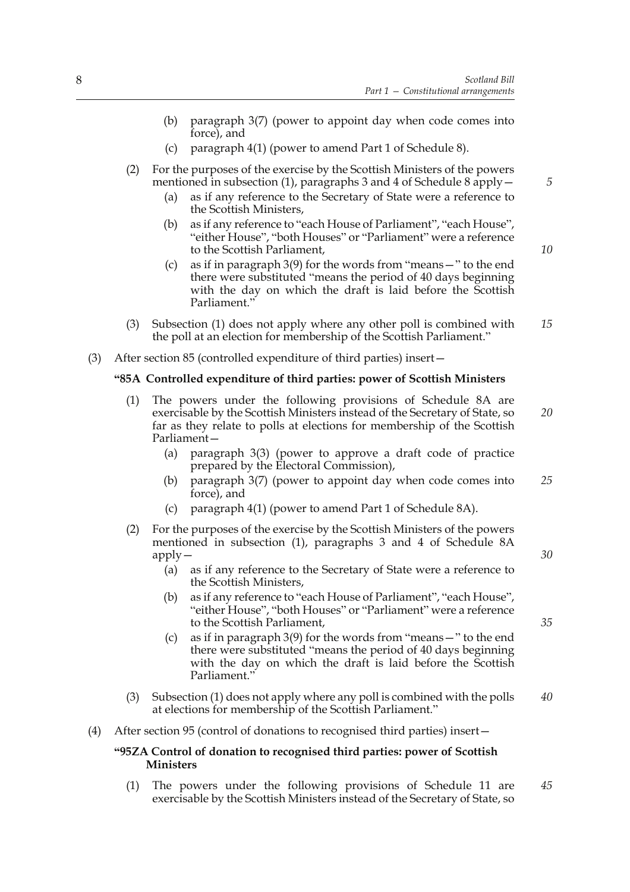(b) paragraph 3(7) (power to appoint day when code comes into force), and

(c) paragraph 4(1) (power to amend Part 1 of Schedule 8).

(2) For the purposes of the exercise by the Scottish Ministers of the powers mentioned in subsection (1), paragraphs 3 and 4 of Schedule 8 apply—

(a) as if any reference to the Secretary of State were a reference to the Scottish Ministers,

(b) as if any reference to "each House of Parliament", "each House", "either House", "both Houses" or "Parliament" were a reference to the Scottish Parliament,

(c) as if in paragraph 3(9) for the words from "means—" to the end there were substituted "means the period of 40 days beginning with the day on which the draft is laid before the Scottish Parliament."

(3) Subsection (1) does not apply where any other poll is combined with the poll at an election for membership of the Scottish Parliament."

(3) After section 85 (controlled expenditure of third parties) insert—

**"85A Controlled expenditure of third parties: power of Scottish Ministers**

(1) The powers under the following provisions of Schedule 8A are exercisable by the Scottish Ministers instead of the Secretary of State, so far as they relate to polls at elections for membership of the Scottish Parliament—

(a) paragraph 3(3) (power to approve a draft code of practice prepared by the Electoral Commission),

(b) paragraph 3(7) (power to appoint day when code comes into force), and

(c) paragraph 4(1) (power to amend Part 1 of Schedule 8A).

(2) For the purposes of the exercise by the Scottish Ministers of the powers mentioned in subsection (1), paragraphs 3 and 4 of Schedule 8A apply—

(a) as if any reference to the Secretary of State were a reference to the Scottish Ministers,

(b) as if any reference to "each House of Parliament", "each House", "either House", "both Houses" or "Parliament" were a reference to the Scottish Parliament,

(c) as if in paragraph 3(9) for the words from "means—" to the end there were substituted "means the period of 40 days beginning with the day on which the draft is laid before the Scottish Parliament."

(3) Subsection (1) does not apply where any poll is combined with the polls at elections for membership of the Scottish Parliament."

(4) After section 95 (control of donations to recognised third parties) insert—

**"95ZA Control of donation to recognised third parties: power of Scottish Ministers**

(1) The powers under the following provisions of Schedule 11 are exercisable by the Scottish Ministers instead of the Secretary of State, so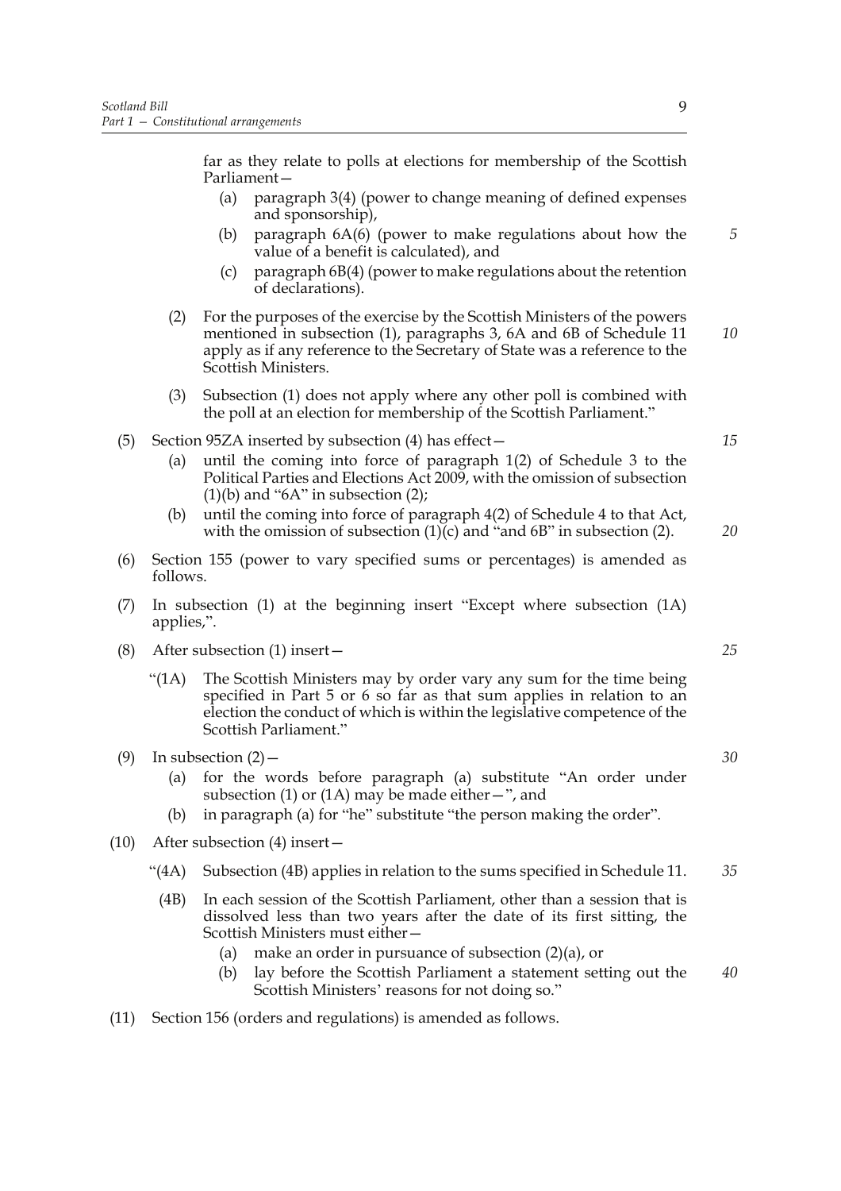far as they relate to polls at elections for membership of the Scottish Parliament—

(a) paragraph 3(4) (power to change meaning of defined expenses and sponsorship),

(b) paragraph 6A(6) (power to make regulations about how the value of a benefit is calculated), and

(c) paragraph 6B(4) (power to make regulations about the retention of declarations).

(2) For the purposes of the exercise by the Scottish Ministers of the powers mentioned in subsection (1), paragraphs 3, 6A and 6B of Schedule 11 apply as if any reference to the Secretary of State was a reference to the Scottish Ministers.

(3) Subsection (1) does not apply where any other poll is combined with the poll at an election for membership of the Scottish Parliament."

(5) Section 95ZA inserted by subsection (4) has effect—

(a) until the coming into force of paragraph 1(2) of Schedule 3 to the Political Parties and Elections Act 2009, with the omission of subsection (1)(b) and "6A" in subsection (2);

(b) until the coming into force of paragraph 4(2) of Schedule 4 to that Act, with the omission of subsection (1)(c) and "and 6B" in subsection (2).

(6) Section 155 (power to vary specified sums or percentages) is amended as follows.

(7) In subsection (1) at the beginning insert "Except where subsection (1A) applies,".

(8) After subsection (1) insert—

"(1A) The Scottish Ministers may by order vary any sum for the time being specified in Part 5 or 6 so far as that sum applies in relation to an election the conduct of which is within the legislative competence of the Scottish Parliament."

(9) In subsection (2)—

(a) for the words before paragraph (a) substitute "An order under subsection (1) or (1A) may be made either—", and

(b) in paragraph (a) for "he" substitute "the person making the order".

(10) After subsection (4) insert—

"(4A) Subsection (4B) applies in relation to the sums specified in Schedule 11.

(4B) In each session of the Scottish Parliament, other than a session that is dissolved less than two years after the date of its first sitting, the Scottish Ministers must either—

(a) make an order in pursuance of subsection (2)(a), or

(b) lay before the Scottish Parliament a statement setting out the Scottish Ministers' reasons for not doing so."

(11) Section 156 (orders and regulations) is amended as follows.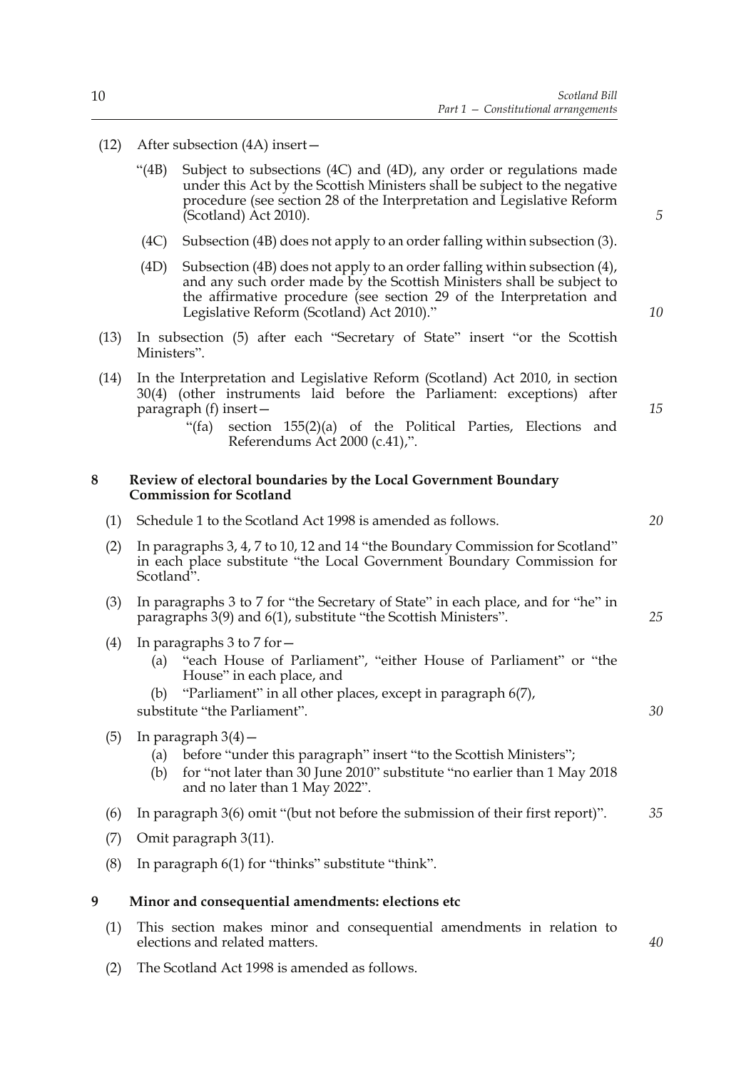(12) After subsection (4A) insert—

> "(4B) Subject to subsections (4C) and (4D), any order or regulations made under this Act by the Scottish Ministers shall be subject to the negative procedure (see section 28 of the Interpretation and Legislative Reform (Scotland) Act 2010).
>
> (4C) Subsection (4B) does not apply to an order falling within subsection (3).
>
> (4D) Subsection (4B) does not apply to an order falling within subsection (4), and any such order made by the Scottish Ministers shall be subject to the affirmative procedure (see section 29 of the Interpretation and Legislative Reform (Scotland) Act 2010)."

(13) In subsection (5) after each "Secretary of State" insert "or the Scottish Ministers".

(14) In the Interpretation and Legislative Reform (Scotland) Act 2010, in section 30(4) (other instruments laid before the Parliament: exceptions) after paragraph (f) insert—

> "(fa) section 155(2)(a) of the Political Parties, Elections and Referendums Act 2000 (c.41),".

### 8 Review of electoral boundaries by the Local Government Boundary Commission for Scotland

(1) Schedule 1 to the Scotland Act 1998 is amended as follows.

(2) In paragraphs 3, 4, 7 to 10, 12 and 14 "the Boundary Commission for Scotland" in each place substitute "the Local Government Boundary Commission for Scotland".

(3) In paragraphs 3 to 7 for "the Secretary of State" in each place, and for "he" in paragraphs 3(9) and 6(1), substitute "the Scottish Ministers".

(4) In paragraphs 3 to 7 for—

- (a) "each House of Parliament", "either House of Parliament" or "the House" in each place, and
- (b) "Parliament" in all other places, except in paragraph 6(7),

substitute "the Parliament".

(5) In paragraph 3(4)—

- (a) before "under this paragraph" insert "to the Scottish Ministers";
- (b) for "not later than 30 June 2010" substitute "no earlier than 1 May 2018 and no later than 1 May 2022".

(6) In paragraph 3(6) omit "(but not before the submission of their first report)".

(7) Omit paragraph 3(11).

(8) In paragraph 6(1) for "thinks" substitute "think".

### 9 Minor and consequential amendments: elections etc

(1) This section makes minor and consequential amendments in relation to elections and related matters.

(2) The Scotland Act 1998 is amended as follows.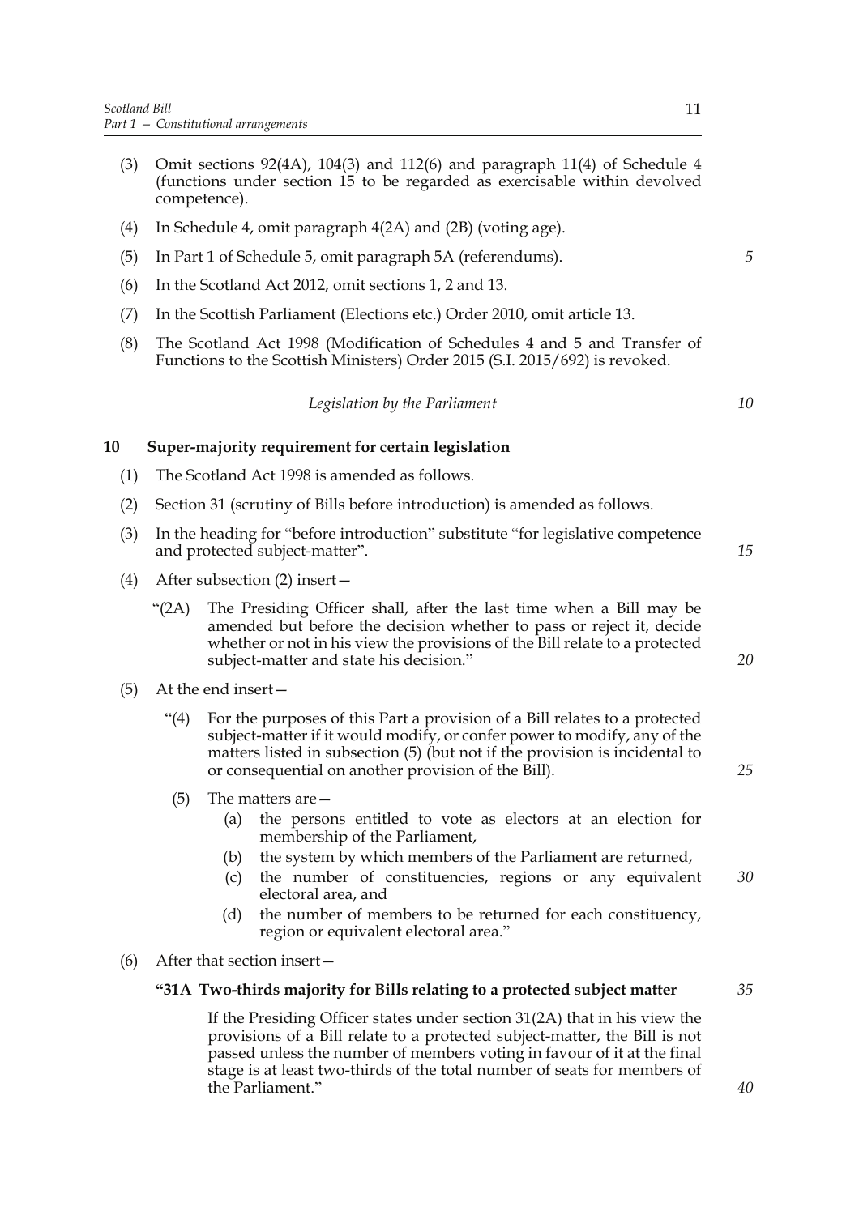(3) Omit sections 92(4A), 104(3) and 112(6) and paragraph 11(4) of Schedule 4 (functions under section 15 to be regarded as exercisable within devolved competence).

(4) In Schedule 4, omit paragraph 4(2A) and (2B) (voting age).

(5) In Part 1 of Schedule 5, omit paragraph 5A (referendums).

(6) In the Scotland Act 2012, omit sections 1, 2 and 13.

(7) In the Scottish Parliament (Elections etc.) Order 2010, omit article 13.

(8) The Scotland Act 1998 (Modification of Schedules 4 and 5 and Transfer of Functions to the Scottish Ministers) Order 2015 (S.I. 2015/692) is revoked.

*Legislation by the Parliament*

**10 Super-majority requirement for certain legislation**

(1) The Scotland Act 1998 is amended as follows.

(2) Section 31 (scrutiny of Bills before introduction) is amended as follows.

(3) In the heading for "before introduction" substitute "for legislative competence and protected subject-matter".

(4) After subsection (2) insert—

"(2A) The Presiding Officer shall, after the last time when a Bill may be amended but before the decision whether to pass or reject it, decide whether or not in his view the provisions of the Bill relate to a protected subject-matter and state his decision."

(5) At the end insert—

"(4) For the purposes of this Part a provision of a Bill relates to a protected subject-matter if it would modify, or confer power to modify, any of the matters listed in subsection (5) (but not if the provision is incidental to or consequential on another provision of the Bill).

(5) The matters are—

(a) the persons entitled to vote as electors at an election for membership of the Parliament,

(b) the system by which members of the Parliament are returned,

(c) the number of constituencies, regions or any equivalent electoral area, and

(d) the number of members to be returned for each constituency, region or equivalent electoral area."

(6) After that section insert—

**"31A Two-thirds majority for Bills relating to a protected subject matter**

If the Presiding Officer states under section 31(2A) that in his view the provisions of a Bill relate to a protected subject-matter, the Bill is not passed unless the number of members voting in favour of it at the final stage is at least two-thirds of the total number of seats for members of the Parliament."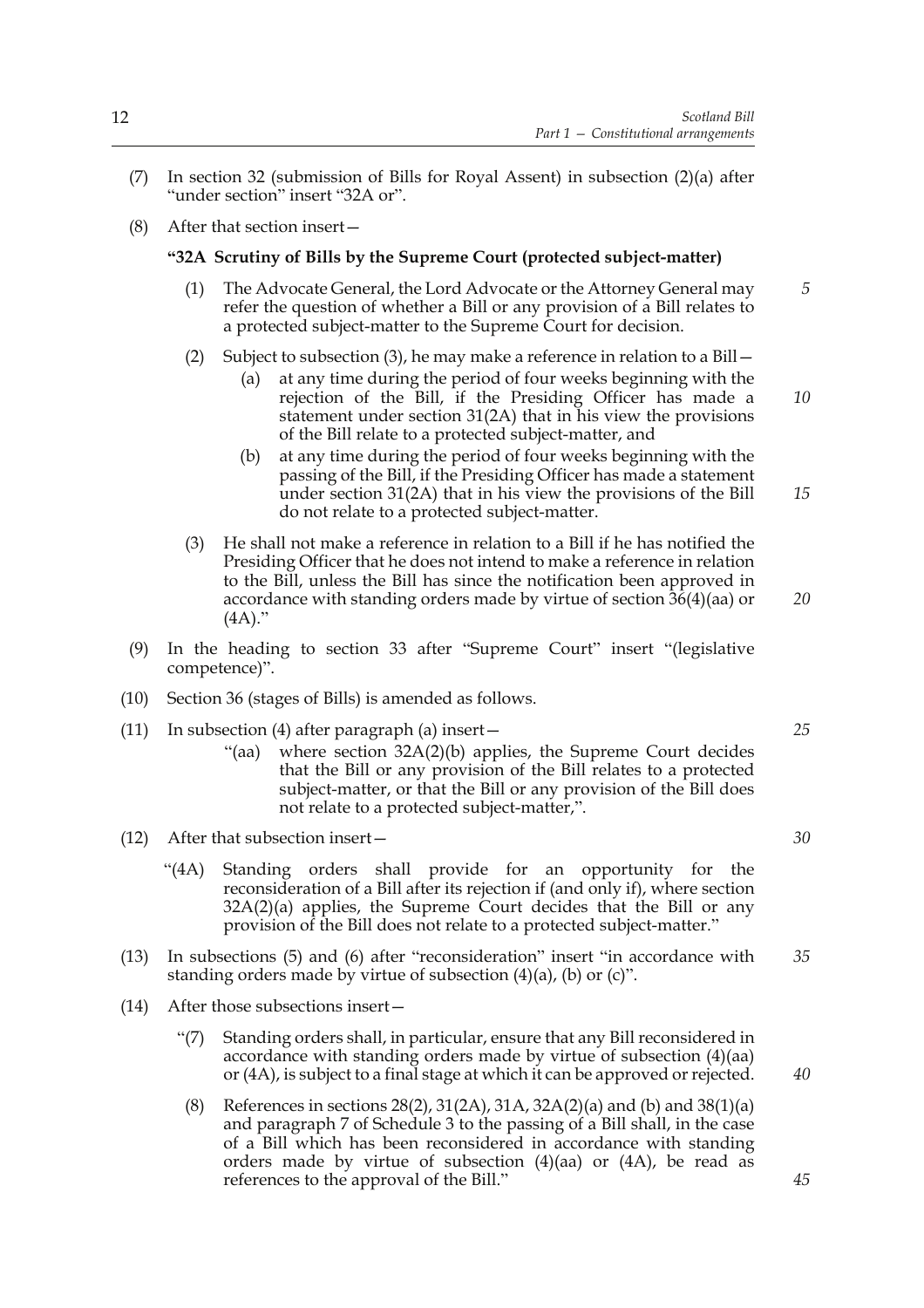(7) In section 32 (submission of Bills for Royal Assent) in subsection (2)(a) after "under section" insert "32A or".

(8) After that section insert—

**"32A Scrutiny of Bills by the Supreme Court (protected subject-matter)**

(1) The Advocate General, the Lord Advocate or the Attorney General may refer the question of whether a Bill or any provision of a Bill relates to a protected subject-matter to the Supreme Court for decision.

(2) Subject to subsection (3), he may make a reference in relation to a Bill—

(a) at any time during the period of four weeks beginning with the rejection of the Bill, if the Presiding Officer has made a statement under section 31(2A) that in his view the provisions of the Bill relate to a protected subject-matter, and

(b) at any time during the period of four weeks beginning with the passing of the Bill, if the Presiding Officer has made a statement under section 31(2A) that in his view the provisions of the Bill do not relate to a protected subject-matter.

(3) He shall not make a reference in relation to a Bill if he has notified the Presiding Officer that he does not intend to make a reference in relation to the Bill, unless the Bill has since the notification been approved in accordance with standing orders made by virtue of section 36(4)(aa) or (4A)."

(9) In the heading to section 33 after "Supreme Court" insert "(legislative competence)".

(10) Section 36 (stages of Bills) is amended as follows.

(11) In subsection (4) after paragraph (a) insert—

"(aa) where section 32A(2)(b) applies, the Supreme Court decides that the Bill or any provision of the Bill relates to a protected subject-matter, or that the Bill or any provision of the Bill does not relate to a protected subject-matter,".

(12) After that subsection insert—

"(4A) Standing orders shall provide for an opportunity for the reconsideration of a Bill after its rejection if (and only if), where section 32A(2)(a) applies, the Supreme Court decides that the Bill or any provision of the Bill does not relate to a protected subject-matter."

(13) In subsections (5) and (6) after "reconsideration" insert "in accordance with standing orders made by virtue of subsection (4)(a), (b) or (c)".

(14) After those subsections insert—

"(7) Standing orders shall, in particular, ensure that any Bill reconsidered in accordance with standing orders made by virtue of subsection (4)(aa) or (4A), is subject to a final stage at which it can be approved or rejected.

(8) References in sections 28(2), 31(2A), 31A, 32A(2)(a) and (b) and 38(1)(a) and paragraph 7 of Schedule 3 to the passing of a Bill shall, in the case of a Bill which has been reconsidered in accordance with standing orders made by virtue of subsection (4)(aa) or (4A), be read as references to the approval of the Bill."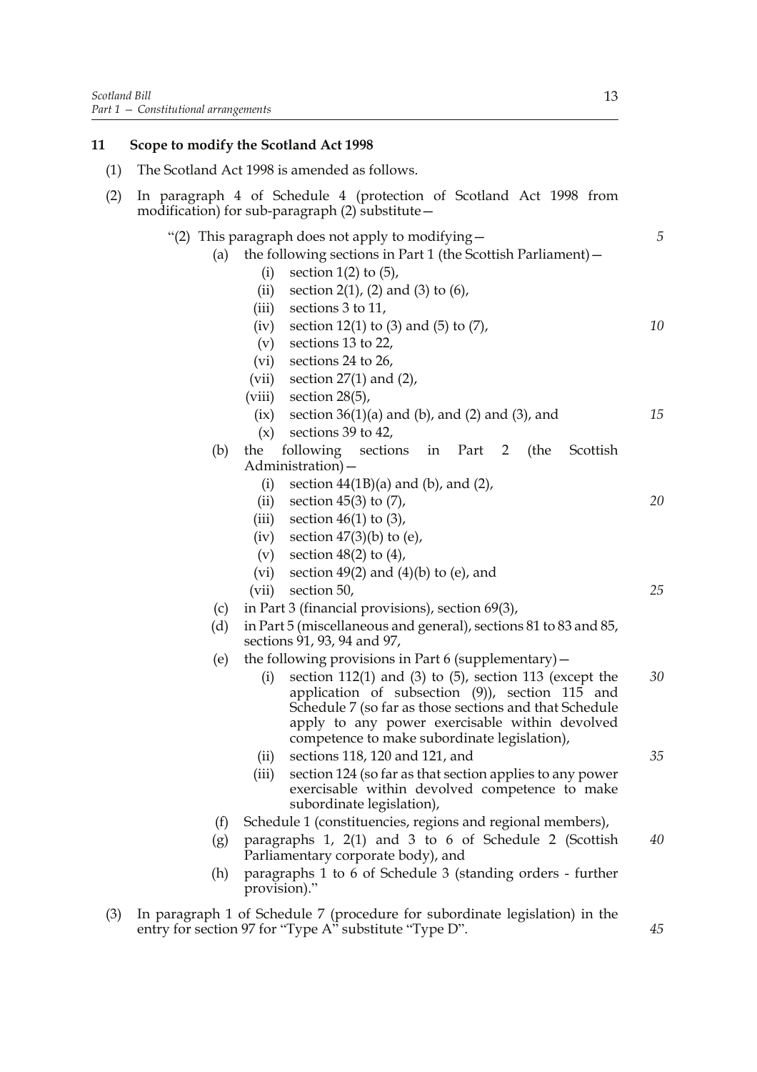### 11 Scope to modify the Scotland Act 1998

(1) The Scotland Act 1998 is amended as follows.

(2) In paragraph 4 of Schedule 4 (protection of Scotland Act 1998 from modification) for sub-paragraph (2) substitute—

"(2) This paragraph does not apply to modifying—

(a) the following sections in Part 1 (the Scottish Parliament)—

(i) section 1(2) to (5),

(ii) section 2(1), (2) and (3) to (6),

(iii) sections 3 to 11,

(iv) section 12(1) to (3) and (5) to (7),

(v) sections 13 to 22,

(vi) sections 24 to 26,

(vii) section 27(1) and (2),

(viii) section 28(5),

(ix) section 36(1)(a) and (b), and (2) and (3), and

(x) sections 39 to 42,

(b) the following sections in Part 2 (the Scottish Administration)—

(i) section 44(1B)(a) and (b), and (2),

(ii) section 45(3) to (7),

(iii) section 46(1) to (3),

(iv) section 47(3)(b) to (e),

(v) section 48(2) to (4),

(vi) section 49(2) and (4)(b) to (e), and

(vii) section 50,

(c) in Part 3 (financial provisions), section 69(3),

(d) in Part 5 (miscellaneous and general), sections 81 to 83 and 85, sections 91, 93, 94 and 97,

(e) the following provisions in Part 6 (supplementary)—

(i) section 112(1) and (3) to (5), section 113 (except the application of subsection (9)), section 115 and Schedule 7 (so far as those sections and that Schedule apply to any power exercisable within devolved competence to make subordinate legislation),

(ii) sections 118, 120 and 121, and

(iii) section 124 (so far as that section applies to any power exercisable within devolved competence to make subordinate legislation),

(f) Schedule 1 (constituencies, regions and regional members),

(g) paragraphs 1, 2(1) and 3 to 6 of Schedule 2 (Scottish Parliamentary corporate body), and

(h) paragraphs 1 to 6 of Schedule 3 (standing orders - further provision)."

(3) In paragraph 1 of Schedule 7 (procedure for subordinate legislation) in the entry for section 97 for "Type A" substitute "Type D".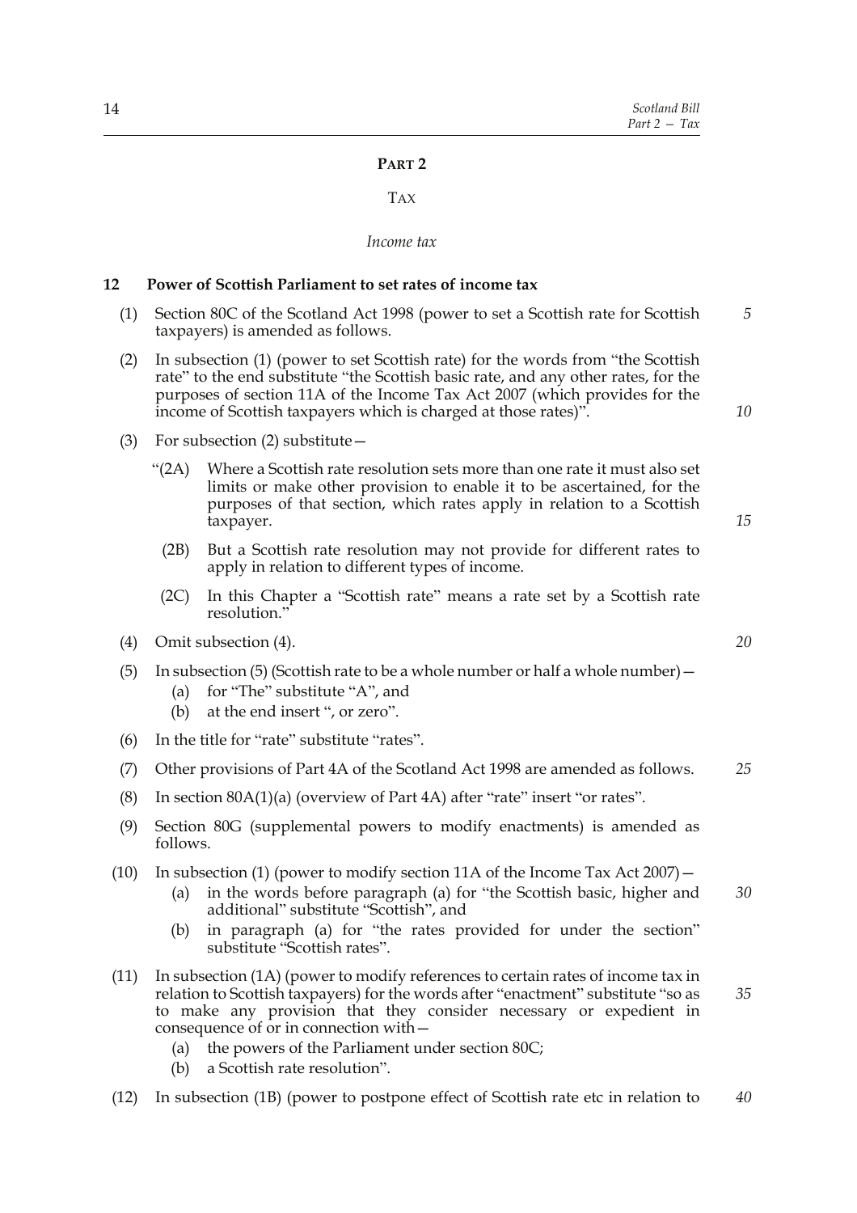# PART 2

## TAX

*Income tax*

### 12 Power of Scottish Parliament to set rates of income tax

(1) Section 80C of the Scotland Act 1998 (power to set a Scottish rate for Scottish taxpayers) is amended as follows.

(2) In subsection (1) (power to set Scottish rate) for the words from "the Scottish rate" to the end substitute "the Scottish basic rate, and any other rates, for the purposes of section 11A of the Income Tax Act 2007 (which provides for the income of Scottish taxpayers which is charged at those rates)".

(3) For subsection (2) substitute—

"(2A) Where a Scottish rate resolution sets more than one rate it must also set limits or make other provision to enable it to be ascertained, for the purposes of that section, which rates apply in relation to a Scottish taxpayer.

(2B) But a Scottish rate resolution may not provide for different rates to apply in relation to different types of income.

(2C) In this Chapter a "Scottish rate" means a rate set by a Scottish rate resolution."

(4) Omit subsection (4).

(5) In subsection (5) (Scottish rate to be a whole number or half a whole number)—
- (a) for "The" substitute "A", and
- (b) at the end insert ", or zero".

(6) In the title for "rate" substitute "rates".

(7) Other provisions of Part 4A of the Scotland Act 1998 are amended as follows.

(8) In section 80A(1)(a) (overview of Part 4A) after "rate" insert "or rates".

(9) Section 80G (supplemental powers to modify enactments) is amended as follows.

(10) In subsection (1) (power to modify section 11A of the Income Tax Act 2007)—
- (a) in the words before paragraph (a) for "the Scottish basic, higher and additional" substitute "Scottish", and
- (b) in paragraph (a) for "the rates provided for under the section" substitute "Scottish rates".

(11) In subsection (1A) (power to modify references to certain rates of income tax in relation to Scottish taxpayers) for the words after "enactment" substitute "so as to make any provision that they consider necessary or expedient in consequence of or in connection with—
- (a) the powers of the Parliament under section 80C;
- (b) a Scottish rate resolution".

(12) In subsection (1B) (power to postpone effect of Scottish rate etc in relation to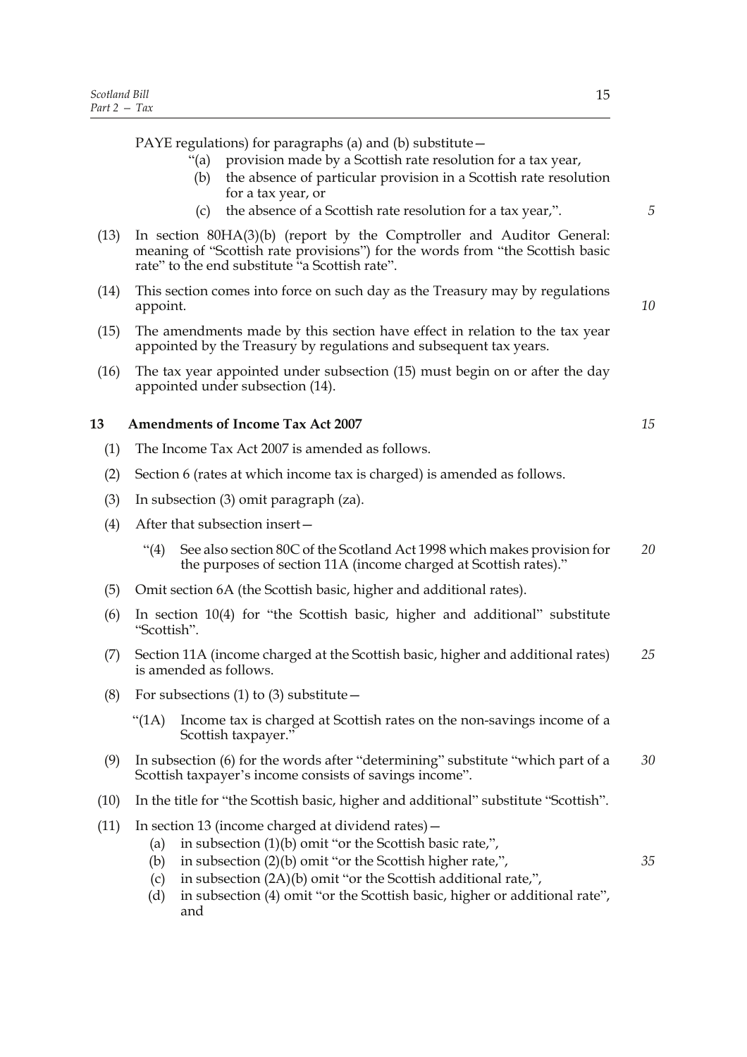PAYE regulations) for paragraphs (a) and (b) substitute—

"(a) provision made by a Scottish rate resolution for a tax year,

(b) the absence of particular provision in a Scottish rate resolution for a tax year, or

(c) the absence of a Scottish rate resolution for a tax year,".

(13) In section 80HA(3)(b) (report by the Comptroller and Auditor General: meaning of "Scottish rate provisions") for the words from "the Scottish basic rate" to the end substitute "a Scottish rate".

(14) This section comes into force on such day as the Treasury may by regulations appoint.

(15) The amendments made by this section have effect in relation to the tax year appointed by the Treasury by regulations and subsequent tax years.

(16) The tax year appointed under subsection (15) must begin on or after the day appointed under subsection (14).

## 13 Amendments of Income Tax Act 2007

(1) The Income Tax Act 2007 is amended as follows.

(2) Section 6 (rates at which income tax is charged) is amended as follows.

(3) In subsection (3) omit paragraph (za).

(4) After that subsection insert—

"(4) See also section 80C of the Scotland Act 1998 which makes provision for the purposes of section 11A (income charged at Scottish rates)."

(5) Omit section 6A (the Scottish basic, higher and additional rates).

(6) In section 10(4) for "the Scottish basic, higher and additional" substitute "Scottish".

(7) Section 11A (income charged at the Scottish basic, higher and additional rates) is amended as follows.

(8) For subsections (1) to (3) substitute—

"(1A) Income tax is charged at Scottish rates on the non-savings income of a Scottish taxpayer."

(9) In subsection (6) for the words after "determining" substitute "which part of a Scottish taxpayer's income consists of savings income".

(10) In the title for "the Scottish basic, higher and additional" substitute "Scottish".

(11) In section 13 (income charged at dividend rates)—

(a) in subsection (1)(b) omit "or the Scottish basic rate,",

(b) in subsection (2)(b) omit "or the Scottish higher rate,",

(c) in subsection (2A)(b) omit "or the Scottish additional rate,",

(d) in subsection (4) omit "or the Scottish basic, higher or additional rate", and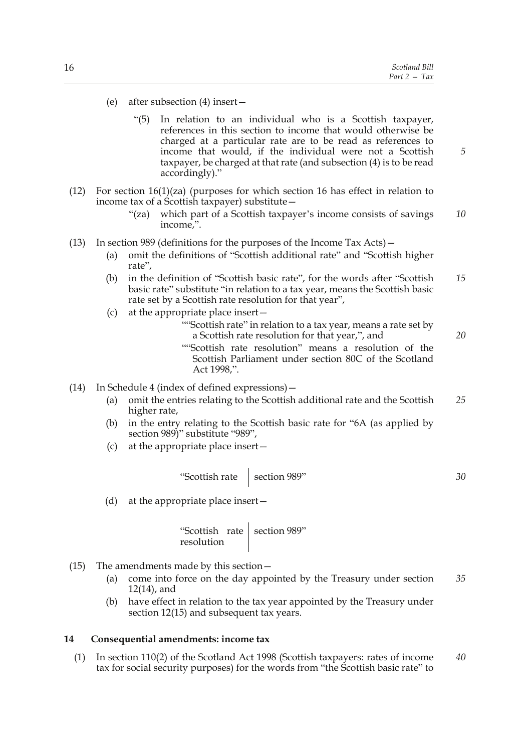(e) after subsection (4) insert—

"(5) In relation to an individual who is a Scottish taxpayer, references in this section to income that would otherwise be charged at a particular rate are to be read as references to income that would, if the individual were not a Scottish taxpayer, be charged at that rate (and subsection (4) is to be read accordingly)."

(12) For section 16(1)(za) (purposes for which section 16 has effect in relation to income tax of a Scottish taxpayer) substitute—

"(za) which part of a Scottish taxpayer's income consists of savings income,".

(13) In section 989 (definitions for the purposes of the Income Tax Acts)—

(a) omit the definitions of "Scottish additional rate" and "Scottish higher rate",

(b) in the definition of "Scottish basic rate", for the words after "Scottish basic rate" substitute "in relation to a tax year, means the Scottish basic rate set by a Scottish rate resolution for that year",

(c) at the appropriate place insert—

""Scottish rate" in relation to a tax year, means a rate set by a Scottish rate resolution for that year,", and

""Scottish rate resolution" means a resolution of the Scottish Parliament under section 80C of the Scotland Act 1998,".

(14) In Schedule 4 (index of defined expressions)—

(a) omit the entries relating to the Scottish additional rate and the Scottish higher rate,

(b) in the entry relating to the Scottish basic rate for "6A (as applied by section 989)" substitute "989",

(c) at the appropriate place insert—

| "Scottish rate | section 989" |
|---|---|

(d) at the appropriate place insert—

| "Scottish rate resolution | section 989" |
|---|---|

(15) The amendments made by this section—

(a) come into force on the day appointed by the Treasury under section 12(14), and

(b) have effect in relation to the tax year appointed by the Treasury under section 12(15) and subsequent tax years.

## 14 Consequential amendments: income tax

(1) In section 110(2) of the Scotland Act 1998 (Scottish taxpayers: rates of income tax for social security purposes) for the words from "the Scottish basic rate" to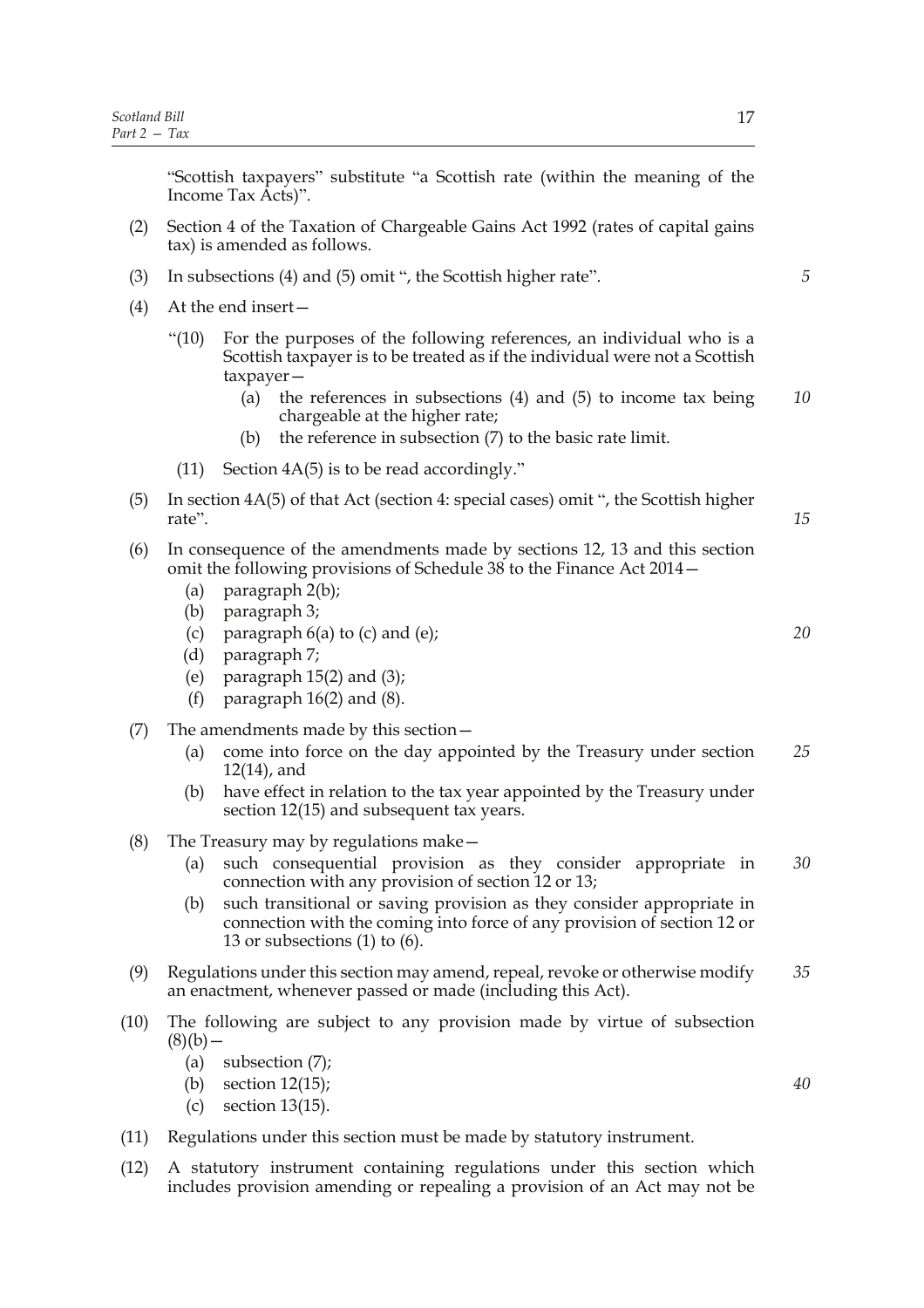"Scottish taxpayers" substitute "a Scottish rate (within the meaning of the Income Tax Acts)".

(2) Section 4 of the Taxation of Chargeable Gains Act 1992 (rates of capital gains tax) is amended as follows.

(3) In subsections (4) and (5) omit ", the Scottish higher rate".

(4) At the end insert—

"(10) For the purposes of the following references, an individual who is a Scottish taxpayer is to be treated as if the individual were not a Scottish taxpayer—

(a) the references in subsections (4) and (5) to income tax being chargeable at the higher rate;

(b) the reference in subsection (7) to the basic rate limit.

(11) Section 4A(5) is to be read accordingly."

(5) In section 4A(5) of that Act (section 4: special cases) omit ", the Scottish higher rate".

(6) In consequence of the amendments made by sections 12, 13 and this section omit the following provisions of Schedule 38 to the Finance Act 2014—

(a) paragraph 2(b);

(b) paragraph 3;

(c) paragraph 6(a) to (c) and (e);

(d) paragraph 7;

(e) paragraph 15(2) and (3);

(f) paragraph 16(2) and (8).

(7) The amendments made by this section—

(a) come into force on the day appointed by the Treasury under section 12(14), and

(b) have effect in relation to the tax year appointed by the Treasury under section 12(15) and subsequent tax years.

(8) The Treasury may by regulations make—

(a) such consequential provision as they consider appropriate in connection with any provision of section 12 or 13;

(b) such transitional or saving provision as they consider appropriate in connection with the coming into force of any provision of section 12 or 13 or subsections (1) to (6).

(9) Regulations under this section may amend, repeal, revoke or otherwise modify an enactment, whenever passed or made (including this Act).

(10) The following are subject to any provision made by virtue of subsection (8)(b)—

(a) subsection (7);

(b) section 12(15);

(c) section 13(15).

(11) Regulations under this section must be made by statutory instrument.

(12) A statutory instrument containing regulations under this section which includes provision amending or repealing a provision of an Act may not be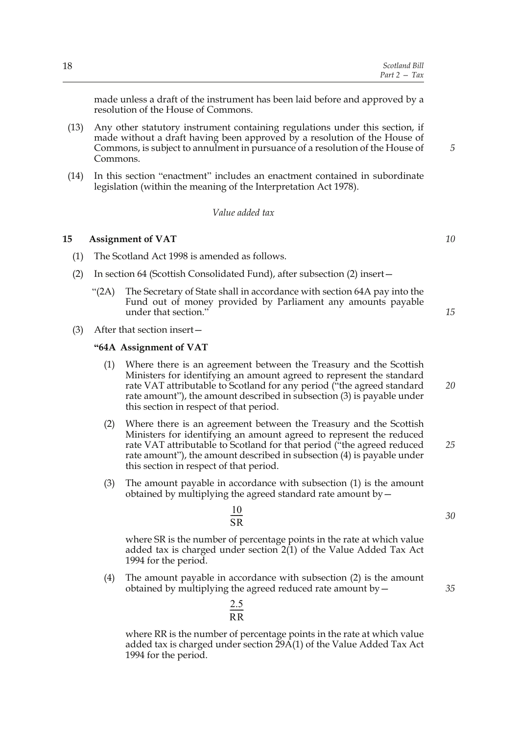made unless a draft of the instrument has been laid before and approved by a resolution of the House of Commons.

(13) Any other statutory instrument containing regulations under this section, if made without a draft having been approved by a resolution of the House of Commons, is subject to annulment in pursuance of a resolution of the House of Commons.

(14) In this section "enactment" includes an enactment contained in subordinate legislation (within the meaning of the Interpretation Act 1978).

*Value added tax*

### 15 Assignment of VAT

(1) The Scotland Act 1998 is amended as follows.

(2) In section 64 (Scottish Consolidated Fund), after subsection (2) insert—

"(2A) The Secretary of State shall in accordance with section 64A pay into the Fund out of money provided by Parliament any amounts payable under that section."

(3) After that section insert—

**"64A Assignment of VAT**

(1) Where there is an agreement between the Treasury and the Scottish Ministers for identifying an amount agreed to represent the standard rate VAT attributable to Scotland for any period ("the agreed standard rate amount"), the amount described in subsection (3) is payable under this section in respect of that period.

(2) Where there is an agreement between the Treasury and the Scottish Ministers for identifying an amount agreed to represent the reduced rate VAT attributable to Scotland for that period ("the agreed reduced rate amount"), the amount described in subsection (4) is payable under this section in respect of that period.

(3) The amount payable in accordance with subsection (1) is the amount obtained by multiplying the agreed standard rate amount by—

$$\frac{10}{SR}$$

where SR is the number of percentage points in the rate at which value added tax is charged under section 2(1) of the Value Added Tax Act 1994 for the period.

(4) The amount payable in accordance with subsection (2) is the amount obtained by multiplying the agreed reduced rate amount by—

$$\frac{2.5}{RR}$$

where RR is the number of percentage points in the rate at which value added tax is charged under section 29A(1) of the Value Added Tax Act 1994 for the period.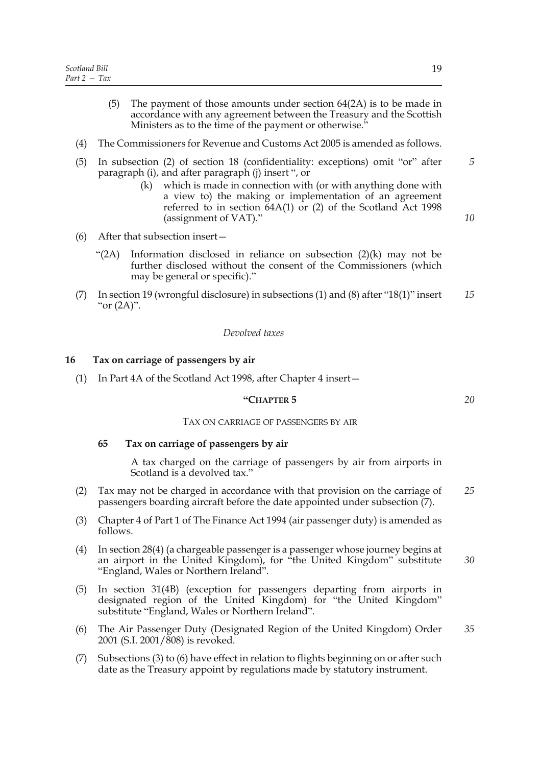(5) The payment of those amounts under section 64(2A) is to be made in accordance with any agreement between the Treasury and the Scottish Ministers as to the time of the payment or otherwise."

(4) The Commissioners for Revenue and Customs Act 2005 is amended as follows.

(5) In subsection (2) of section 18 (confidentiality: exceptions) omit "or" after paragraph (i), and after paragraph (j) insert ", or

(k) which is made in connection with (or with anything done with a view to) the making or implementation of an agreement referred to in section 64A(1) or (2) of the Scotland Act 1998 (assignment of VAT)."

(6) After that subsection insert—

"(2A) Information disclosed in reliance on subsection (2)(k) may not be further disclosed without the consent of the Commissioners (which may be general or specific)."

(7) In section 19 (wrongful disclosure) in subsections (1) and (8) after "18(1)" insert "or (2A)".

*Devolved taxes*

## 16 Tax on carriage of passengers by air

(1) In Part 4A of the Scotland Act 1998, after Chapter 4 insert—

"CHAPTER 5

TAX ON CARRIAGE OF PASSENGERS BY AIR

**65 Tax on carriage of passengers by air**

A tax charged on the carriage of passengers by air from airports in Scotland is a devolved tax."

(2) Tax may not be charged in accordance with that provision on the carriage of passengers boarding aircraft before the date appointed under subsection (7).

(3) Chapter 4 of Part 1 of The Finance Act 1994 (air passenger duty) is amended as follows.

(4) In section 28(4) (a chargeable passenger is a passenger whose journey begins at an airport in the United Kingdom), for "the United Kingdom" substitute "England, Wales or Northern Ireland".

(5) In section 31(4B) (exception for passengers departing from airports in designated region of the United Kingdom) for "the United Kingdom" substitute "England, Wales or Northern Ireland".

(6) The Air Passenger Duty (Designated Region of the United Kingdom) Order 2001 (S.I. 2001/808) is revoked.

(7) Subsections (3) to (6) have effect in relation to flights beginning on or after such date as the Treasury appoint by regulations made by statutory instrument.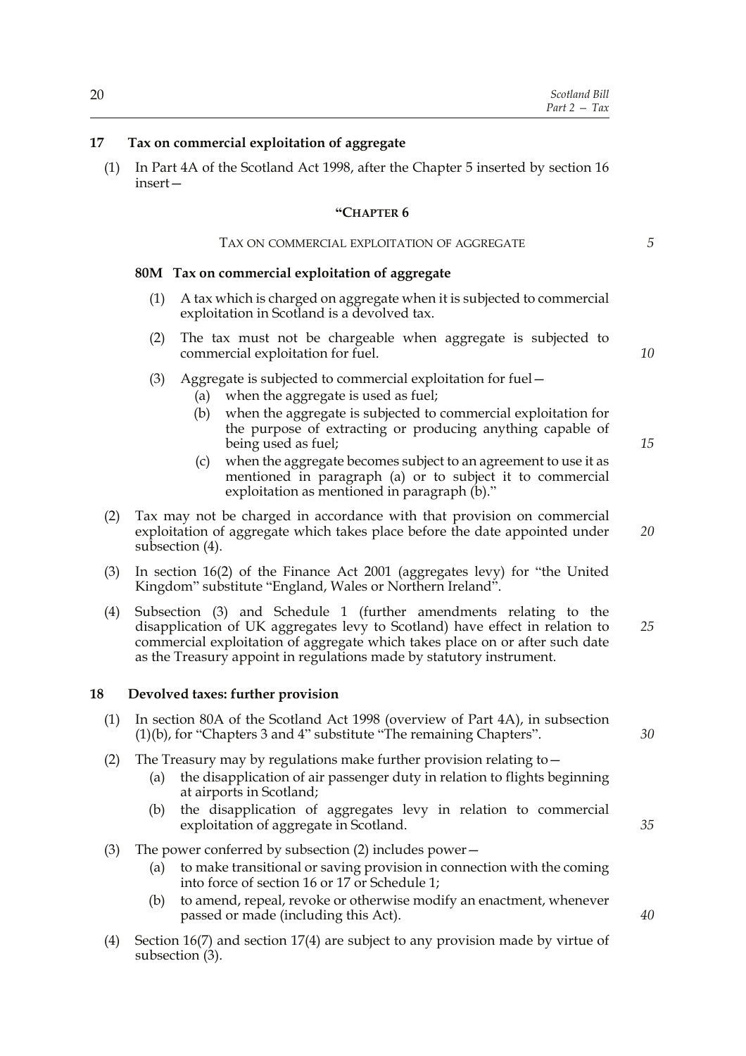## 17 Tax on commercial exploitation of aggregate

(1) In Part 4A of the Scotland Act 1998, after the Chapter 5 inserted by section 16 insert—

### "CHAPTER 6

TAX ON COMMERCIAL EXPLOITATION OF AGGREGATE

#### 80M Tax on commercial exploitation of aggregate

(1) A tax which is charged on aggregate when it is subjected to commercial exploitation in Scotland is a devolved tax.

(2) The tax must not be chargeable when aggregate is subjected to commercial exploitation for fuel.

(3) Aggregate is subjected to commercial exploitation for fuel—

(a) when the aggregate is used as fuel;

(b) when the aggregate is subjected to commercial exploitation for the purpose of extracting or producing anything capable of being used as fuel;

(c) when the aggregate becomes subject to an agreement to use it as mentioned in paragraph (a) or to subject it to commercial exploitation as mentioned in paragraph (b)."

(2) Tax may not be charged in accordance with that provision on commercial exploitation of aggregate which takes place before the date appointed under subsection (4).

(3) In section 16(2) of the Finance Act 2001 (aggregates levy) for "the United Kingdom" substitute "England, Wales or Northern Ireland".

(4) Subsection (3) and Schedule 1 (further amendments relating to the disapplication of UK aggregates levy to Scotland) have effect in relation to commercial exploitation of aggregate which takes place on or after such date as the Treasury appoint in regulations made by statutory instrument.

## 18 Devolved taxes: further provision

(1) In section 80A of the Scotland Act 1998 (overview of Part 4A), in subsection (1)(b), for "Chapters 3 and 4" substitute "The remaining Chapters".

(2) The Treasury may by regulations make further provision relating to—

(a) the disapplication of air passenger duty in relation to flights beginning at airports in Scotland;

(b) the disapplication of aggregates levy in relation to commercial exploitation of aggregate in Scotland.

(3) The power conferred by subsection (2) includes power—

(a) to make transitional or saving provision in connection with the coming into force of section 16 or 17 or Schedule 1;

(b) to amend, repeal, revoke or otherwise modify an enactment, whenever passed or made (including this Act).

(4) Section 16(7) and section 17(4) are subject to any provision made by virtue of subsection (3).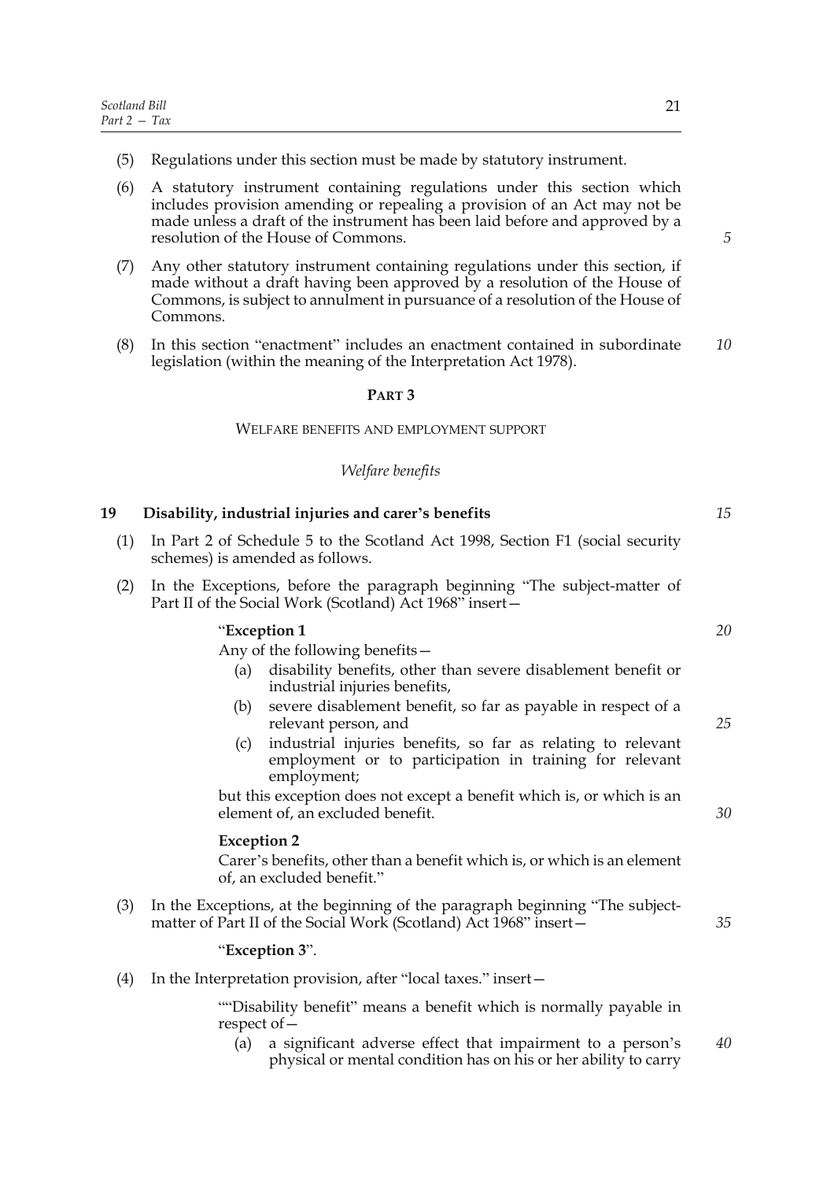(5) Regulations under this section must be made by statutory instrument.

(6) A statutory instrument containing regulations under this section which includes provision amending or repealing a provision of an Act may not be made unless a draft of the instrument has been laid before and approved by a resolution of the House of Commons.

(7) Any other statutory instrument containing regulations under this section, if made without a draft having been approved by a resolution of the House of Commons, is subject to annulment in pursuance of a resolution of the House of Commons.

(8) In this section "enactment" includes an enactment contained in subordinate legislation (within the meaning of the Interpretation Act 1978).

## PART 3

### WELFARE BENEFITS AND EMPLOYMENT SUPPORT

*Welfare benefits*

**19 Disability, industrial injuries and carer's benefits**

(1) In Part 2 of Schedule 5 to the Scotland Act 1998, Section F1 (social security schemes) is amended as follows.

(2) In the Exceptions, before the paragraph beginning "The subject-matter of Part II of the Social Work (Scotland) Act 1968" insert—

"**Exception 1**

Any of the following benefits—

(a) disability benefits, other than severe disablement benefit or industrial injuries benefits,

(b) severe disablement benefit, so far as payable in respect of a relevant person, and

(c) industrial injuries benefits, so far as relating to relevant employment or to participation in training for relevant employment;

but this exception does not except a benefit which is, or which is an element of, an excluded benefit.

**Exception 2**

Carer's benefits, other than a benefit which is, or which is an element of, an excluded benefit."

(3) In the Exceptions, at the beginning of the paragraph beginning "The subject-matter of Part II of the Social Work (Scotland) Act 1968" insert—

"**Exception 3**".

(4) In the Interpretation provision, after "local taxes." insert—

""Disability benefit" means a benefit which is normally payable in respect of—

(a) a significant adverse effect that impairment to a person's physical or mental condition has on his or her ability to carry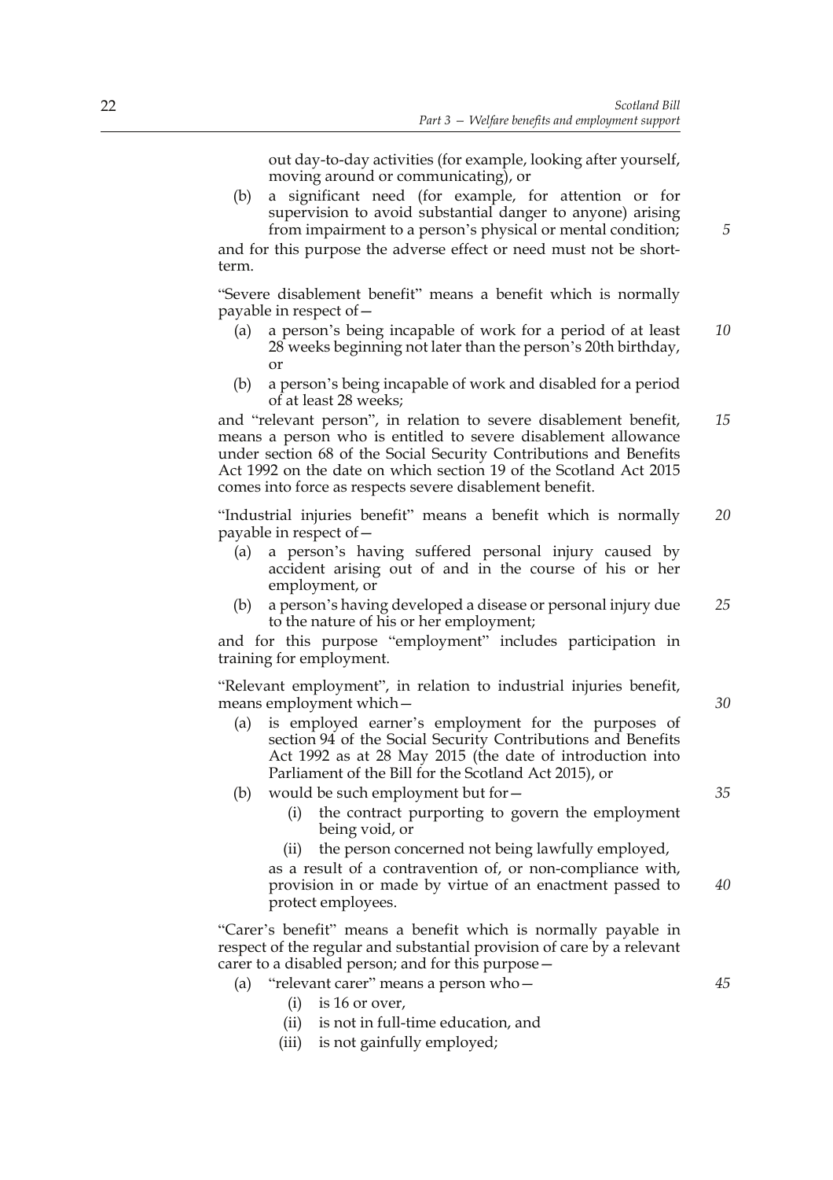out day-to-day activities (for example, looking after yourself, moving around or communicating), or

(b) a significant need (for example, for attention or for supervision to avoid substantial danger to anyone) arising from impairment to a person's physical or mental condition;

and for this purpose the adverse effect or need must not be short-term.

"Severe disablement benefit" means a benefit which is normally payable in respect of—

(a) a person's being incapable of work for a period of at least 28 weeks beginning not later than the person's 20th birthday, or

(b) a person's being incapable of work and disabled for a period of at least 28 weeks;

and "relevant person", in relation to severe disablement benefit, means a person who is entitled to severe disablement allowance under section 68 of the Social Security Contributions and Benefits Act 1992 on the date on which section 19 of the Scotland Act 2015 comes into force as respects severe disablement benefit.

"Industrial injuries benefit" means a benefit which is normally payable in respect of—

(a) a person's having suffered personal injury caused by accident arising out of and in the course of his or her employment, or

(b) a person's having developed a disease or personal injury due to the nature of his or her employment;

and for this purpose "employment" includes participation in training for employment.

"Relevant employment", in relation to industrial injuries benefit, means employment which—

(a) is employed earner's employment for the purposes of section 94 of the Social Security Contributions and Benefits Act 1992 as at 28 May 2015 (the date of introduction into Parliament of the Bill for the Scotland Act 2015), or

(b) would be such employment but for—

  (i) the contract purporting to govern the employment being void, or

  (ii) the person concerned not being lawfully employed,

as a result of a contravention of, or non-compliance with, provision in or made by virtue of an enactment passed to protect employees.

"Carer's benefit" means a benefit which is normally payable in respect of the regular and substantial provision of care by a relevant carer to a disabled person; and for this purpose—

(a) "relevant carer" means a person who—

  (i) is 16 or over,

  (ii) is not in full-time education, and

  (iii) is not gainfully employed;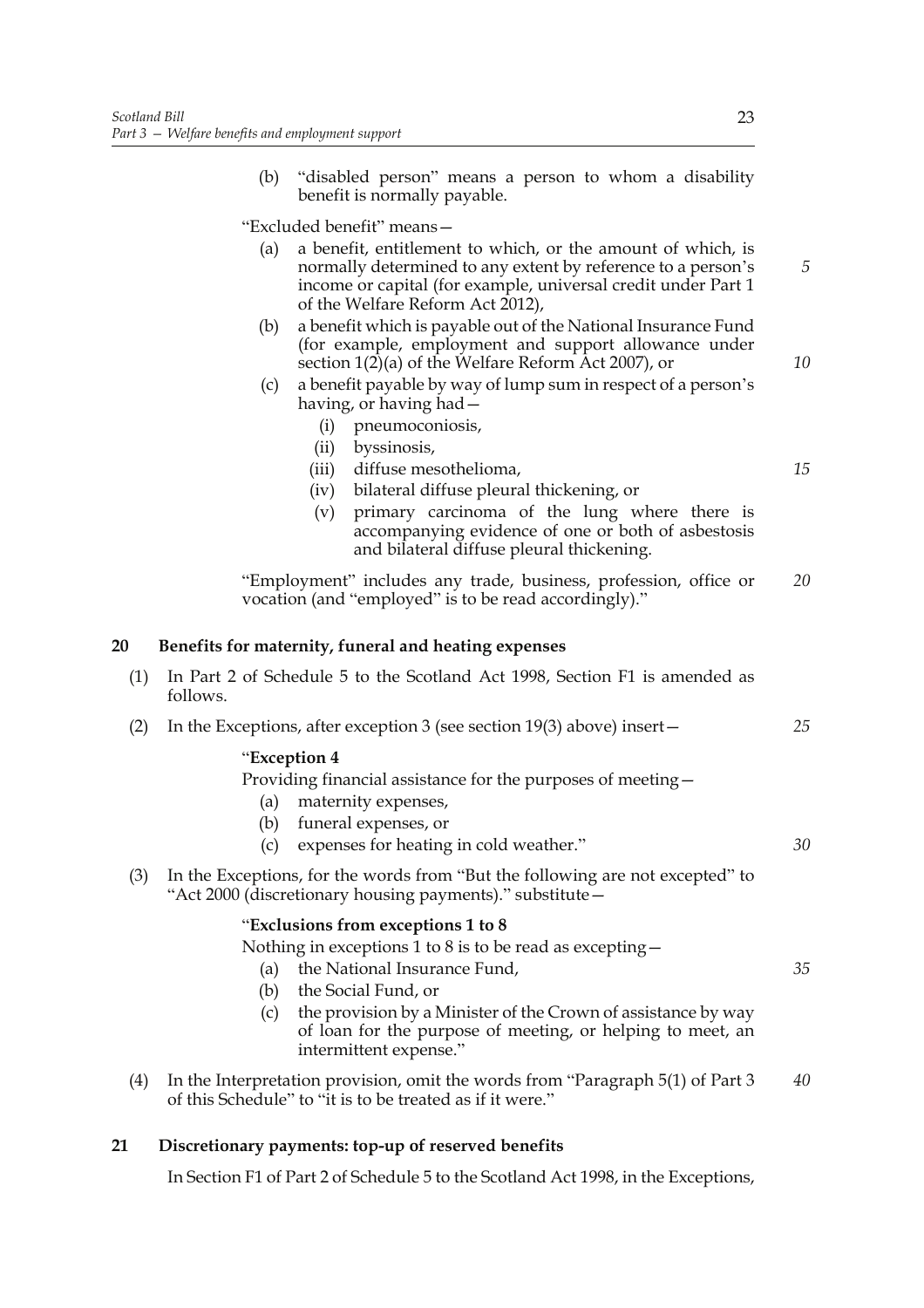(b) "disabled person" means a person to whom a disability benefit is normally payable.

"Excluded benefit" means—

(a) a benefit, entitlement to which, or the amount of which, is normally determined to any extent by reference to a person's income or capital (for example, universal credit under Part 1 of the Welfare Reform Act 2012),

(b) a benefit which is payable out of the National Insurance Fund (for example, employment and support allowance under section 1(2)(a) of the Welfare Reform Act 2007), or

(c) a benefit payable by way of lump sum in respect of a person's having, or having had—

(i) pneumoconiosis,

(ii) byssinosis,

(iii) diffuse mesothelioma,

(iv) bilateral diffuse pleural thickening, or

(v) primary carcinoma of the lung where there is accompanying evidence of one or both of asbestosis and bilateral diffuse pleural thickening.

"Employment" includes any trade, business, profession, office or vocation (and "employed" is to be read accordingly)."

## 20 Benefits for maternity, funeral and heating expenses

(1) In Part 2 of Schedule 5 to the Scotland Act 1998, Section F1 is amended as follows.

(2) In the Exceptions, after exception 3 (see section 19(3) above) insert—

"**Exception 4**

Providing financial assistance for the purposes of meeting—

(a) maternity expenses,

(b) funeral expenses, or

(c) expenses for heating in cold weather."

(3) In the Exceptions, for the words from "But the following are not excepted" to "Act 2000 (discretionary housing payments)." substitute—

"**Exclusions from exceptions 1 to 8**

Nothing in exceptions 1 to 8 is to be read as excepting—

(a) the National Insurance Fund,

(b) the Social Fund, or

(c) the provision by a Minister of the Crown of assistance by way of loan for the purpose of meeting, or helping to meet, an intermittent expense."

(4) In the Interpretation provision, omit the words from "Paragraph 5(1) of Part 3 of this Schedule" to "it is to be treated as if it were."

## 21 Discretionary payments: top-up of reserved benefits

In Section F1 of Part 2 of Schedule 5 to the Scotland Act 1998, in the Exceptions,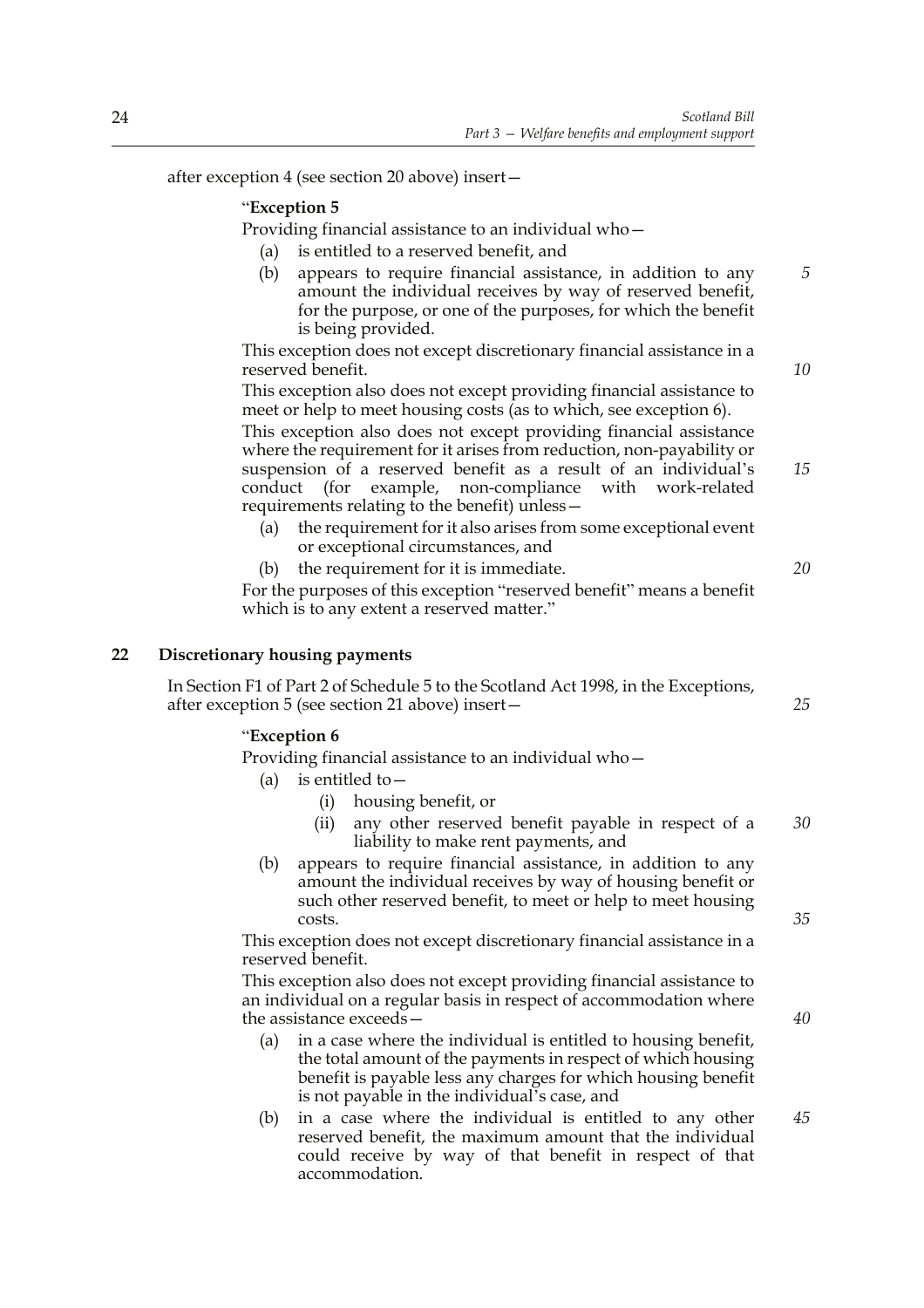after exception 4 (see section 20 above) insert—

"**Exception 5**

Providing financial assistance to an individual who—

(a) is entitled to a reserved benefit, and

(b) appears to require financial assistance, in addition to any amount the individual receives by way of reserved benefit, for the purpose, or one of the purposes, for which the benefit is being provided.

This exception does not except discretionary financial assistance in a reserved benefit.

This exception also does not except providing financial assistance to meet or help to meet housing costs (as to which, see exception 6).

This exception also does not except providing financial assistance where the requirement for it arises from reduction, non-payability or suspension of a reserved benefit as a result of an individual's conduct (for example, non-compliance with work-related requirements relating to the benefit) unless—

(a) the requirement for it also arises from some exceptional event or exceptional circumstances, and

(b) the requirement for it is immediate.

For the purposes of this exception "reserved benefit" means a benefit which is to any extent a reserved matter."

## 22 Discretionary housing payments

In Section F1 of Part 2 of Schedule 5 to the Scotland Act 1998, in the Exceptions, after exception 5 (see section 21 above) insert—

"**Exception 6**

Providing financial assistance to an individual who—

(a) is entitled to—

(i) housing benefit, or

(ii) any other reserved benefit payable in respect of a liability to make rent payments, and

(b) appears to require financial assistance, in addition to any amount the individual receives by way of housing benefit or such other reserved benefit, to meet or help to meet housing costs.

This exception does not except discretionary financial assistance in a reserved benefit.

This exception also does not except providing financial assistance to an individual on a regular basis in respect of accommodation where the assistance exceeds—

(a) in a case where the individual is entitled to housing benefit, the total amount of the payments in respect of which housing benefit is payable less any charges for which housing benefit is not payable in the individual's case, and

(b) in a case where the individual is entitled to any other reserved benefit, the maximum amount that the individual could receive by way of that benefit in respect of that accommodation.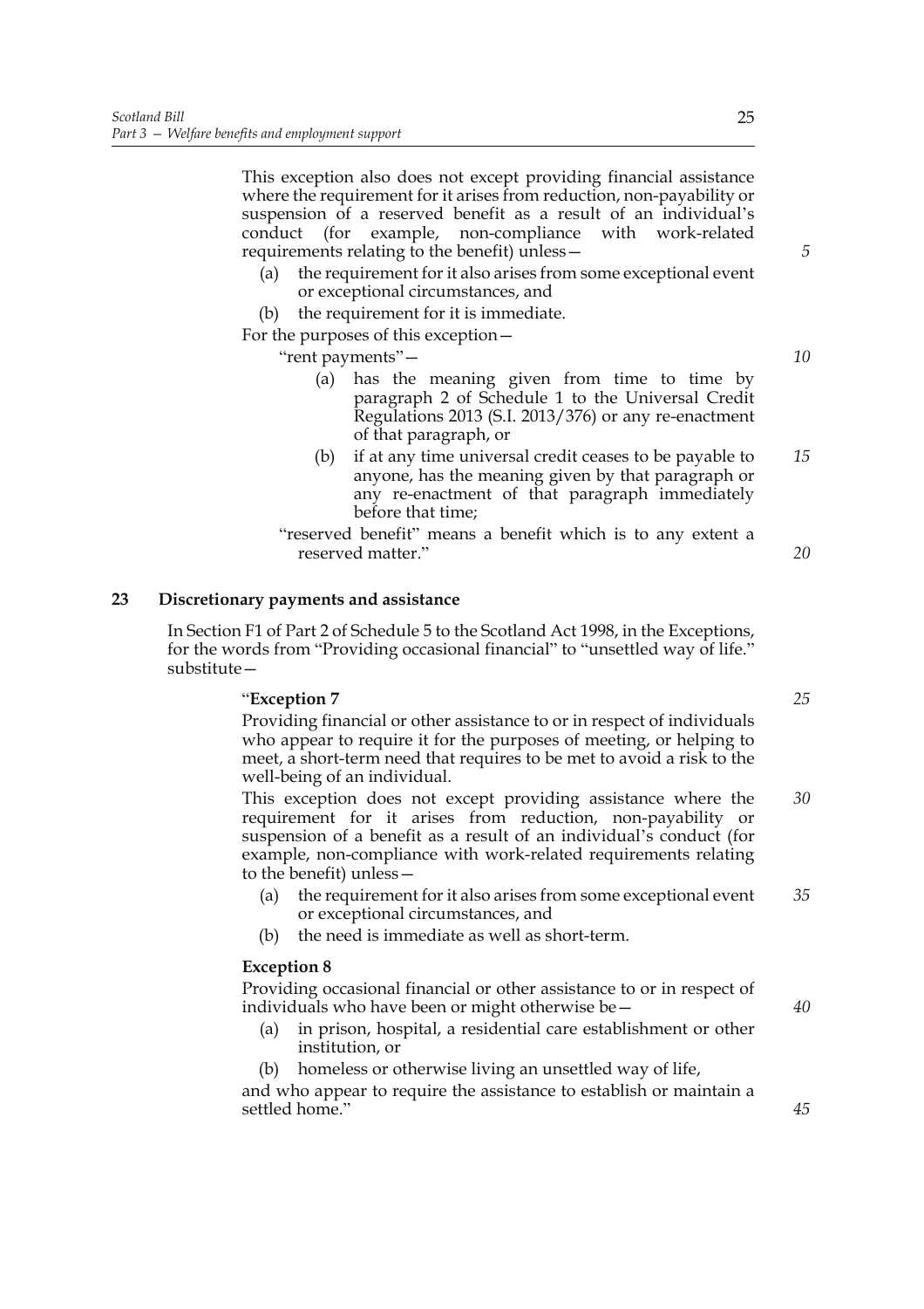This exception also does not except providing financial assistance where the requirement for it arises from reduction, non-payability or suspension of a reserved benefit as a result of an individual's conduct (for example, non-compliance with work-related requirements relating to the benefit) unless—

(a) the requirement for it also arises from some exceptional event or exceptional circumstances, and

(b) the requirement for it is immediate.

For the purposes of this exception—

"rent payments"—

(a) has the meaning given from time to time by paragraph 2 of Schedule 1 to the Universal Credit Regulations 2013 (S.I. 2013/376) or any re-enactment of that paragraph, or

(b) if at any time universal credit ceases to be payable to anyone, has the meaning given by that paragraph or any re-enactment of that paragraph immediately before that time;

"reserved benefit" means a benefit which is to any extent a reserved matter."

## 23 Discretionary payments and assistance

In Section F1 of Part 2 of Schedule 5 to the Scotland Act 1998, in the Exceptions, for the words from "Providing occasional financial" to "unsettled way of life." substitute—

"**Exception 7**

Providing financial or other assistance to or in respect of individuals who appear to require it for the purposes of meeting, or helping to meet, a short-term need that requires to be met to avoid a risk to the well-being of an individual.

This exception does not except providing assistance where the requirement for it arises from reduction, non-payability or suspension of a benefit as a result of an individual's conduct (for example, non-compliance with work-related requirements relating to the benefit) unless—

(a) the requirement for it also arises from some exceptional event or exceptional circumstances, and

(b) the need is immediate as well as short-term.

**Exception 8**

Providing occasional financial or other assistance to or in respect of individuals who have been or might otherwise be—

(a) in prison, hospital, a residential care establishment or other institution, or

(b) homeless or otherwise living an unsettled way of life,

and who appear to require the assistance to establish or maintain a settled home."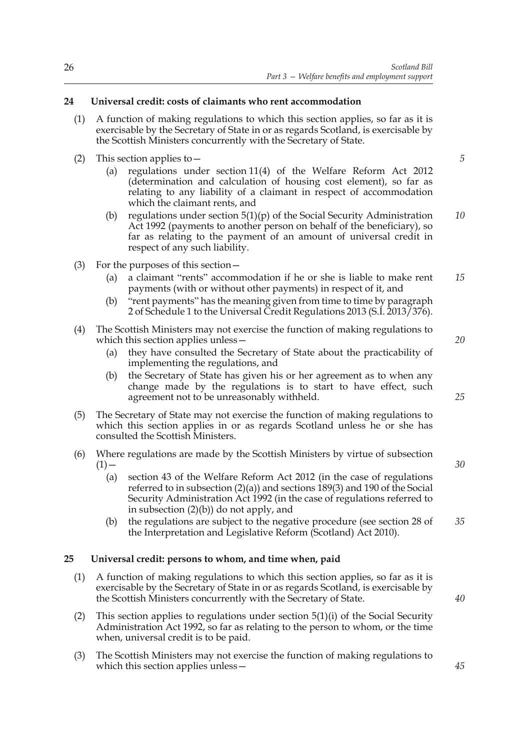### 24 Universal credit: costs of claimants who rent accommodation

(1) A function of making regulations to which this section applies, so far as it is exercisable by the Secretary of State in or as regards Scotland, is exercisable by the Scottish Ministers concurrently with the Secretary of State.

(2) This section applies to—

- (a) regulations under section 11(4) of the Welfare Reform Act 2012 (determination and calculation of housing cost element), so far as relating to any liability of a claimant in respect of accommodation which the claimant rents, and
- (b) regulations under section 5(1)(p) of the Social Security Administration Act 1992 (payments to another person on behalf of the beneficiary), so far as relating to the payment of an amount of universal credit in respect of any such liability.

(3) For the purposes of this section—

- (a) a claimant "rents" accommodation if he or she is liable to make rent payments (with or without other payments) in respect of it, and
- (b) "rent payments" has the meaning given from time to time by paragraph 2 of Schedule 1 to the Universal Credit Regulations 2013 (S.I. 2013/376).

(4) The Scottish Ministers may not exercise the function of making regulations to which this section applies unless—

- (a) they have consulted the Secretary of State about the practicability of implementing the regulations, and
- (b) the Secretary of State has given his or her agreement as to when any change made by the regulations is to start to have effect, such agreement not to be unreasonably withheld.

(5) The Secretary of State may not exercise the function of making regulations to which this section applies in or as regards Scotland unless he or she has consulted the Scottish Ministers.

(6) Where regulations are made by the Scottish Ministers by virtue of subsection (1)—

- (a) section 43 of the Welfare Reform Act 2012 (in the case of regulations referred to in subsection (2)(a)) and sections 189(3) and 190 of the Social Security Administration Act 1992 (in the case of regulations referred to in subsection (2)(b)) do not apply, and
- (b) the regulations are subject to the negative procedure (see section 28 of the Interpretation and Legislative Reform (Scotland) Act 2010).

### 25 Universal credit: persons to whom, and time when, paid

(1) A function of making regulations to which this section applies, so far as it is exercisable by the Secretary of State in or as regards Scotland, is exercisable by the Scottish Ministers concurrently with the Secretary of State.

(2) This section applies to regulations under section 5(1)(i) of the Social Security Administration Act 1992, so far as relating to the person to whom, or the time when, universal credit is to be paid.

(3) The Scottish Ministers may not exercise the function of making regulations to which this section applies unless—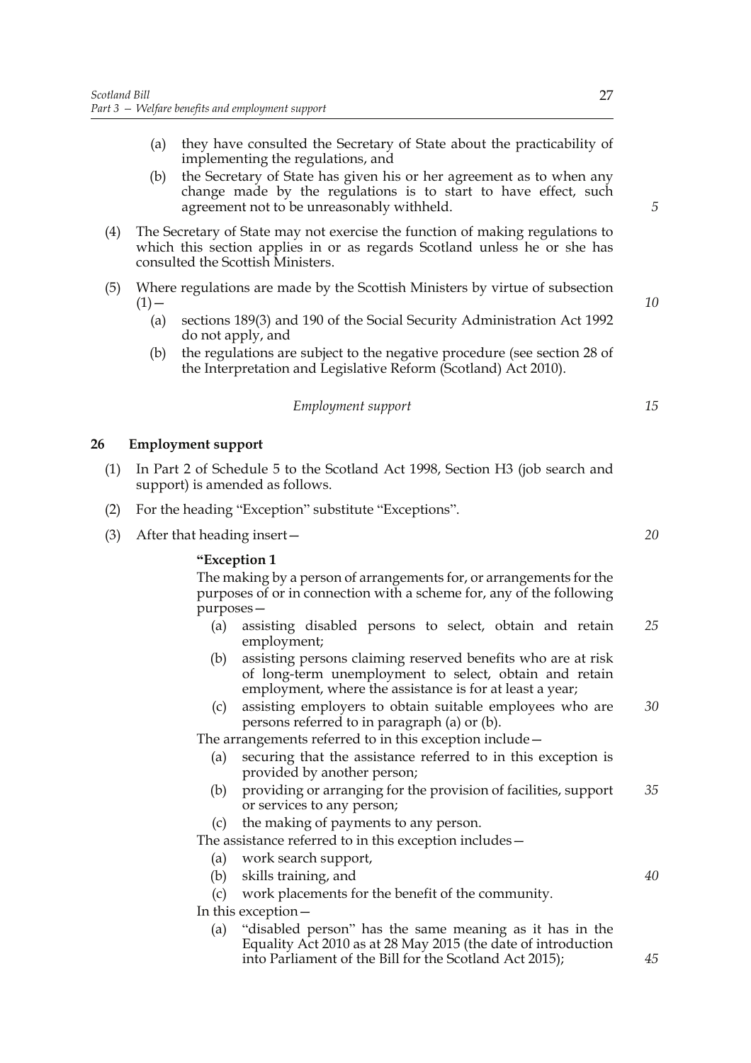(a) they have consulted the Secretary of State about the practicability of implementing the regulations, and

(b) the Secretary of State has given his or her agreement as to when any change made by the regulations is to start to have effect, such agreement not to be unreasonably withheld.

(4) The Secretary of State may not exercise the function of making regulations to which this section applies in or as regards Scotland unless he or she has consulted the Scottish Ministers.

(5) Where regulations are made by the Scottish Ministers by virtue of subsection (1)—

(a) sections 189(3) and 190 of the Social Security Administration Act 1992 do not apply, and

(b) the regulations are subject to the negative procedure (see section 28 of the Interpretation and Legislative Reform (Scotland) Act 2010).

*Employment support*

## 26 Employment support

(1) In Part 2 of Schedule 5 to the Scotland Act 1998, Section H3 (job search and support) is amended as follows.

(2) For the heading "Exception" substitute "Exceptions".

(3) After that heading insert—

**"Exception 1**

The making by a person of arrangements for, or arrangements for the purposes of or in connection with a scheme for, any of the following purposes—

(a) assisting disabled persons to select, obtain and retain employment;

(b) assisting persons claiming reserved benefits who are at risk of long-term unemployment to select, obtain and retain employment, where the assistance is for at least a year;

(c) assisting employers to obtain suitable employees who are persons referred to in paragraph (a) or (b).

The arrangements referred to in this exception include—

(a) securing that the assistance referred to in this exception is provided by another person;

(b) providing or arranging for the provision of facilities, support or services to any person;

(c) the making of payments to any person.

The assistance referred to in this exception includes—

(a) work search support,

(b) skills training, and

(c) work placements for the benefit of the community.

In this exception—

(a) "disabled person" has the same meaning as it has in the Equality Act 2010 as at 28 May 2015 (the date of introduction into Parliament of the Bill for the Scotland Act 2015);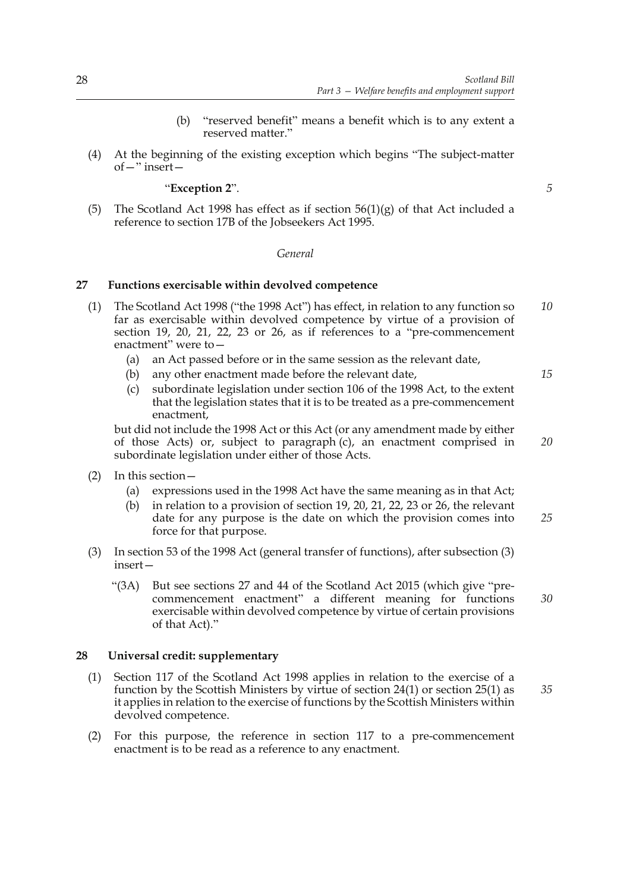(b) "reserved benefit" means a benefit which is to any extent a reserved matter."

(4) At the beginning of the existing exception which begins "The subject-matter of—" insert—

"**Exception 2**".

(5) The Scotland Act 1998 has effect as if section 56(1)(g) of that Act included a reference to section 17B of the Jobseekers Act 1995.

*General*

### 27 Functions exercisable within devolved competence

(1) The Scotland Act 1998 ("the 1998 Act") has effect, in relation to any function so far as exercisable within devolved competence by virtue of a provision of section 19, 20, 21, 22, 23 or 26, as if references to a "pre-commencement enactment" were to—

   (a) an Act passed before or in the same session as the relevant date,

   (b) any other enactment made before the relevant date,

   (c) subordinate legislation under section 106 of the 1998 Act, to the extent that the legislation states that it is to be treated as a pre-commencement enactment,

but did not include the 1998 Act or this Act (or any amendment made by either of those Acts) or, subject to paragraph (c), an enactment comprised in subordinate legislation under either of those Acts.

(2) In this section—

   (a) expressions used in the 1998 Act have the same meaning as in that Act;

   (b) in relation to a provision of section 19, 20, 21, 22, 23 or 26, the relevant date for any purpose is the date on which the provision comes into force for that purpose.

(3) In section 53 of the 1998 Act (general transfer of functions), after subsection (3) insert—

"(3A) But see sections 27 and 44 of the Scotland Act 2015 (which give "pre-commencement enactment" a different meaning for functions exercisable within devolved competence by virtue of certain provisions of that Act)."

### 28 Universal credit: supplementary

(1) Section 117 of the Scotland Act 1998 applies in relation to the exercise of a function by the Scottish Ministers by virtue of section 24(1) or section 25(1) as it applies in relation to the exercise of functions by the Scottish Ministers within devolved competence.

(2) For this purpose, the reference in section 117 to a pre-commencement enactment is to be read as a reference to any enactment.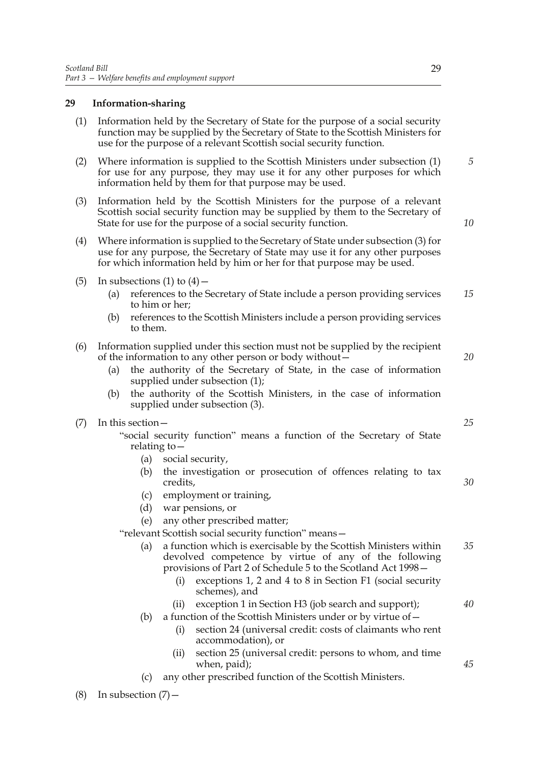## 29 Information-sharing

(1) Information held by the Secretary of State for the purpose of a social security function may be supplied by the Secretary of State to the Scottish Ministers for use for the purpose of a relevant Scottish social security function.

(2) Where information is supplied to the Scottish Ministers under subsection (1) for use for any purpose, they may use it for any other purposes for which information held by them for that purpose may be used.

(3) Information held by the Scottish Ministers for the purpose of a relevant Scottish social security function may be supplied by them to the Secretary of State for use for the purpose of a social security function.

(4) Where information is supplied to the Secretary of State under subsection (3) for use for any purpose, the Secretary of State may use it for any other purposes for which information held by him or her for that purpose may be used.

(5) In subsections (1) to (4)—

- (a) references to the Secretary of State include a person providing services to him or her;
- (b) references to the Scottish Ministers include a person providing services to them.

(6) Information supplied under this section must not be supplied by the recipient of the information to any other person or body without—

- (a) the authority of the Secretary of State, in the case of information supplied under subsection (1);
- (b) the authority of the Scottish Ministers, in the case of information supplied under subsection (3).

(7) In this section—

"social security function" means a function of the Secretary of State relating to—

- (a) social security,
- (b) the investigation or prosecution of offences relating to tax credits,
- (c) employment or training,
- (d) war pensions, or
- (e) any other prescribed matter;

"relevant Scottish social security function" means—

- (a) a function which is exercisable by the Scottish Ministers within devolved competence by virtue of any of the following provisions of Part 2 of Schedule 5 to the Scotland Act 1998—
  - (i) exceptions 1, 2 and 4 to 8 in Section F1 (social security schemes), and
  - (ii) exception 1 in Section H3 (job search and support);
- (b) a function of the Scottish Ministers under or by virtue of—
  - (i) section 24 (universal credit: costs of claimants who rent accommodation), or
  - (ii) section 25 (universal credit: persons to whom, and time when, paid);
- (c) any other prescribed function of the Scottish Ministers.

(8) In subsection (7)—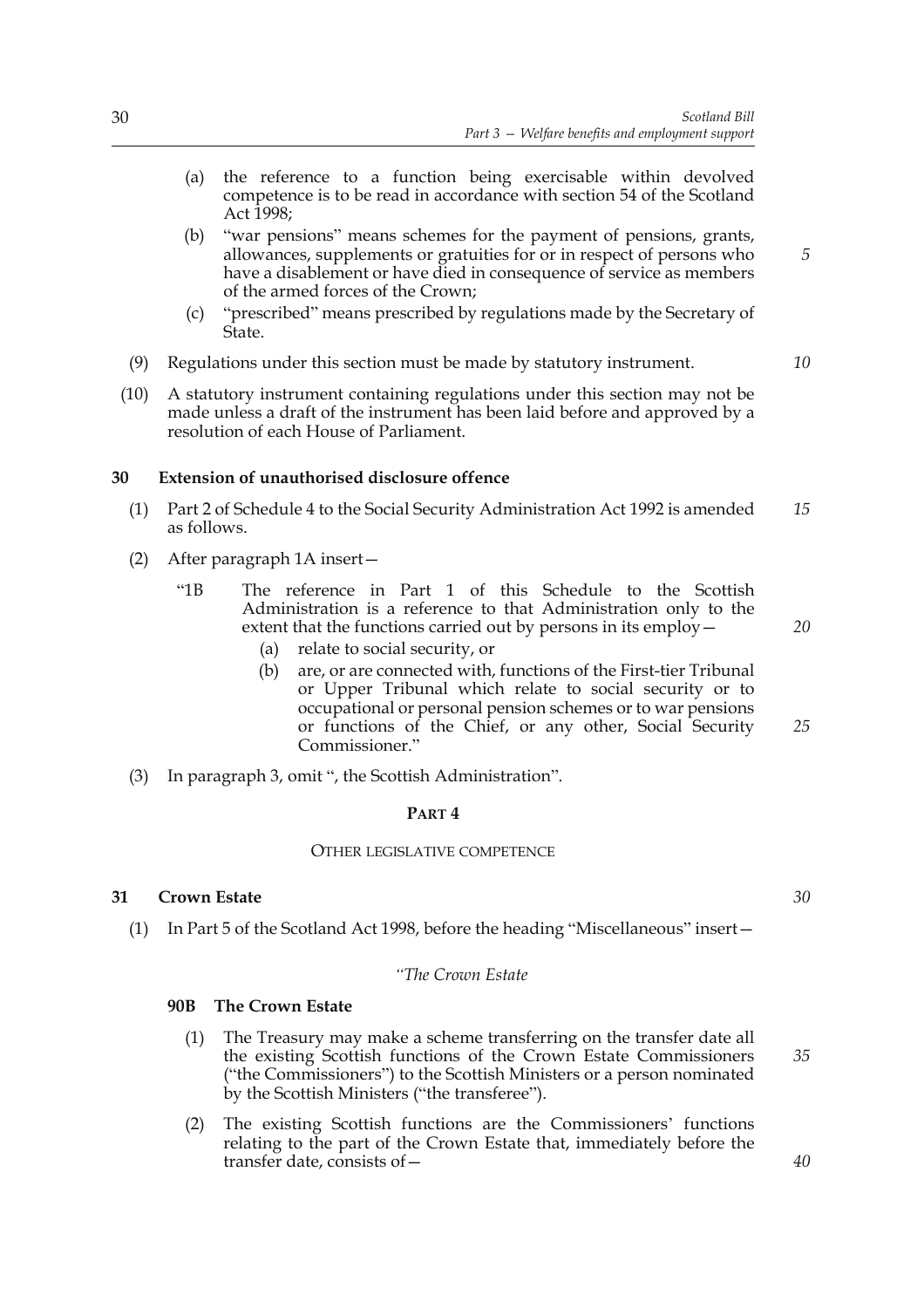(a) the reference to a function being exercisable within devolved competence is to be read in accordance with section 54 of the Scotland Act 1998;

(b) "war pensions" means schemes for the payment of pensions, grants, allowances, supplements or gratuities for or in respect of persons who have a disablement or have died in consequence of service as members of the armed forces of the Crown;

(c) "prescribed" means prescribed by regulations made by the Secretary of State.

(9) Regulations under this section must be made by statutory instrument.

(10) A statutory instrument containing regulations under this section may not be made unless a draft of the instrument has been laid before and approved by a resolution of each House of Parliament.

**30 Extension of unauthorised disclosure offence**

(1) Part 2 of Schedule 4 to the Social Security Administration Act 1992 is amended as follows.

(2) After paragraph 1A insert—

"1B The reference in Part 1 of this Schedule to the Scottish Administration is a reference to that Administration only to the extent that the functions carried out by persons in its employ—

(a) relate to social security, or

(b) are, or are connected with, functions of the First-tier Tribunal or Upper Tribunal which relate to social security or to occupational or personal pension schemes or to war pensions or functions of the Chief, or any other, Social Security Commissioner."

(3) In paragraph 3, omit ", the Scottish Administration".

## PART 4

### OTHER LEGISLATIVE COMPETENCE

**31 Crown Estate**

(1) In Part 5 of the Scotland Act 1998, before the heading "Miscellaneous" insert—

*"The Crown Estate*

**90B The Crown Estate**

(1) The Treasury may make a scheme transferring on the transfer date all the existing Scottish functions of the Crown Estate Commissioners ("the Commissioners") to the Scottish Ministers or a person nominated by the Scottish Ministers ("the transferee").

(2) The existing Scottish functions are the Commissioners' functions relating to the part of the Crown Estate that, immediately before the transfer date, consists of—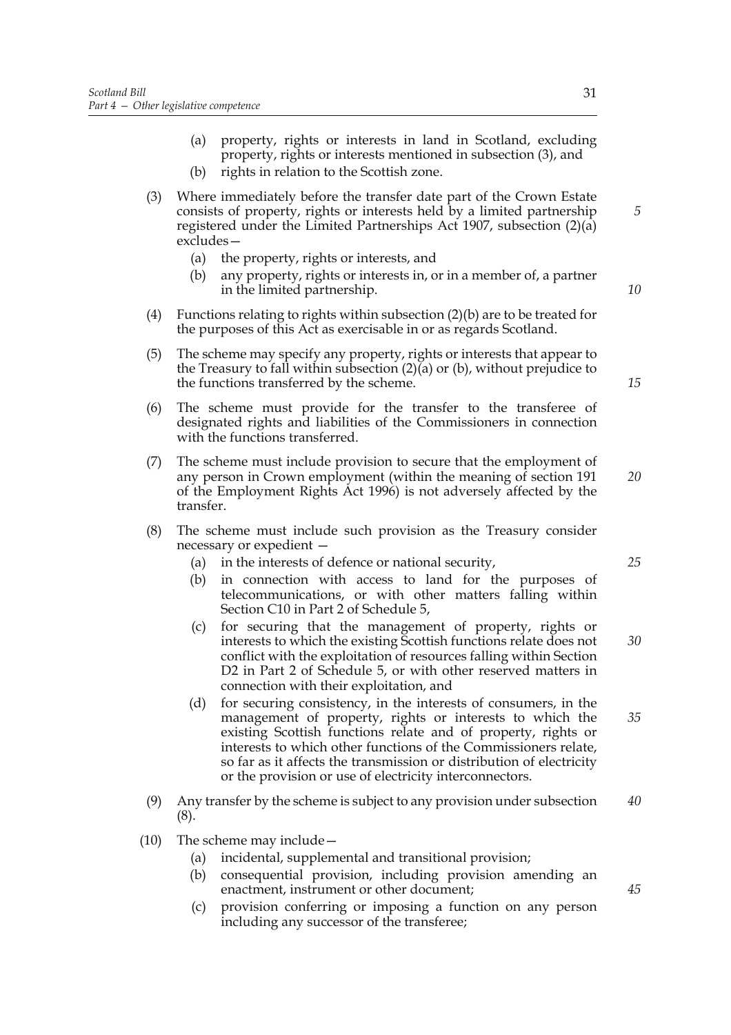(a) property, rights or interests in land in Scotland, excluding property, rights or interests mentioned in subsection (3), and

(b) rights in relation to the Scottish zone.

(3) Where immediately before the transfer date part of the Crown Estate consists of property, rights or interests held by a limited partnership registered under the Limited Partnerships Act 1907, subsection (2)(a) excludes—

(a) the property, rights or interests, and

(b) any property, rights or interests in, or in a member of, a partner in the limited partnership.

(4) Functions relating to rights within subsection (2)(b) are to be treated for the purposes of this Act as exercisable in or as regards Scotland.

(5) The scheme may specify any property, rights or interests that appear to the Treasury to fall within subsection (2)(a) or (b), without prejudice to the functions transferred by the scheme.

(6) The scheme must provide for the transfer to the transferee of designated rights and liabilities of the Commissioners in connection with the functions transferred.

(7) The scheme must include provision to secure that the employment of any person in Crown employment (within the meaning of section 191 of the Employment Rights Act 1996) is not adversely affected by the transfer.

(8) The scheme must include such provision as the Treasury consider necessary or expedient —

(a) in the interests of defence or national security,

(b) in connection with access to land for the purposes of telecommunications, or with other matters falling within Section C10 in Part 2 of Schedule 5,

(c) for securing that the management of property, rights or interests to which the existing Scottish functions relate does not conflict with the exploitation of resources falling within Section D2 in Part 2 of Schedule 5, or with other reserved matters in connection with their exploitation, and

(d) for securing consistency, in the interests of consumers, in the management of property, rights or interests to which the existing Scottish functions relate and of property, rights or interests to which other functions of the Commissioners relate, so far as it affects the transmission or distribution of electricity or the provision or use of electricity interconnectors.

(9) Any transfer by the scheme is subject to any provision under subsection (8).

(10) The scheme may include—

(a) incidental, supplemental and transitional provision;

(b) consequential provision, including provision amending an enactment, instrument or other document;

(c) provision conferring or imposing a function on any person including any successor of the transferee;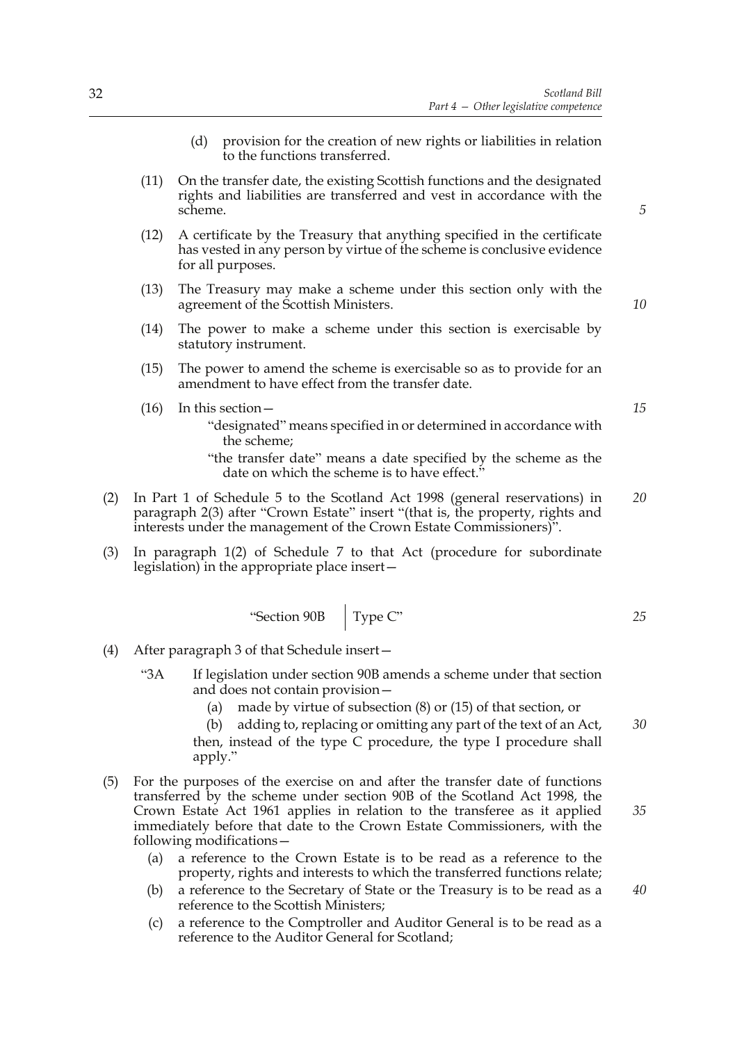(d) provision for the creation of new rights or liabilities in relation to the functions transferred.

(11) On the transfer date, the existing Scottish functions and the designated rights and liabilities are transferred and vest in accordance with the scheme.

(12) A certificate by the Treasury that anything specified in the certificate has vested in any person by virtue of the scheme is conclusive evidence for all purposes.

(13) The Treasury may make a scheme under this section only with the agreement of the Scottish Ministers.

(14) The power to make a scheme under this section is exercisable by statutory instrument.

(15) The power to amend the scheme is exercisable so as to provide for an amendment to have effect from the transfer date.

(16) In this section—

"designated" means specified in or determined in accordance with the scheme;

"the transfer date" means a date specified by the scheme as the date on which the scheme is to have effect."

(2) In Part 1 of Schedule 5 to the Scotland Act 1998 (general reservations) in paragraph 2(3) after "Crown Estate" insert "(that is, the property, rights and interests under the management of the Crown Estate Commissioners)".

(3) In paragraph 1(2) of Schedule 7 to that Act (procedure for subordinate legislation) in the appropriate place insert—

| "Section 90B | Type C" |
|---|---|

(4) After paragraph 3 of that Schedule insert—

"3A If legislation under section 90B amends a scheme under that section and does not contain provision—

(a) made by virtue of subsection (8) or (15) of that section, or

(b) adding to, replacing or omitting any part of the text of an Act,

then, instead of the type C procedure, the type I procedure shall apply."

(5) For the purposes of the exercise on and after the transfer date of functions transferred by the scheme under section 90B of the Scotland Act 1998, the Crown Estate Act 1961 applies in relation to the transferee as it applied immediately before that date to the Crown Estate Commissioners, with the following modifications—

(a) a reference to the Crown Estate is to be read as a reference to the property, rights and interests to which the transferred functions relate;

(b) a reference to the Secretary of State or the Treasury is to be read as a reference to the Scottish Ministers;

(c) a reference to the Comptroller and Auditor General is to be read as a reference to the Auditor General for Scotland;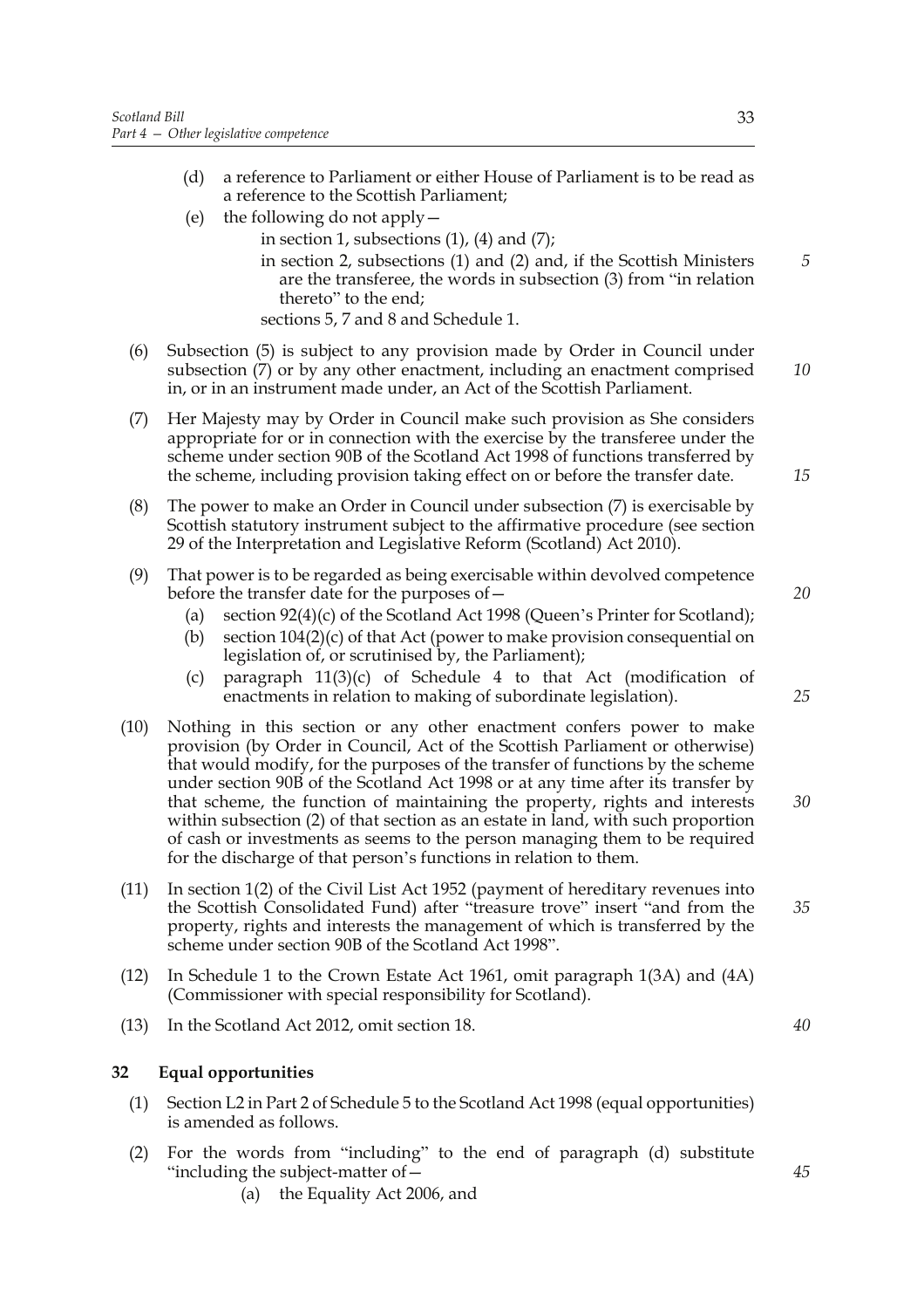(d) a reference to Parliament or either House of Parliament is to be read as a reference to the Scottish Parliament;

(e) the following do not apply—

in section 1, subsections (1), (4) and (7);

in section 2, subsections (1) and (2) and, if the Scottish Ministers are the transferee, the words in subsection (3) from "in relation thereto" to the end;

sections 5, 7 and 8 and Schedule 1.

(6) Subsection (5) is subject to any provision made by Order in Council under subsection (7) or by any other enactment, including an enactment comprised in, or in an instrument made under, an Act of the Scottish Parliament.

(7) Her Majesty may by Order in Council make such provision as She considers appropriate for or in connection with the exercise by the transferee under the scheme under section 90B of the Scotland Act 1998 of functions transferred by the scheme, including provision taking effect on or before the transfer date.

(8) The power to make an Order in Council under subsection (7) is exercisable by Scottish statutory instrument subject to the affirmative procedure (see section 29 of the Interpretation and Legislative Reform (Scotland) Act 2010).

(9) That power is to be regarded as being exercisable within devolved competence before the transfer date for the purposes of—

(a) section 92(4)(c) of the Scotland Act 1998 (Queen's Printer for Scotland);

(b) section 104(2)(c) of that Act (power to make provision consequential on legislation of, or scrutinised by, the Parliament);

(c) paragraph 11(3)(c) of Schedule 4 to that Act (modification of enactments in relation to making of subordinate legislation).

(10) Nothing in this section or any other enactment confers power to make provision (by Order in Council, Act of the Scottish Parliament or otherwise) that would modify, for the purposes of the transfer of functions by the scheme under section 90B of the Scotland Act 1998 or at any time after its transfer by that scheme, the function of maintaining the property, rights and interests within subsection (2) of that section as an estate in land, with such proportion of cash or investments as seems to the person managing them to be required for the discharge of that person's functions in relation to them.

(11) In section 1(2) of the Civil List Act 1952 (payment of hereditary revenues into the Scottish Consolidated Fund) after "treasure trove" insert "and from the property, rights and interests the management of which is transferred by the scheme under section 90B of the Scotland Act 1998".

(12) In Schedule 1 to the Crown Estate Act 1961, omit paragraph 1(3A) and (4A) (Commissioner with special responsibility for Scotland).

(13) In the Scotland Act 2012, omit section 18.

## 32 Equal opportunities

(1) Section L2 in Part 2 of Schedule 5 to the Scotland Act 1998 (equal opportunities) is amended as follows.

(2) For the words from "including" to the end of paragraph (d) substitute "including the subject-matter of—

(a) the Equality Act 2006, and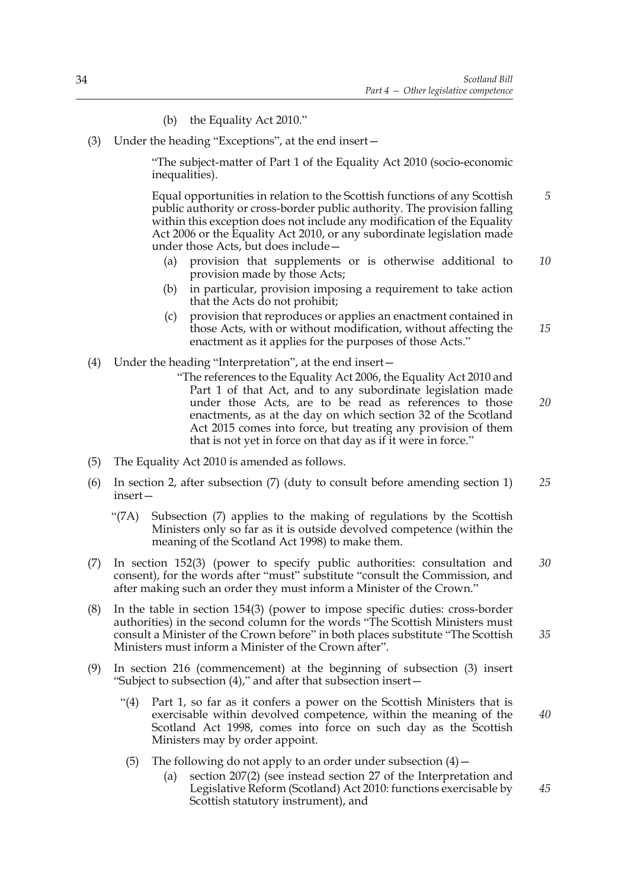(b) the Equality Act 2010."

(3) Under the heading "Exceptions", at the end insert—

> "The subject-matter of Part 1 of the Equality Act 2010 (socio-economic inequalities).
>
> Equal opportunities in relation to the Scottish functions of any Scottish public authority or cross-border public authority. The provision falling within this exception does not include any modification of the Equality Act 2006 or the Equality Act 2010, or any subordinate legislation made under those Acts, but does include—
>
> (a) provision that supplements or is otherwise additional to provision made by those Acts;
>
> (b) in particular, provision imposing a requirement to take action that the Acts do not prohibit;
>
> (c) provision that reproduces or applies an enactment contained in those Acts, with or without modification, without affecting the enactment as it applies for the purposes of those Acts."

(4) Under the heading "Interpretation", at the end insert—

> "The references to the Equality Act 2006, the Equality Act 2010 and Part 1 of that Act, and to any subordinate legislation made under those Acts, are to be read as references to those enactments, as at the day on which section 32 of the Scotland Act 2015 comes into force, but treating any provision of them that is not yet in force on that day as if it were in force."

(5) The Equality Act 2010 is amended as follows.

(6) In section 2, after subsection (7) (duty to consult before amending section 1) insert—

> "(7A) Subsection (7) applies to the making of regulations by the Scottish Ministers only so far as it is outside devolved competence (within the meaning of the Scotland Act 1998) to make them.

(7) In section 152(3) (power to specify public authorities: consultation and consent), for the words after "must" substitute "consult the Commission, and after making such an order they must inform a Minister of the Crown."

(8) In the table in section 154(3) (power to impose specific duties: cross-border authorities) in the second column for the words "The Scottish Ministers must consult a Minister of the Crown before" in both places substitute "The Scottish Ministers must inform a Minister of the Crown after".

(9) In section 216 (commencement) at the beginning of subsection (3) insert "Subject to subsection (4)," and after that subsection insert—

> "(4) Part 1, so far as it confers a power on the Scottish Ministers that is exercisable within devolved competence, within the meaning of the Scotland Act 1998, comes into force on such day as the Scottish Ministers may by order appoint.
>
> (5) The following do not apply to an order under subsection (4)—
>
> (a) section 207(2) (see instead section 27 of the Interpretation and Legislative Reform (Scotland) Act 2010: functions exercisable by Scottish statutory instrument), and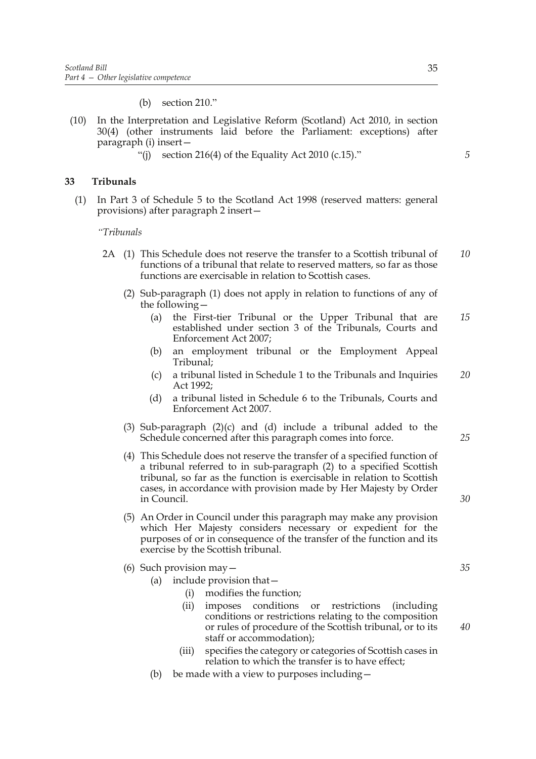(b) section 210."

(10) In the Interpretation and Legislative Reform (Scotland) Act 2010, in section 30(4) (other instruments laid before the Parliament: exceptions) after paragraph (i) insert—

"(j) section 216(4) of the Equality Act 2010 (c.15)."

## 33 Tribunals

(1) In Part 3 of Schedule 5 to the Scotland Act 1998 (reserved matters: general provisions) after paragraph 2 insert—

*"Tribunals*

2A (1) This Schedule does not reserve the transfer to a Scottish tribunal of functions of a tribunal that relate to reserved matters, so far as those functions are exercisable in relation to Scottish cases.

(2) Sub-paragraph (1) does not apply in relation to functions of any of the following—

(a) the First-tier Tribunal or the Upper Tribunal that are established under section 3 of the Tribunals, Courts and Enforcement Act 2007;

(b) an employment tribunal or the Employment Appeal Tribunal;

(c) a tribunal listed in Schedule 1 to the Tribunals and Inquiries Act 1992;

(d) a tribunal listed in Schedule 6 to the Tribunals, Courts and Enforcement Act 2007.

(3) Sub-paragraph (2)(c) and (d) include a tribunal added to the Schedule concerned after this paragraph comes into force.

(4) This Schedule does not reserve the transfer of a specified function of a tribunal referred to in sub-paragraph (2) to a specified Scottish tribunal, so far as the function is exercisable in relation to Scottish cases, in accordance with provision made by Her Majesty by Order in Council.

(5) An Order in Council under this paragraph may make any provision which Her Majesty considers necessary or expedient for the purposes of or in consequence of the transfer of the function and its exercise by the Scottish tribunal.

(6) Such provision may—

(a) include provision that—

(i) modifies the function;

(ii) imposes conditions or restrictions (including conditions or restrictions relating to the composition or rules of procedure of the Scottish tribunal, or to its staff or accommodation);

(iii) specifies the category or categories of Scottish cases in relation to which the transfer is to have effect;

(b) be made with a view to purposes including—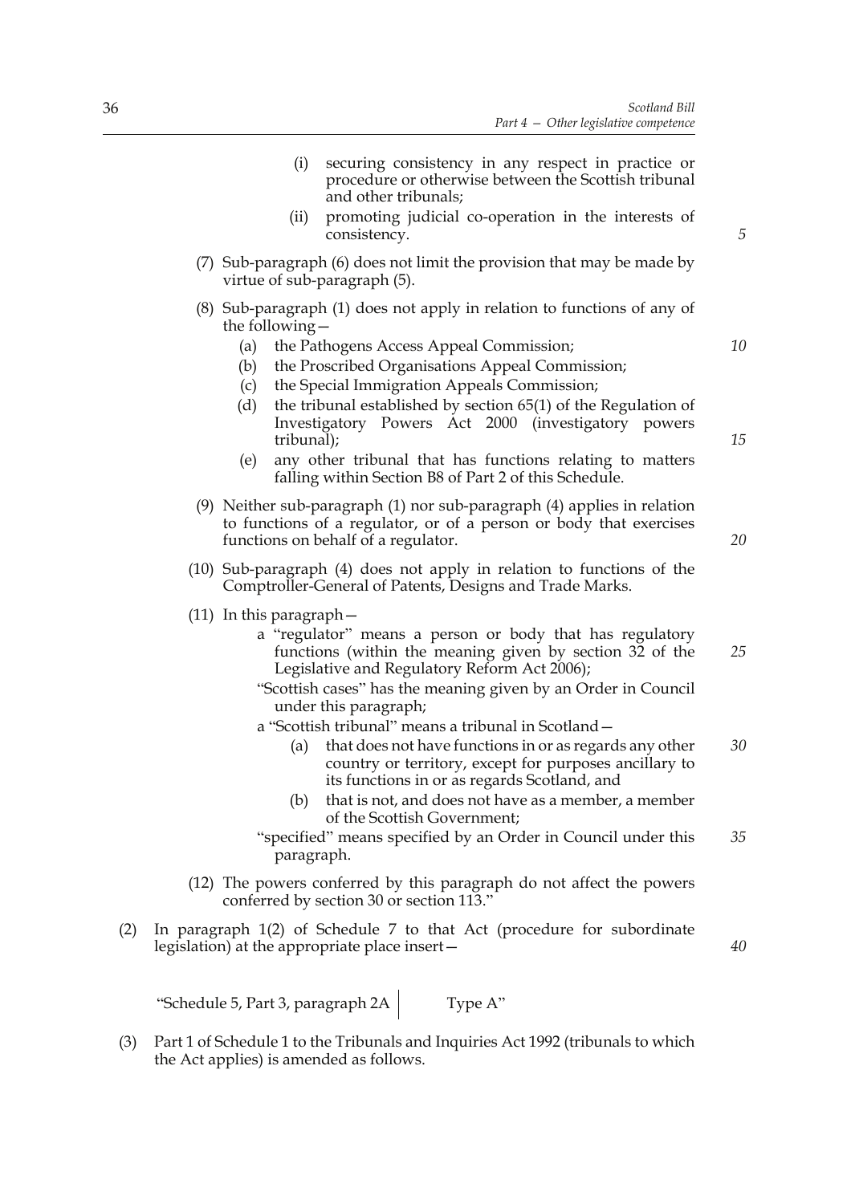(i) securing consistency in any respect in practice or procedure or otherwise between the Scottish tribunal and other tribunals;

(ii) promoting judicial co-operation in the interests of consistency.

(7) Sub-paragraph (6) does not limit the provision that may be made by virtue of sub-paragraph (5).

(8) Sub-paragraph (1) does not apply in relation to functions of any of the following—

(a) the Pathogens Access Appeal Commission;

(b) the Proscribed Organisations Appeal Commission;

(c) the Special Immigration Appeals Commission;

(d) the tribunal established by section 65(1) of the Regulation of Investigatory Powers Act 2000 (investigatory powers tribunal);

(e) any other tribunal that has functions relating to matters falling within Section B8 of Part 2 of this Schedule.

(9) Neither sub-paragraph (1) nor sub-paragraph (4) applies in relation to functions of a regulator, or of a person or body that exercises functions on behalf of a regulator.

(10) Sub-paragraph (4) does not apply in relation to functions of the Comptroller-General of Patents, Designs and Trade Marks.

(11) In this paragraph—

a "regulator" means a person or body that has regulatory functions (within the meaning given by section 32 of the Legislative and Regulatory Reform Act 2006);

"Scottish cases" has the meaning given by an Order in Council under this paragraph;

a "Scottish tribunal" means a tribunal in Scotland—

(a) that does not have functions in or as regards any other country or territory, except for purposes ancillary to its functions in or as regards Scotland, and

(b) that is not, and does not have as a member, a member of the Scottish Government;

"specified" means specified by an Order in Council under this paragraph.

(12) The powers conferred by this paragraph do not affect the powers conferred by section 30 or section 113."

(2) In paragraph 1(2) of Schedule 7 to that Act (procedure for subordinate legislation) at the appropriate place insert—

| "Schedule 5, Part 3, paragraph 2A | Type A" |
|---|---|

(3) Part 1 of Schedule 1 to the Tribunals and Inquiries Act 1992 (tribunals to which the Act applies) is amended as follows.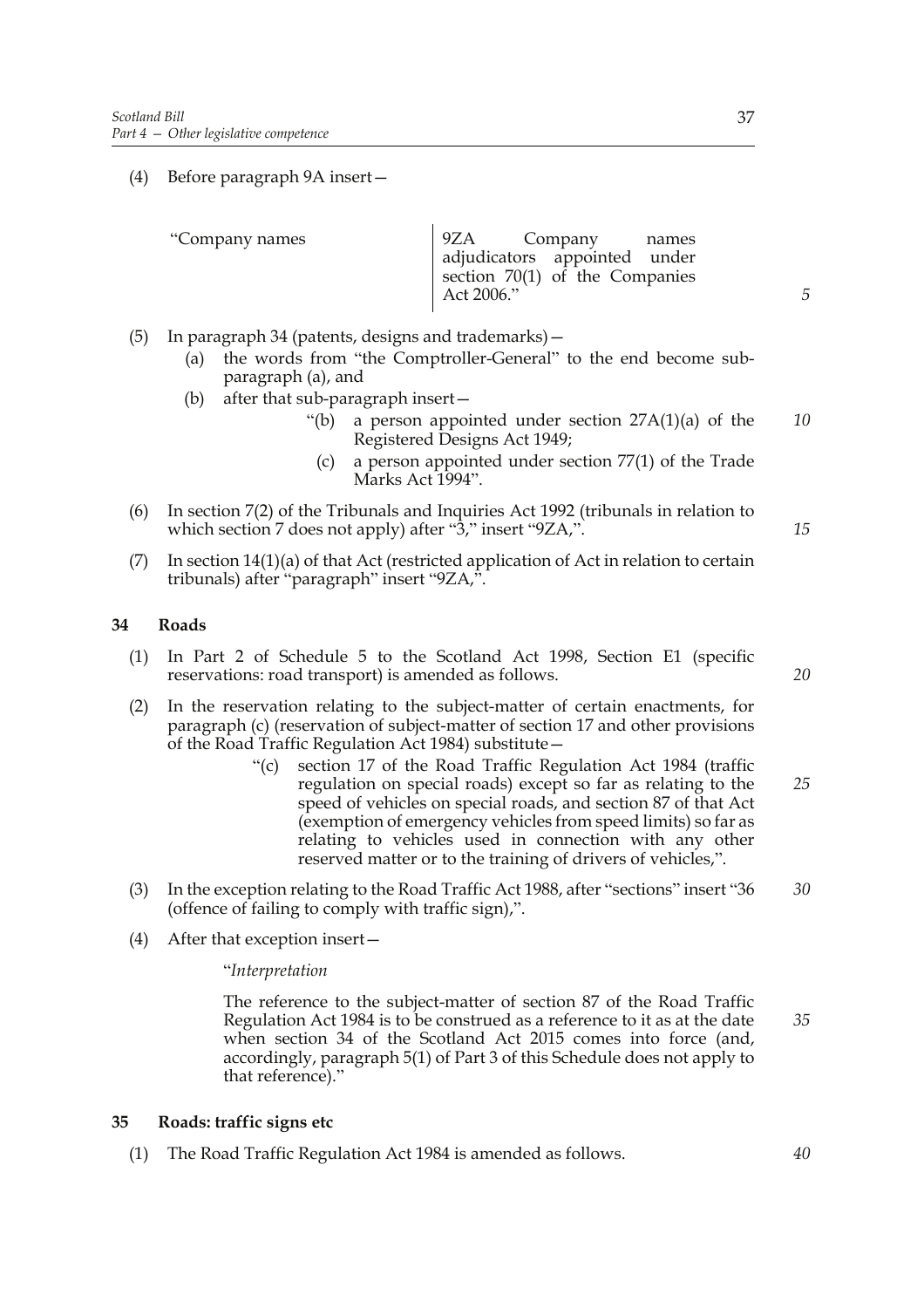(4) Before paragraph 9A insert—

| “Company names | 9ZA Company names adjudicators appointed under section 70(1) of the Companies Act 2006.” |
|---|---|

(5) In paragraph 34 (patents, designs and trademarks)—

(a) the words from “the Comptroller-General” to the end become sub-paragraph (a), and

(b) after that sub-paragraph insert—

“(b) a person appointed under section 27A(1)(a) of the Registered Designs Act 1949;

(c) a person appointed under section 77(1) of the Trade Marks Act 1994”.

(6) In section 7(2) of the Tribunals and Inquiries Act 1992 (tribunals in relation to which section 7 does not apply) after “3,” insert “9ZA,”.

(7) In section 14(1)(a) of that Act (restricted application of Act in relation to certain tribunals) after “paragraph” insert “9ZA,”.

## 34 Roads

(1) In Part 2 of Schedule 5 to the Scotland Act 1998, Section E1 (specific reservations: road transport) is amended as follows.

(2) In the reservation relating to the subject-matter of certain enactments, for paragraph (c) (reservation of subject-matter of section 17 and other provisions of the Road Traffic Regulation Act 1984) substitute—

“(c) section 17 of the Road Traffic Regulation Act 1984 (traffic regulation on special roads) except so far as relating to the speed of vehicles on special roads, and section 87 of that Act (exemption of emergency vehicles from speed limits) so far as relating to vehicles used in connection with any other reserved matter or to the training of drivers of vehicles,”.

(3) In the exception relating to the Road Traffic Act 1988, after “sections” insert “36 (offence of failing to comply with traffic sign),”.

(4) After that exception insert—

“*Interpretation*

The reference to the subject-matter of section 87 of the Road Traffic Regulation Act 1984 is to be construed as a reference to it as at the date when section 34 of the Scotland Act 2015 comes into force (and, accordingly, paragraph 5(1) of Part 3 of this Schedule does not apply to that reference).”

## 35 Roads: traffic signs etc

(1) The Road Traffic Regulation Act 1984 is amended as follows.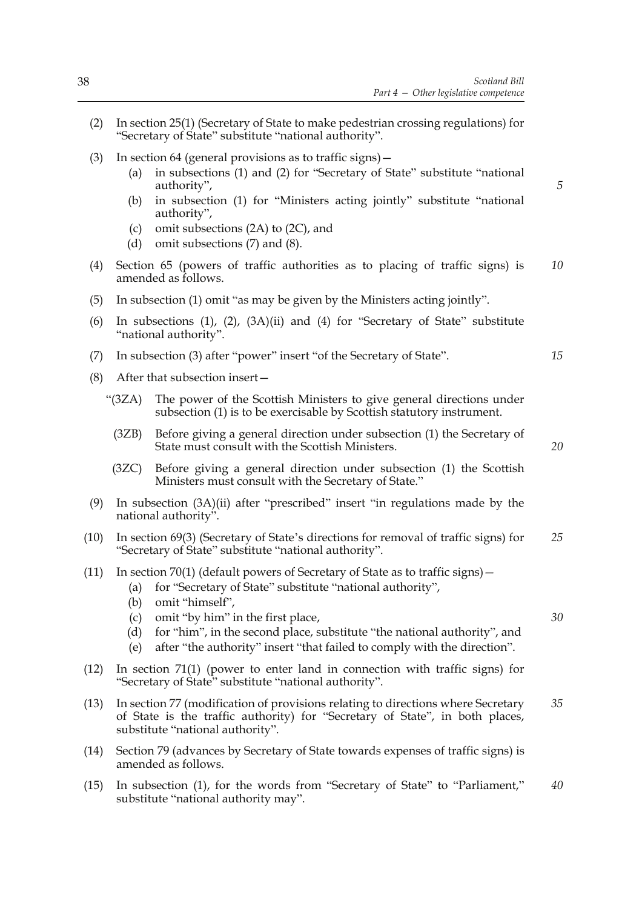(2) In section 25(1) (Secretary of State to make pedestrian crossing regulations) for "Secretary of State" substitute "national authority".

(3) In section 64 (general provisions as to traffic signs)—

  (a) in subsections (1) and (2) for "Secretary of State" substitute "national authority",

  (b) in subsection (1) for "Ministers acting jointly" substitute "national authority",

  (c) omit subsections (2A) to (2C), and

  (d) omit subsections (7) and (8).

(4) Section 65 (powers of traffic authorities as to placing of traffic signs) is amended as follows.

(5) In subsection (1) omit "as may be given by the Ministers acting jointly".

(6) In subsections (1), (2), (3A)(ii) and (4) for "Secretary of State" substitute "national authority".

(7) In subsection (3) after "power" insert "of the Secretary of State".

(8) After that subsection insert—

  "(3ZA) The power of the Scottish Ministers to give general directions under subsection (1) is to be exercisable by Scottish statutory instrument.

  (3ZB) Before giving a general direction under subsection (1) the Secretary of State must consult with the Scottish Ministers.

  (3ZC) Before giving a general direction under subsection (1) the Scottish Ministers must consult with the Secretary of State."

(9) In subsection (3A)(ii) after "prescribed" insert "in regulations made by the national authority".

(10) In section 69(3) (Secretary of State's directions for removal of traffic signs) for "Secretary of State" substitute "national authority".

(11) In section 70(1) (default powers of Secretary of State as to traffic signs)—

  (a) for "Secretary of State" substitute "national authority",

  (b) omit "himself",

  (c) omit "by him" in the first place,

  (d) for "him", in the second place, substitute "the national authority", and

  (e) after "the authority" insert "that failed to comply with the direction".

(12) In section 71(1) (power to enter land in connection with traffic signs) for "Secretary of State" substitute "national authority".

(13) In section 77 (modification of provisions relating to directions where Secretary of State is the traffic authority) for "Secretary of State", in both places, substitute "national authority".

(14) Section 79 (advances by Secretary of State towards expenses of traffic signs) is amended as follows.

(15) In subsection (1), for the words from "Secretary of State" to "Parliament," substitute "national authority may".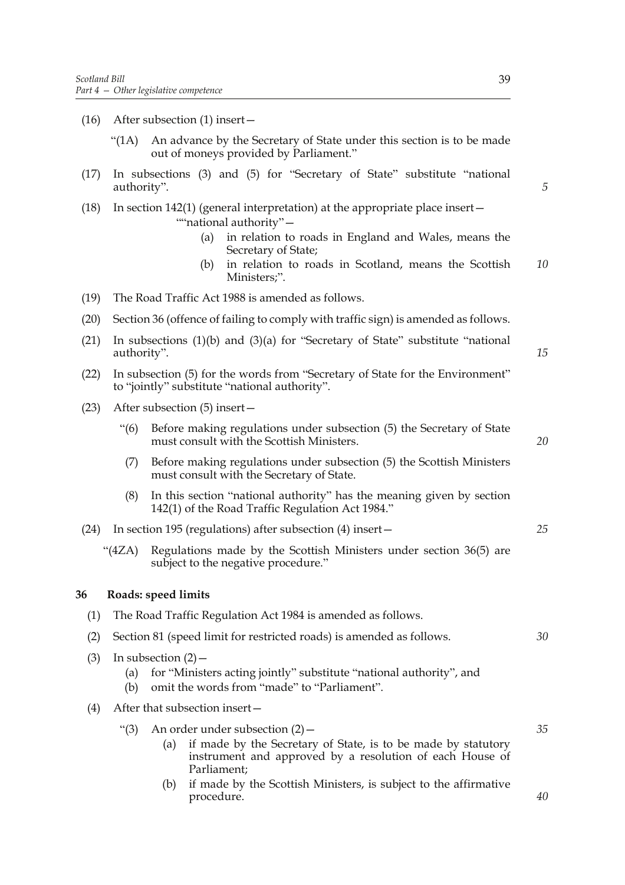(16) After subsection (1) insert—

"(1A) An advance by the Secretary of State under this section is to be made out of moneys provided by Parliament."

(17) In subsections (3) and (5) for "Secretary of State" substitute "national authority".

(18) In section 142(1) (general interpretation) at the appropriate place insert—

""national authority"—

(a) in relation to roads in England and Wales, means the Secretary of State;

(b) in relation to roads in Scotland, means the Scottish Ministers;".

(19) The Road Traffic Act 1988 is amended as follows.

(20) Section 36 (offence of failing to comply with traffic sign) is amended as follows.

(21) In subsections (1)(b) and (3)(a) for "Secretary of State" substitute "national authority".

(22) In subsection (5) for the words from "Secretary of State for the Environment" to "jointly" substitute "national authority".

(23) After subsection (5) insert—

"(6) Before making regulations under subsection (5) the Secretary of State must consult with the Scottish Ministers.

(7) Before making regulations under subsection (5) the Scottish Ministers must consult with the Secretary of State.

(8) In this section "national authority" has the meaning given by section 142(1) of the Road Traffic Regulation Act 1984."

(24) In section 195 (regulations) after subsection (4) insert—

"(4ZA) Regulations made by the Scottish Ministers under section 36(5) are subject to the negative procedure."

**36 Roads: speed limits**

(1) The Road Traffic Regulation Act 1984 is amended as follows.

(2) Section 81 (speed limit for restricted roads) is amended as follows.

(3) In subsection (2)—

(a) for "Ministers acting jointly" substitute "national authority", and

(b) omit the words from "made" to "Parliament".

(4) After that subsection insert—

"(3) An order under subsection (2)—

(a) if made by the Secretary of State, is to be made by statutory instrument and approved by a resolution of each House of Parliament;

(b) if made by the Scottish Ministers, is subject to the affirmative procedure.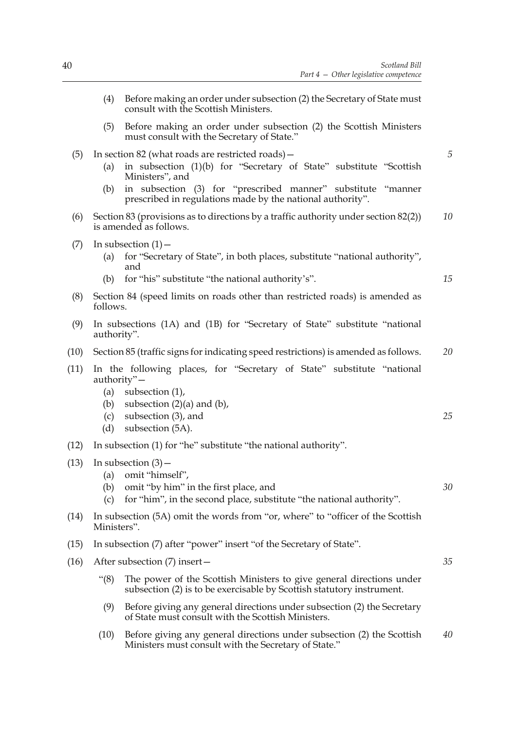(4) Before making an order under subsection (2) the Secretary of State must consult with the Scottish Ministers.

(5) Before making an order under subsection (2) the Scottish Ministers must consult with the Secretary of State."

(5) In section 82 (what roads are restricted roads)—

(a) in subsection (1)(b) for "Secretary of State" substitute "Scottish Ministers", and

(b) in subsection (3) for "prescribed manner" substitute "manner prescribed in regulations made by the national authority".

(6) Section 83 (provisions as to directions by a traffic authority under section 82(2)) is amended as follows.

(7) In subsection (1)—

(a) for "Secretary of State", in both places, substitute "national authority", and

(b) for "his" substitute "the national authority's".

(8) Section 84 (speed limits on roads other than restricted roads) is amended as follows.

(9) In subsections (1A) and (1B) for "Secretary of State" substitute "national authority".

(10) Section 85 (traffic signs for indicating speed restrictions) is amended as follows.

(11) In the following places, for "Secretary of State" substitute "national authority"—

(a) subsection (1),

(b) subsection (2)(a) and (b),

(c) subsection (3), and

(d) subsection (5A).

(12) In subsection (1) for "he" substitute "the national authority".

(13) In subsection (3)—

(a) omit "himself",

(b) omit "by him" in the first place, and

(c) for "him", in the second place, substitute "the national authority".

(14) In subsection (5A) omit the words from "or, where" to "officer of the Scottish Ministers".

(15) In subsection (7) after "power" insert "of the Secretary of State".

(16) After subsection (7) insert—

"(8) The power of the Scottish Ministers to give general directions under subsection (2) is to be exercisable by Scottish statutory instrument.

(9) Before giving any general directions under subsection (2) the Secretary of State must consult with the Scottish Ministers.

(10) Before giving any general directions under subsection (2) the Scottish Ministers must consult with the Secretary of State."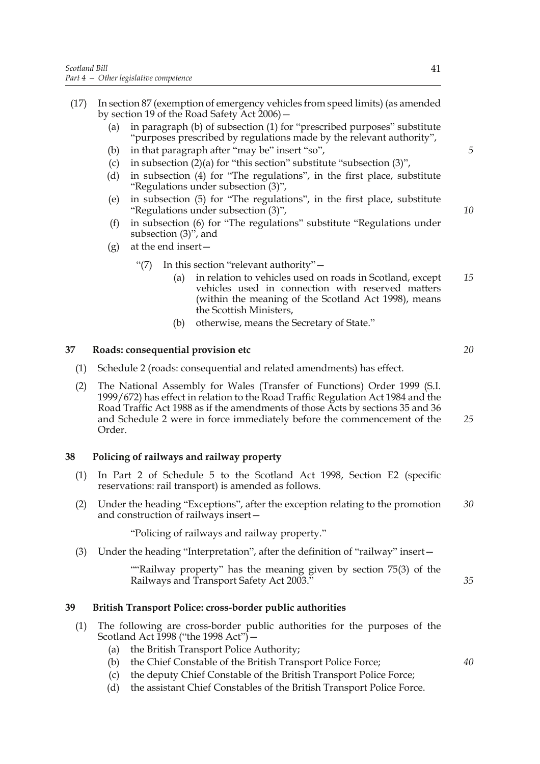(17) In section 87 (exemption of emergency vehicles from speed limits) (as amended by section 19 of the Road Safety Act 2006)—

   (a) in paragraph (b) of subsection (1) for "prescribed purposes" substitute "purposes prescribed by regulations made by the relevant authority",

   (b) in that paragraph after "may be" insert "so",

   (c) in subsection (2)(a) for "this section" substitute "subsection (3)",

   (d) in subsection (4) for "The regulations", in the first place, substitute "Regulations under subsection (3)",

   (e) in subsection (5) for "The regulations", in the first place, substitute "Regulations under subsection (3)",

   (f) in subsection (6) for "The regulations" substitute "Regulations under subsection (3)", and

   (g) at the end insert—

      "(7) In this section "relevant authority"—

         (a) in relation to vehicles used on roads in Scotland, except vehicles used in connection with reserved matters (within the meaning of the Scotland Act 1998), means the Scottish Ministers,

         (b) otherwise, means the Secretary of State."

## 37 Roads: consequential provision etc

(1) Schedule 2 (roads: consequential and related amendments) has effect.

(2) The National Assembly for Wales (Transfer of Functions) Order 1999 (S.I. 1999/672) has effect in relation to the Road Traffic Regulation Act 1984 and the Road Traffic Act 1988 as if the amendments of those Acts by sections 35 and 36 and Schedule 2 were in force immediately before the commencement of the Order.

## 38 Policing of railways and railway property

(1) In Part 2 of Schedule 5 to the Scotland Act 1998, Section E2 (specific reservations: rail transport) is amended as follows.

(2) Under the heading "Exceptions", after the exception relating to the promotion and construction of railways insert—

   "Policing of railways and railway property."

(3) Under the heading "Interpretation", after the definition of "railway" insert—

   ""Railway property" has the meaning given by section 75(3) of the Railways and Transport Safety Act 2003."

## 39 British Transport Police: cross-border public authorities

(1) The following are cross-border public authorities for the purposes of the Scotland Act 1998 ("the 1998 Act")—

   (a) the British Transport Police Authority;

   (b) the Chief Constable of the British Transport Police Force;

   (c) the deputy Chief Constable of the British Transport Police Force;

   (d) the assistant Chief Constables of the British Transport Police Force.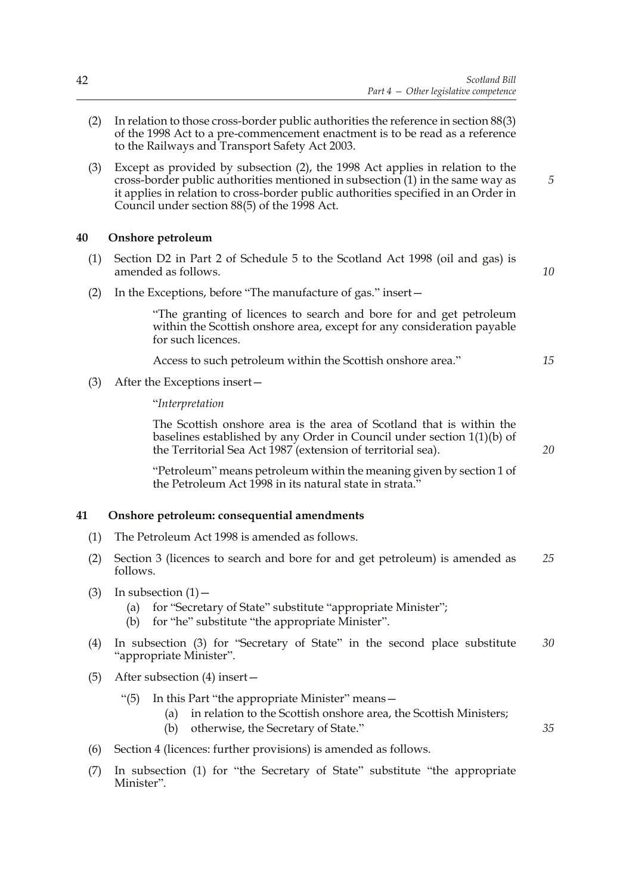(2) In relation to those cross-border public authorities the reference in section 88(3) of the 1998 Act to a pre-commencement enactment is to be read as a reference to the Railways and Transport Safety Act 2003.

(3) Except as provided by subsection (2), the 1998 Act applies in relation to the cross-border public authorities mentioned in subsection (1) in the same way as it applies in relation to cross-border public authorities specified in an Order in Council under section 88(5) of the 1998 Act.

### 40 Onshore petroleum

(1) Section D2 in Part 2 of Schedule 5 to the Scotland Act 1998 (oil and gas) is amended as follows.

(2) In the Exceptions, before "The manufacture of gas." insert—

> "The granting of licences to search and bore for and get petroleum within the Scottish onshore area, except for any consideration payable for such licences.
>
> Access to such petroleum within the Scottish onshore area."

(3) After the Exceptions insert—

> "*Interpretation*
>
> The Scottish onshore area is the area of Scotland that is within the baselines established by any Order in Council under section 1(1)(b) of the Territorial Sea Act 1987 (extension of territorial sea).
>
> "Petroleum" means petroleum within the meaning given by section 1 of the Petroleum Act 1998 in its natural state in strata."

### 41 Onshore petroleum: consequential amendments

(1) The Petroleum Act 1998 is amended as follows.

(2) Section 3 (licences to search and bore for and get petroleum) is amended as follows.

(3) In subsection (1)—
  (a) for "Secretary of State" substitute "appropriate Minister";
  (b) for "he" substitute "the appropriate Minister".

(4) In subsection (3) for "Secretary of State" in the second place substitute "appropriate Minister".

(5) After subsection (4) insert—

> "(5) In this Part "the appropriate Minister" means—
>   (a) in relation to the Scottish onshore area, the Scottish Ministers;
>   (b) otherwise, the Secretary of State."

(6) Section 4 (licences: further provisions) is amended as follows.

(7) In subsection (1) for "the Secretary of State" substitute "the appropriate Minister".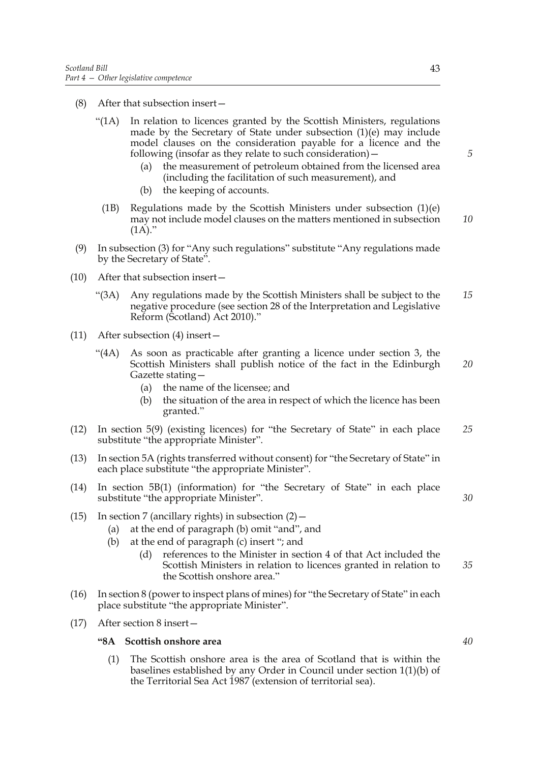(8) After that subsection insert—

"(1A) In relation to licences granted by the Scottish Ministers, regulations made by the Secretary of State under subsection (1)(e) may include model clauses on the consideration payable for a licence and the following (insofar as they relate to such consideration)—

  (a) the measurement of petroleum obtained from the licensed area (including the facilitation of such measurement), and

  (b) the keeping of accounts.

(1B) Regulations made by the Scottish Ministers under subsection (1)(e) may not include model clauses on the matters mentioned in subsection (1A)."

(9) In subsection (3) for "Any such regulations" substitute "Any regulations made by the Secretary of State".

(10) After that subsection insert—

"(3A) Any regulations made by the Scottish Ministers shall be subject to the negative procedure (see section 28 of the Interpretation and Legislative Reform (Scotland) Act 2010)."

(11) After subsection (4) insert—

"(4A) As soon as practicable after granting a licence under section 3, the Scottish Ministers shall publish notice of the fact in the Edinburgh Gazette stating—

  (a) the name of the licensee; and

  (b) the situation of the area in respect of which the licence has been granted."

(12) In section 5(9) (existing licences) for "the Secretary of State" in each place substitute "the appropriate Minister".

(13) In section 5A (rights transferred without consent) for "the Secretary of State" in each place substitute "the appropriate Minister".

(14) In section 5B(1) (information) for "the Secretary of State" in each place substitute "the appropriate Minister".

(15) In section 7 (ancillary rights) in subsection (2)—

  (a) at the end of paragraph (b) omit "and", and

  (b) at the end of paragraph (c) insert "; and

    (d) references to the Minister in section 4 of that Act included the Scottish Ministers in relation to licences granted in relation to the Scottish onshore area."

(16) In section 8 (power to inspect plans of mines) for "the Secretary of State" in each place substitute "the appropriate Minister".

(17) After section 8 insert—

**"8A Scottish onshore area**

(1) The Scottish onshore area is the area of Scotland that is within the baselines established by any Order in Council under section 1(1)(b) of the Territorial Sea Act 1987 (extension of territorial sea).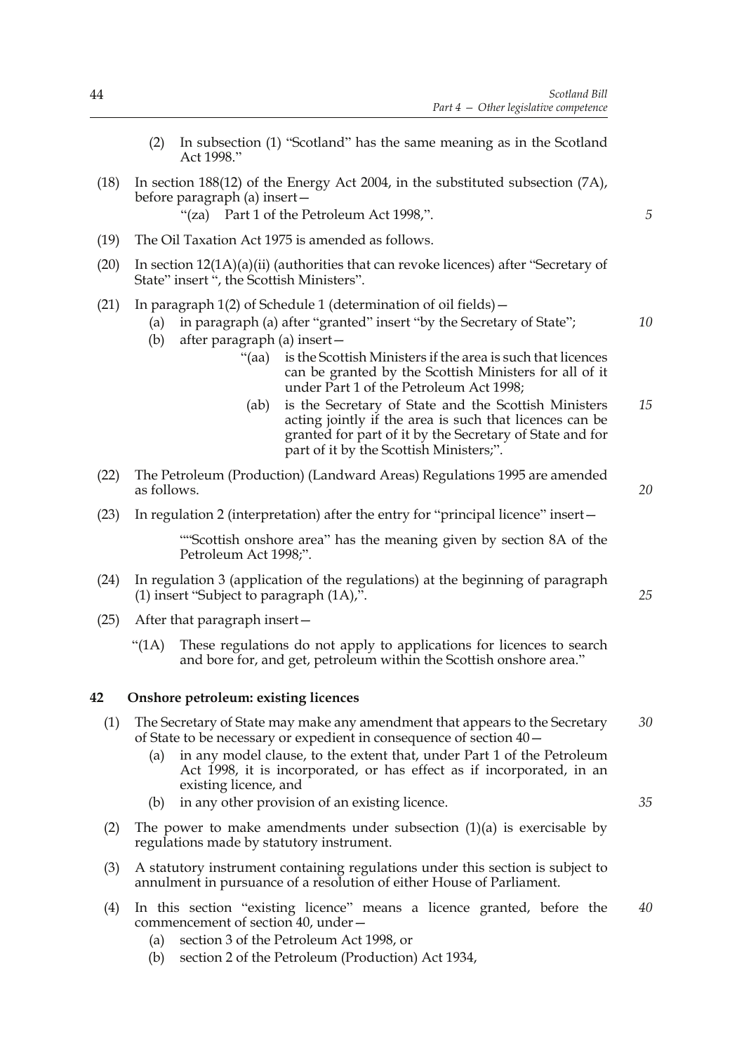(2) In subsection (1) "Scotland" has the same meaning as in the Scotland Act 1998."

(18) In section 188(12) of the Energy Act 2004, in the substituted subsection (7A), before paragraph (a) insert—

"(za) Part 1 of the Petroleum Act 1998,".

(19) The Oil Taxation Act 1975 is amended as follows.

(20) In section 12(1A)(a)(ii) (authorities that can revoke licences) after "Secretary of State" insert ", the Scottish Ministers".

(21) In paragraph 1(2) of Schedule 1 (determination of oil fields)—

(a) in paragraph (a) after "granted" insert "by the Secretary of State";

(b) after paragraph (a) insert—

"(aa) is the Scottish Ministers if the area is such that licences can be granted by the Scottish Ministers for all of it under Part 1 of the Petroleum Act 1998;

(ab) is the Secretary of State and the Scottish Ministers acting jointly if the area is such that licences can be granted for part of it by the Secretary of State and for part of it by the Scottish Ministers;".

(22) The Petroleum (Production) (Landward Areas) Regulations 1995 are amended as follows.

(23) In regulation 2 (interpretation) after the entry for "principal licence" insert—

""Scottish onshore area" has the meaning given by section 8A of the Petroleum Act 1998;".

(24) In regulation 3 (application of the regulations) at the beginning of paragraph (1) insert "Subject to paragraph (1A),".

(25) After that paragraph insert—

"(1A) These regulations do not apply to applications for licences to search and bore for, and get, petroleum within the Scottish onshore area."

### 42 Onshore petroleum: existing licences

(1) The Secretary of State may make any amendment that appears to the Secretary of State to be necessary or expedient in consequence of section 40—

(a) in any model clause, to the extent that, under Part 1 of the Petroleum Act 1998, it is incorporated, or has effect as if incorporated, in an existing licence, and

(b) in any other provision of an existing licence.

(2) The power to make amendments under subsection (1)(a) is exercisable by regulations made by statutory instrument.

(3) A statutory instrument containing regulations under this section is subject to annulment in pursuance of a resolution of either House of Parliament.

(4) In this section "existing licence" means a licence granted, before the commencement of section 40, under—

(a) section 3 of the Petroleum Act 1998, or

(b) section 2 of the Petroleum (Production) Act 1934,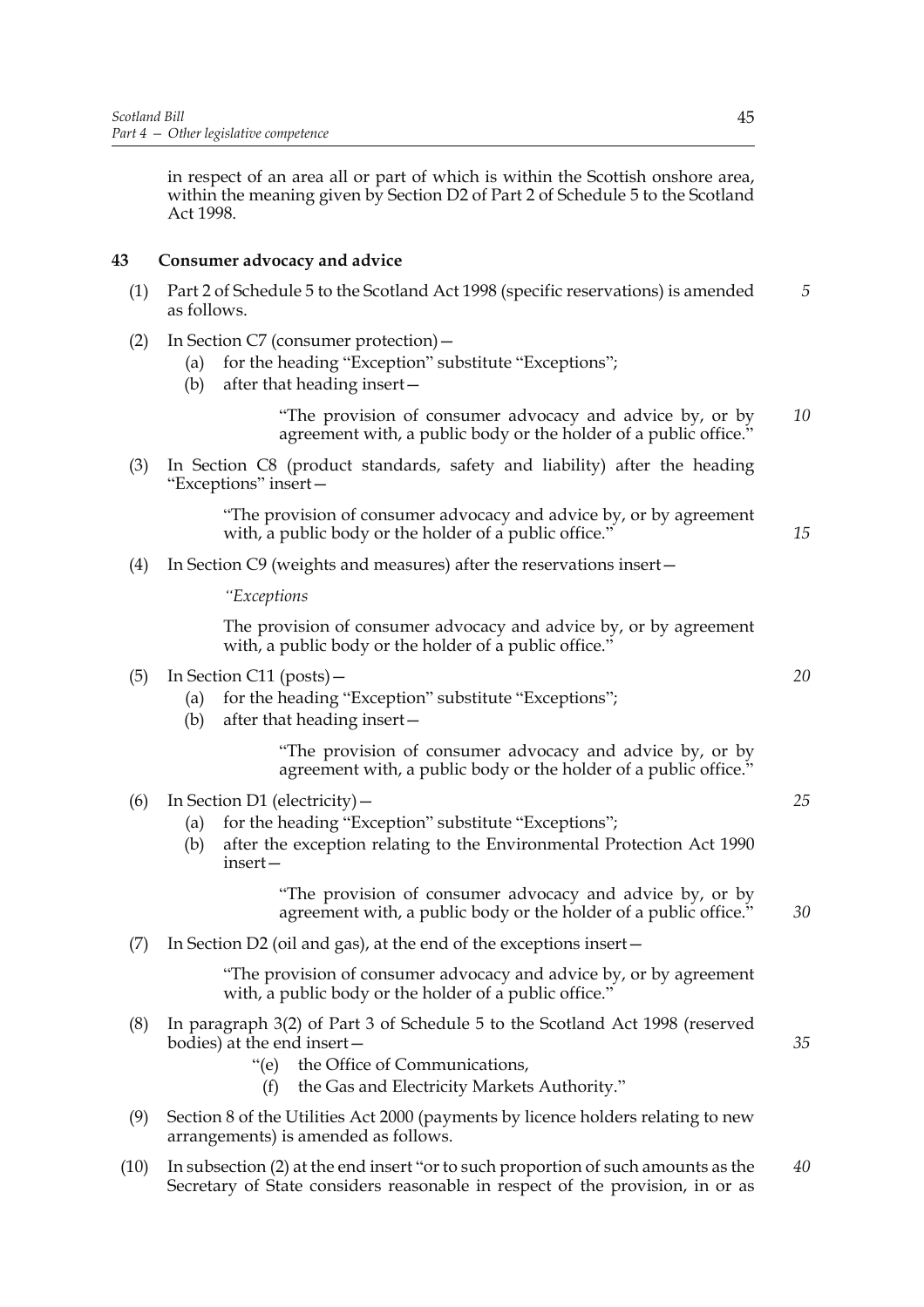in respect of an area all or part of which is within the Scottish onshore area, within the meaning given by Section D2 of Part 2 of Schedule 5 to the Scotland Act 1998.

**43 Consumer advocacy and advice**

(1) Part 2 of Schedule 5 to the Scotland Act 1998 (specific reservations) is amended as follows.

(2) In Section C7 (consumer protection)—

(a) for the heading "Exception" substitute "Exceptions";

(b) after that heading insert—

"The provision of consumer advocacy and advice by, or by agreement with, a public body or the holder of a public office."

(3) In Section C8 (product standards, safety and liability) after the heading "Exceptions" insert—

"The provision of consumer advocacy and advice by, or by agreement with, a public body or the holder of a public office."

(4) In Section C9 (weights and measures) after the reservations insert—

*"Exceptions*

The provision of consumer advocacy and advice by, or by agreement with, a public body or the holder of a public office."

(5) In Section C11 (posts)—

(a) for the heading "Exception" substitute "Exceptions";

(b) after that heading insert—

"The provision of consumer advocacy and advice by, or by agreement with, a public body or the holder of a public office."

(6) In Section D1 (electricity)—

(a) for the heading "Exception" substitute "Exceptions";

(b) after the exception relating to the Environmental Protection Act 1990 insert—

"The provision of consumer advocacy and advice by, or by agreement with, a public body or the holder of a public office."

(7) In Section D2 (oil and gas), at the end of the exceptions insert—

"The provision of consumer advocacy and advice by, or by agreement with, a public body or the holder of a public office."

(8) In paragraph 3(2) of Part 3 of Schedule 5 to the Scotland Act 1998 (reserved bodies) at the end insert—

"(e) the Office of Communications,

(f) the Gas and Electricity Markets Authority."

(9) Section 8 of the Utilities Act 2000 (payments by licence holders relating to new arrangements) is amended as follows.

(10) In subsection (2) at the end insert "or to such proportion of such amounts as the Secretary of State considers reasonable in respect of the provision, in or as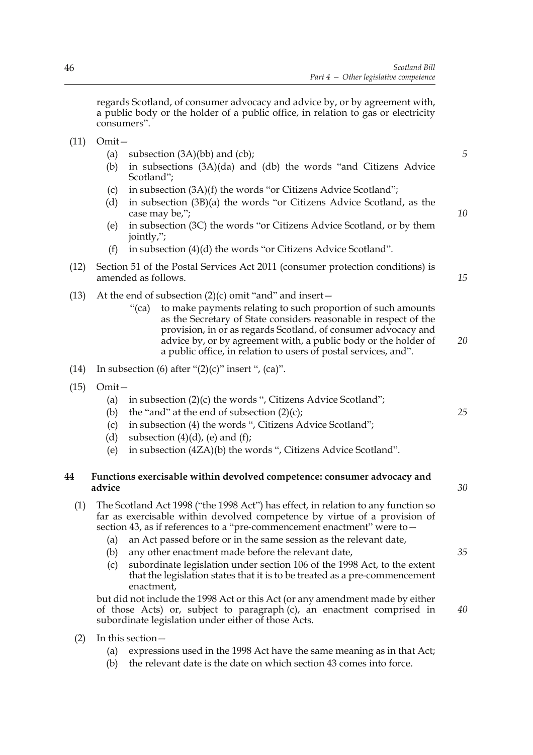regards Scotland, of consumer advocacy and advice by, or by agreement with, a public body or the holder of a public office, in relation to gas or electricity consumers".

(11) Omit—

- (a) subsection (3A)(bb) and (cb);
- (b) in subsections (3A)(da) and (db) the words "and Citizens Advice Scotland";
- (c) in subsection (3A)(f) the words "or Citizens Advice Scotland";
- (d) in subsection (3B)(a) the words "or Citizens Advice Scotland, as the case may be,";
- (e) in subsection (3C) the words "or Citizens Advice Scotland, or by them jointly,";
- (f) in subsection (4)(d) the words "or Citizens Advice Scotland".

(12) Section 51 of the Postal Services Act 2011 (consumer protection conditions) is amended as follows.

(13) At the end of subsection (2)(c) omit "and" and insert—

> "(ca) to make payments relating to such proportion of such amounts as the Secretary of State considers reasonable in respect of the provision, in or as regards Scotland, of consumer advocacy and advice by, or by agreement with, a public body or the holder of a public office, in relation to users of postal services, and".

(14) In subsection (6) after "(2)(c)" insert ", (ca)".

(15) Omit—

- (a) in subsection (2)(c) the words ", Citizens Advice Scotland";
- (b) the "and" at the end of subsection (2)(c);
- (c) in subsection (4) the words ", Citizens Advice Scotland";
- (d) subsection (4)(d), (e) and (f);
- (e) in subsection (4ZA)(b) the words ", Citizens Advice Scotland".

## 44 Functions exercisable within devolved competence: consumer advocacy and advice

(1) The Scotland Act 1998 ("the 1998 Act") has effect, in relation to any function so far as exercisable within devolved competence by virtue of a provision of section 43, as if references to a "pre-commencement enactment" were to—

- (a) an Act passed before or in the same session as the relevant date,
- (b) any other enactment made before the relevant date,
- (c) subordinate legislation under section 106 of the 1998 Act, to the extent that the legislation states that it is to be treated as a pre-commencement enactment,

but did not include the 1998 Act or this Act (or any amendment made by either of those Acts) or, subject to paragraph (c), an enactment comprised in subordinate legislation under either of those Acts.

(2) In this section—

- (a) expressions used in the 1998 Act have the same meaning as in that Act;
- (b) the relevant date is the date on which section 43 comes into force.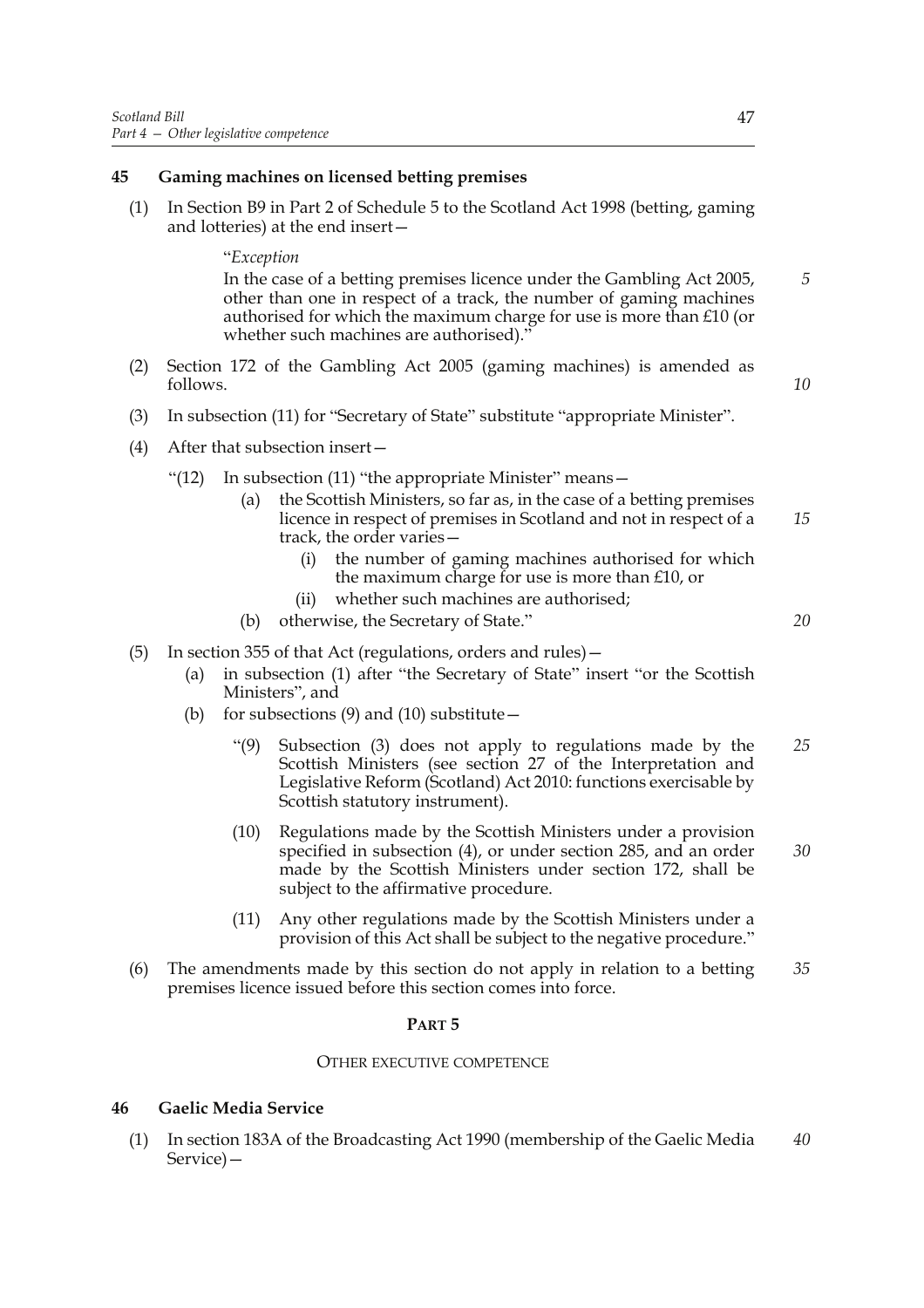## 45 Gaming machines on licensed betting premises

(1) In Section B9 in Part 2 of Schedule 5 to the Scotland Act 1998 (betting, gaming and lotteries) at the end insert—

> "*Exception*
>
> In the case of a betting premises licence under the Gambling Act 2005, other than one in respect of a track, the number of gaming machines authorised for which the maximum charge for use is more than £10 (or whether such machines are authorised)."

(2) Section 172 of the Gambling Act 2005 (gaming machines) is amended as follows.

(3) In subsection (11) for "Secretary of State" substitute "appropriate Minister".

(4) After that subsection insert—

> "(12) In subsection (11) "the appropriate Minister" means—
>
> (a) the Scottish Ministers, so far as, in the case of a betting premises licence in respect of premises in Scotland and not in respect of a track, the order varies—
>
> (i) the number of gaming machines authorised for which the maximum charge for use is more than £10, or
>
> (ii) whether such machines are authorised;
>
> (b) otherwise, the Secretary of State."

(5) In section 355 of that Act (regulations, orders and rules)—

(a) in subsection (1) after "the Secretary of State" insert "or the Scottish Ministers", and

(b) for subsections (9) and (10) substitute—

> "(9) Subsection (3) does not apply to regulations made by the Scottish Ministers (see section 27 of the Interpretation and Legislative Reform (Scotland) Act 2010: functions exercisable by Scottish statutory instrument).
>
> (10) Regulations made by the Scottish Ministers under a provision specified in subsection (4), or under section 285, and an order made by the Scottish Ministers under section 172, shall be subject to the affirmative procedure.
>
> (11) Any other regulations made by the Scottish Ministers under a provision of this Act shall be subject to the negative procedure."

(6) The amendments made by this section do not apply in relation to a betting premises licence issued before this section comes into force.

# PART 5

## OTHER EXECUTIVE COMPETENCE

## 46 Gaelic Media Service

(1) In section 183A of the Broadcasting Act 1990 (membership of the Gaelic Media Service)—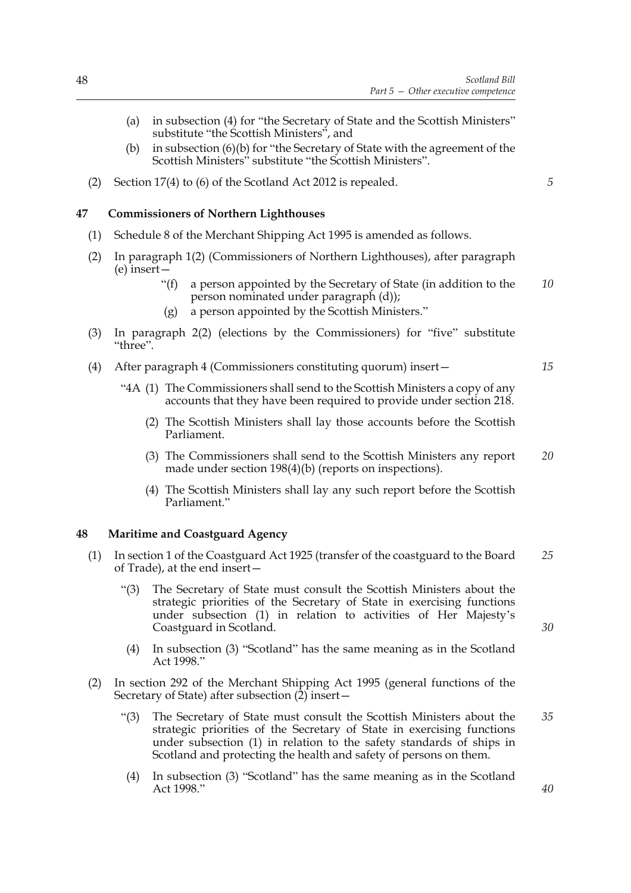(a) in subsection (4) for "the Secretary of State and the Scottish Ministers" substitute "the Scottish Ministers", and

(b) in subsection (6)(b) for "the Secretary of State with the agreement of the Scottish Ministers" substitute "the Scottish Ministers".

(2) Section 17(4) to (6) of the Scotland Act 2012 is repealed.

## 47 Commissioners of Northern Lighthouses

(1) Schedule 8 of the Merchant Shipping Act 1995 is amended as follows.

(2) In paragraph 1(2) (Commissioners of Northern Lighthouses), after paragraph (e) insert—

"(f) a person appointed by the Secretary of State (in addition to the person nominated under paragraph (d));

(g) a person appointed by the Scottish Ministers."

(3) In paragraph 2(2) (elections by the Commissioners) for "five" substitute "three".

(4) After paragraph 4 (Commissioners constituting quorum) insert—

"4A (1) The Commissioners shall send to the Scottish Ministers a copy of any accounts that they have been required to provide under section 218.

(2) The Scottish Ministers shall lay those accounts before the Scottish Parliament.

(3) The Commissioners shall send to the Scottish Ministers any report made under section 198(4)(b) (reports on inspections).

(4) The Scottish Ministers shall lay any such report before the Scottish Parliament."

## 48 Maritime and Coastguard Agency

(1) In section 1 of the Coastguard Act 1925 (transfer of the coastguard to the Board of Trade), at the end insert—

"(3) The Secretary of State must consult the Scottish Ministers about the strategic priorities of the Secretary of State in exercising functions under subsection (1) in relation to activities of Her Majesty's Coastguard in Scotland.

(4) In subsection (3) "Scotland" has the same meaning as in the Scotland Act 1998."

(2) In section 292 of the Merchant Shipping Act 1995 (general functions of the Secretary of State) after subsection (2) insert—

"(3) The Secretary of State must consult the Scottish Ministers about the strategic priorities of the Secretary of State in exercising functions under subsection (1) in relation to the safety standards of ships in Scotland and protecting the health and safety of persons on them.

(4) In subsection (3) "Scotland" has the same meaning as in the Scotland Act 1998."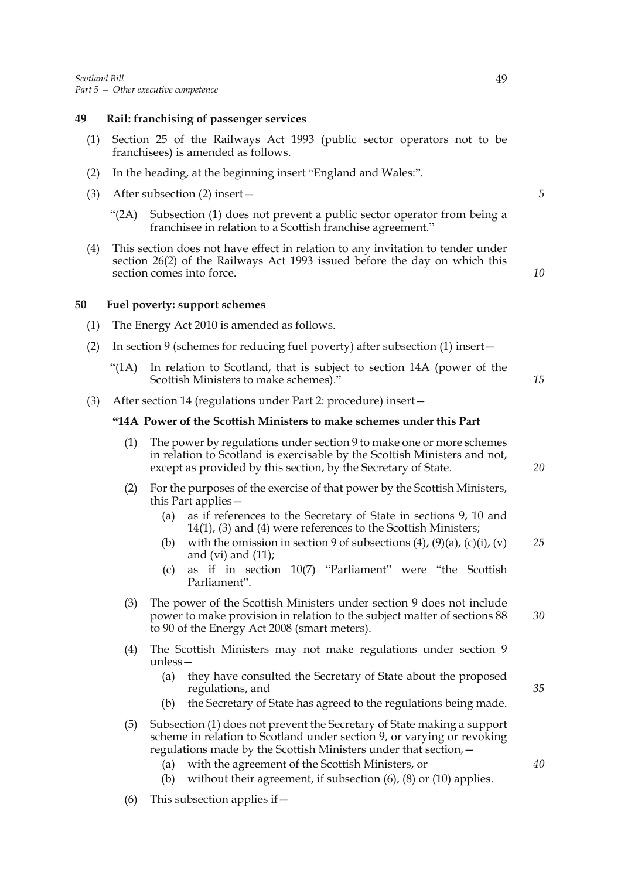## 49 Rail: franchising of passenger services

(1) Section 25 of the Railways Act 1993 (public sector operators not to be franchisees) is amended as follows.

(2) In the heading, at the beginning insert "England and Wales:".

(3) After subsection (2) insert—

"(2A) Subsection (1) does not prevent a public sector operator from being a franchisee in relation to a Scottish franchise agreement."

(4) This section does not have effect in relation to any invitation to tender under section 26(2) of the Railways Act 1993 issued before the day on which this section comes into force.

## 50 Fuel poverty: support schemes

(1) The Energy Act 2010 is amended as follows.

(2) In section 9 (schemes for reducing fuel poverty) after subsection (1) insert—

"(1A) In relation to Scotland, that is subject to section 14A (power of the Scottish Ministers to make schemes)."

(3) After section 14 (regulations under Part 2: procedure) insert—

**"14A Power of the Scottish Ministers to make schemes under this Part**

(1) The power by regulations under section 9 to make one or more schemes in relation to Scotland is exercisable by the Scottish Ministers and not, except as provided by this section, by the Secretary of State.

(2) For the purposes of the exercise of that power by the Scottish Ministers, this Part applies—

(a) as if references to the Secretary of State in sections 9, 10 and 14(1), (3) and (4) were references to the Scottish Ministers;

(b) with the omission in section 9 of subsections (4), (9)(a), (c)(i), (v) and (vi) and (11);

(c) as if in section 10(7) "Parliament" were "the Scottish Parliament".

(3) The power of the Scottish Ministers under section 9 does not include power to make provision in relation to the subject matter of sections 88 to 90 of the Energy Act 2008 (smart meters).

(4) The Scottish Ministers may not make regulations under section 9 unless—

(a) they have consulted the Secretary of State about the proposed regulations, and

(b) the Secretary of State has agreed to the regulations being made.

(5) Subsection (1) does not prevent the Secretary of State making a support scheme in relation to Scotland under section 9, or varying or revoking regulations made by the Scottish Ministers under that section,—

(a) with the agreement of the Scottish Ministers, or

(b) without their agreement, if subsection (6), (8) or (10) applies.

(6) This subsection applies if—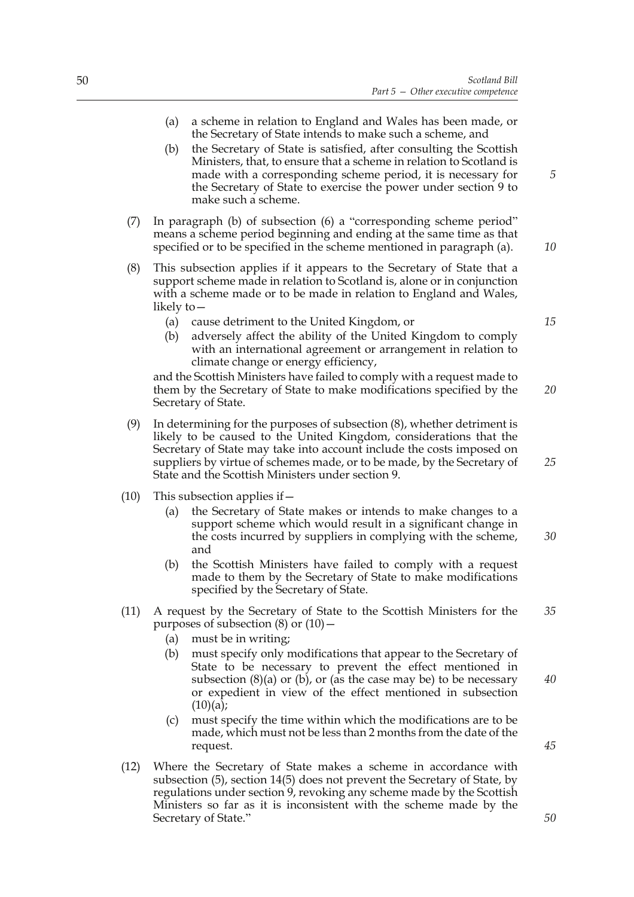(a) a scheme in relation to England and Wales has been made, or the Secretary of State intends to make such a scheme, and

(b) the Secretary of State is satisfied, after consulting the Scottish Ministers, that, to ensure that a scheme in relation to Scotland is made with a corresponding scheme period, it is necessary for the Secretary of State to exercise the power under section 9 to make such a scheme.

(7) In paragraph (b) of subsection (6) a "corresponding scheme period" means a scheme period beginning and ending at the same time as that specified or to be specified in the scheme mentioned in paragraph (a).

(8) This subsection applies if it appears to the Secretary of State that a support scheme made in relation to Scotland is, alone or in conjunction with a scheme made or to be made in relation to England and Wales, likely to—

(a) cause detriment to the United Kingdom, or

(b) adversely affect the ability of the United Kingdom to comply with an international agreement or arrangement in relation to climate change or energy efficiency,

and the Scottish Ministers have failed to comply with a request made to them by the Secretary of State to make modifications specified by the Secretary of State.

(9) In determining for the purposes of subsection (8), whether detriment is likely to be caused to the United Kingdom, considerations that the Secretary of State may take into account include the costs imposed on suppliers by virtue of schemes made, or to be made, by the Secretary of State and the Scottish Ministers under section 9.

(10) This subsection applies if—

(a) the Secretary of State makes or intends to make changes to a support scheme which would result in a significant change in the costs incurred by suppliers in complying with the scheme, and

(b) the Scottish Ministers have failed to comply with a request made to them by the Secretary of State to make modifications specified by the Secretary of State.

(11) A request by the Secretary of State to the Scottish Ministers for the purposes of subsection (8) or (10)—

(a) must be in writing;

(b) must specify only modifications that appear to the Secretary of State to be necessary to prevent the effect mentioned in subsection (8)(a) or (b), or (as the case may be) to be necessary or expedient in view of the effect mentioned in subsection (10)(a);

(c) must specify the time within which the modifications are to be made, which must not be less than 2 months from the date of the request.

(12) Where the Secretary of State makes a scheme in accordance with subsection (5), section 14(5) does not prevent the Secretary of State, by regulations under section 9, revoking any scheme made by the Scottish Ministers so far as it is inconsistent with the scheme made by the Secretary of State."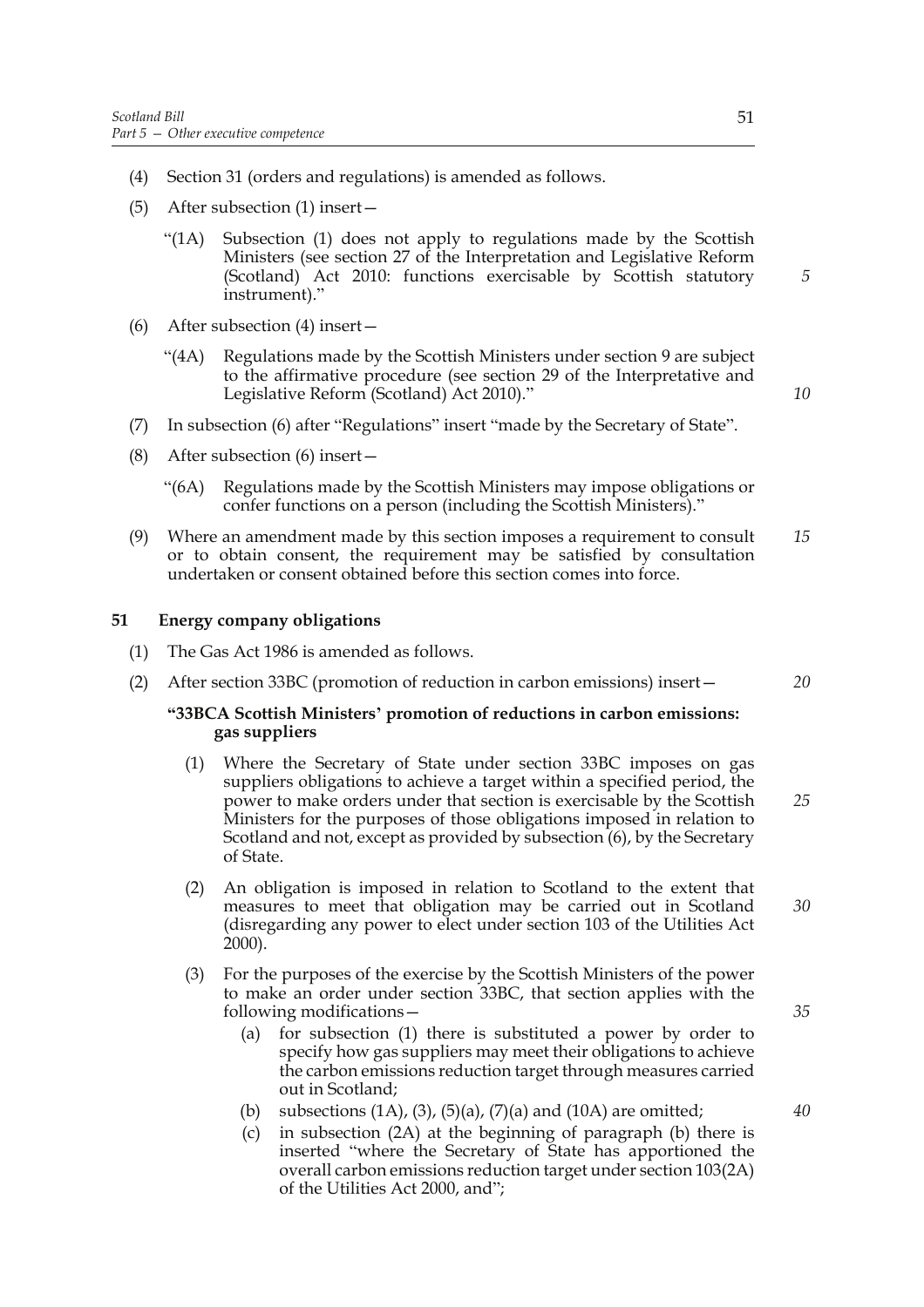(4) Section 31 (orders and regulations) is amended as follows.

(5) After subsection (1) insert—

> "(1A) Subsection (1) does not apply to regulations made by the Scottish Ministers (see section 27 of the Interpretation and Legislative Reform (Scotland) Act 2010: functions exercisable by Scottish statutory instrument)."

(6) After subsection (4) insert—

> "(4A) Regulations made by the Scottish Ministers under section 9 are subject to the affirmative procedure (see section 29 of the Interpretative and Legislative Reform (Scotland) Act 2010)."

(7) In subsection (6) after "Regulations" insert "made by the Secretary of State".

(8) After subsection (6) insert—

> "(6A) Regulations made by the Scottish Ministers may impose obligations or confer functions on a person (including the Scottish Ministers)."

(9) Where an amendment made by this section imposes a requirement to consult or to obtain consent, the requirement may be satisfied by consultation undertaken or consent obtained before this section comes into force.

### 51 Energy company obligations

(1) The Gas Act 1986 is amended as follows.

(2) After section 33BC (promotion of reduction in carbon emissions) insert—

> **"33BCA Scottish Ministers' promotion of reductions in carbon emissions: gas suppliers**
>
> (1) Where the Secretary of State under section 33BC imposes on gas suppliers obligations to achieve a target within a specified period, the power to make orders under that section is exercisable by the Scottish Ministers for the purposes of those obligations imposed in relation to Scotland and not, except as provided by subsection (6), by the Secretary of State.
>
> (2) An obligation is imposed in relation to Scotland to the extent that measures to meet that obligation may be carried out in Scotland (disregarding any power to elect under section 103 of the Utilities Act 2000).
>
> (3) For the purposes of the exercise by the Scottish Ministers of the power to make an order under section 33BC, that section applies with the following modifications—
>
> (a) for subsection (1) there is substituted a power by order to specify how gas suppliers may meet their obligations to achieve the carbon emissions reduction target through measures carried out in Scotland;
>
> (b) subsections (1A), (3), (5)(a), (7)(a) and (10A) are omitted;
>
> (c) in subsection (2A) at the beginning of paragraph (b) there is inserted "where the Secretary of State has apportioned the overall carbon emissions reduction target under section 103(2A) of the Utilities Act 2000, and";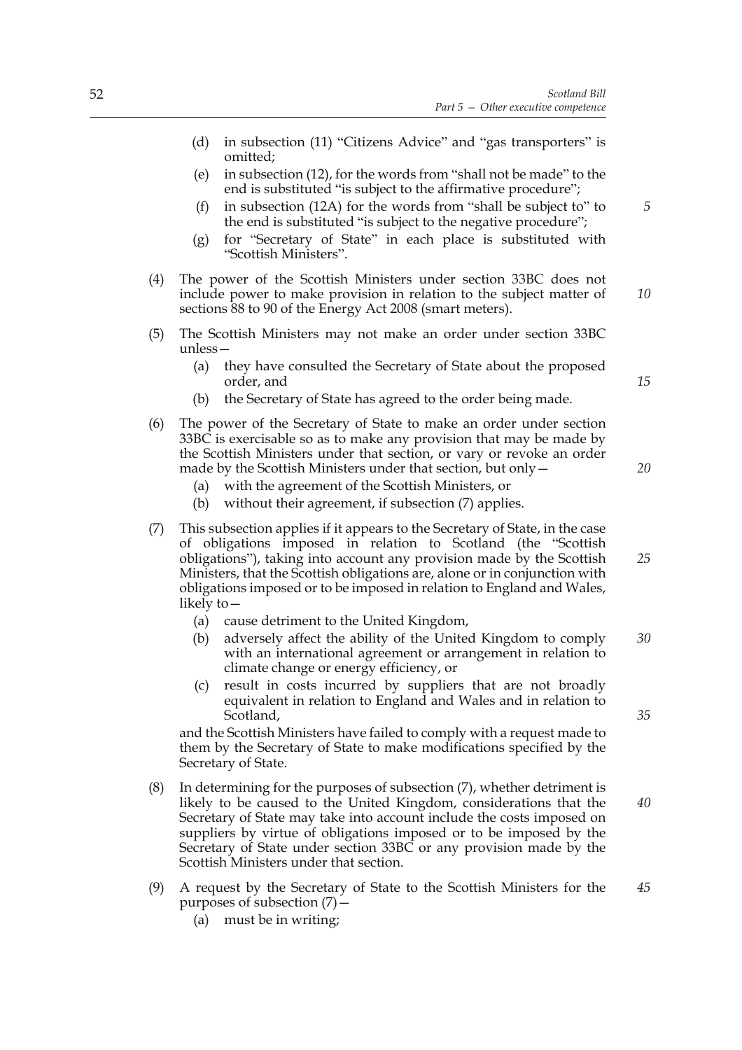(d) in subsection (11) "Citizens Advice" and "gas transporters" is omitted;

(e) in subsection (12), for the words from "shall not be made" to the end is substituted "is subject to the affirmative procedure";

(f) in subsection (12A) for the words from "shall be subject to" to the end is substituted "is subject to the negative procedure";

(g) for "Secretary of State" in each place is substituted with "Scottish Ministers".

(4) The power of the Scottish Ministers under section 33BC does not include power to make provision in relation to the subject matter of sections 88 to 90 of the Energy Act 2008 (smart meters).

(5) The Scottish Ministers may not make an order under section 33BC unless—

(a) they have consulted the Secretary of State about the proposed order, and

(b) the Secretary of State has agreed to the order being made.

(6) The power of the Secretary of State to make an order under section 33BC is exercisable so as to make any provision that may be made by the Scottish Ministers under that section, or vary or revoke an order made by the Scottish Ministers under that section, but only—

(a) with the agreement of the Scottish Ministers, or

(b) without their agreement, if subsection (7) applies.

(7) This subsection applies if it appears to the Secretary of State, in the case of obligations imposed in relation to Scotland (the "Scottish obligations"), taking into account any provision made by the Scottish Ministers, that the Scottish obligations are, alone or in conjunction with obligations imposed or to be imposed in relation to England and Wales, likely to—

(a) cause detriment to the United Kingdom,

(b) adversely affect the ability of the United Kingdom to comply with an international agreement or arrangement in relation to climate change or energy efficiency, or

(c) result in costs incurred by suppliers that are not broadly equivalent in relation to England and Wales and in relation to Scotland,

and the Scottish Ministers have failed to comply with a request made to them by the Secretary of State to make modifications specified by the Secretary of State.

(8) In determining for the purposes of subsection (7), whether detriment is likely to be caused to the United Kingdom, considerations that the Secretary of State may take into account include the costs imposed on suppliers by virtue of obligations imposed or to be imposed by the Secretary of State under section 33BC or any provision made by the Scottish Ministers under that section.

(9) A request by the Secretary of State to the Scottish Ministers for the purposes of subsection (7)—

(a) must be in writing;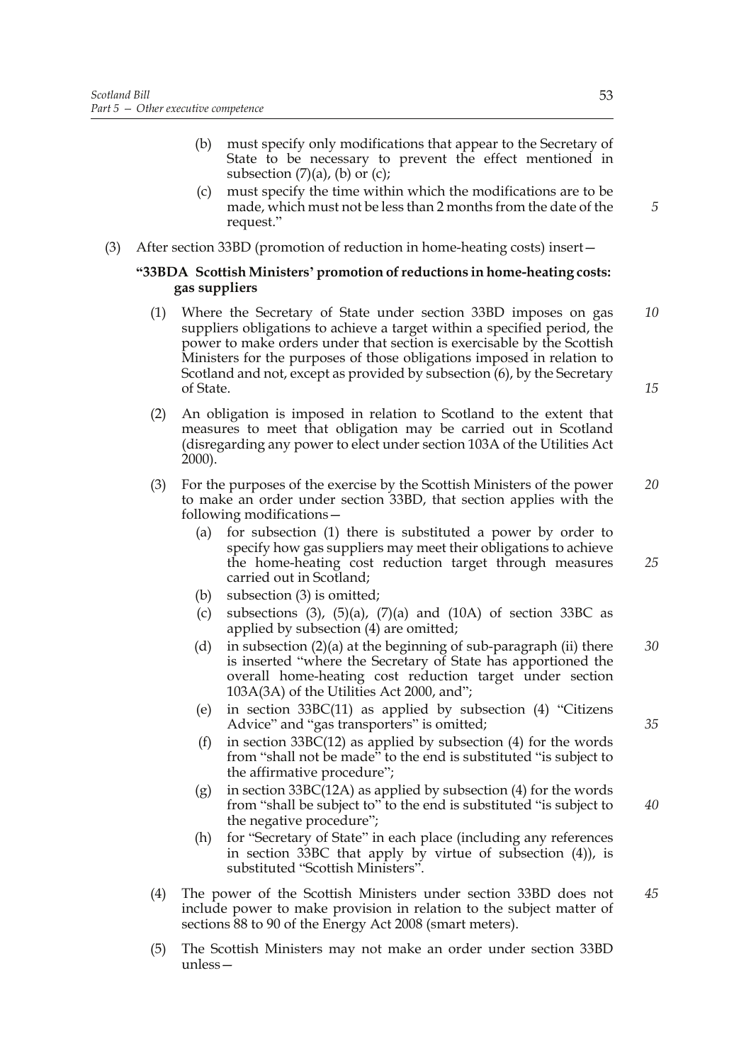(b) must specify only modifications that appear to the Secretary of State to be necessary to prevent the effect mentioned in subsection (7)(a), (b) or (c);

(c) must specify the time within which the modifications are to be made, which must not be less than 2 months from the date of the request."

(3) After section 33BD (promotion of reduction in home-heating costs) insert—

**"33BDA Scottish Ministers' promotion of reductions in home-heating costs: gas suppliers**

(1) Where the Secretary of State under section 33BD imposes on gas suppliers obligations to achieve a target within a specified period, the power to make orders under that section is exercisable by the Scottish Ministers for the purposes of those obligations imposed in relation to Scotland and not, except as provided by subsection (6), by the Secretary of State.

(2) An obligation is imposed in relation to Scotland to the extent that measures to meet that obligation may be carried out in Scotland (disregarding any power to elect under section 103A of the Utilities Act 2000).

(3) For the purposes of the exercise by the Scottish Ministers of the power to make an order under section 33BD, that section applies with the following modifications—

(a) for subsection (1) there is substituted a power by order to specify how gas suppliers may meet their obligations to achieve the home-heating cost reduction target through measures carried out in Scotland;

(b) subsection (3) is omitted;

(c) subsections (3), (5)(a), (7)(a) and (10A) of section 33BC as applied by subsection (4) are omitted;

(d) in subsection (2)(a) at the beginning of sub-paragraph (ii) there is inserted "where the Secretary of State has apportioned the overall home-heating cost reduction target under section 103A(3A) of the Utilities Act 2000, and";

(e) in section 33BC(11) as applied by subsection (4) "Citizens Advice" and "gas transporters" is omitted;

(f) in section 33BC(12) as applied by subsection (4) for the words from "shall not be made" to the end is substituted "is subject to the affirmative procedure";

(g) in section 33BC(12A) as applied by subsection (4) for the words from "shall be subject to" to the end is substituted "is subject to the negative procedure";

(h) for "Secretary of State" in each place (including any references in section 33BC that apply by virtue of subsection (4)), is substituted "Scottish Ministers".

(4) The power of the Scottish Ministers under section 33BD does not include power to make provision in relation to the subject matter of sections 88 to 90 of the Energy Act 2008 (smart meters).

(5) The Scottish Ministers may not make an order under section 33BD unless—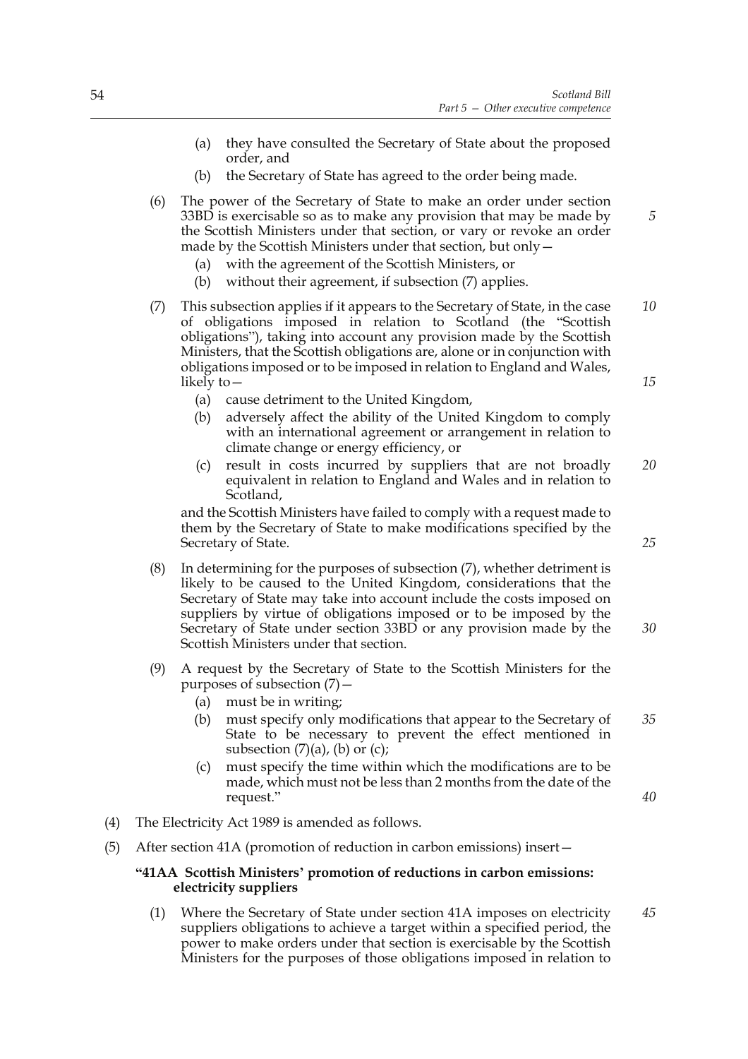(a) they have consulted the Secretary of State about the proposed order, and

(b) the Secretary of State has agreed to the order being made.

(6) The power of the Secretary of State to make an order under section 33BD is exercisable so as to make any provision that may be made by the Scottish Ministers under that section, or vary or revoke an order made by the Scottish Ministers under that section, but only—

(a) with the agreement of the Scottish Ministers, or

(b) without their agreement, if subsection (7) applies.

(7) This subsection applies if it appears to the Secretary of State, in the case of obligations imposed in relation to Scotland (the "Scottish obligations"), taking into account any provision made by the Scottish Ministers, that the Scottish obligations are, alone or in conjunction with obligations imposed or to be imposed in relation to England and Wales, likely to—

(a) cause detriment to the United Kingdom,

(b) adversely affect the ability of the United Kingdom to comply with an international agreement or arrangement in relation to climate change or energy efficiency, or

(c) result in costs incurred by suppliers that are not broadly equivalent in relation to England and Wales and in relation to Scotland,

and the Scottish Ministers have failed to comply with a request made to them by the Secretary of State to make modifications specified by the Secretary of State.

(8) In determining for the purposes of subsection (7), whether detriment is likely to be caused to the United Kingdom, considerations that the Secretary of State may take into account include the costs imposed on suppliers by virtue of obligations imposed or to be imposed by the Secretary of State under section 33BD or any provision made by the Scottish Ministers under that section.

(9) A request by the Secretary of State to the Scottish Ministers for the purposes of subsection (7)—

(a) must be in writing;

(b) must specify only modifications that appear to the Secretary of State to be necessary to prevent the effect mentioned in subsection (7)(a), (b) or (c);

(c) must specify the time within which the modifications are to be made, which must not be less than 2 months from the date of the request."

(4) The Electricity Act 1989 is amended as follows.

(5) After section 41A (promotion of reduction in carbon emissions) insert—

**"41AA Scottish Ministers' promotion of reductions in carbon emissions: electricity suppliers**

(1) Where the Secretary of State under section 41A imposes on electricity suppliers obligations to achieve a target within a specified period, the power to make orders under that section is exercisable by the Scottish Ministers for the purposes of those obligations imposed in relation to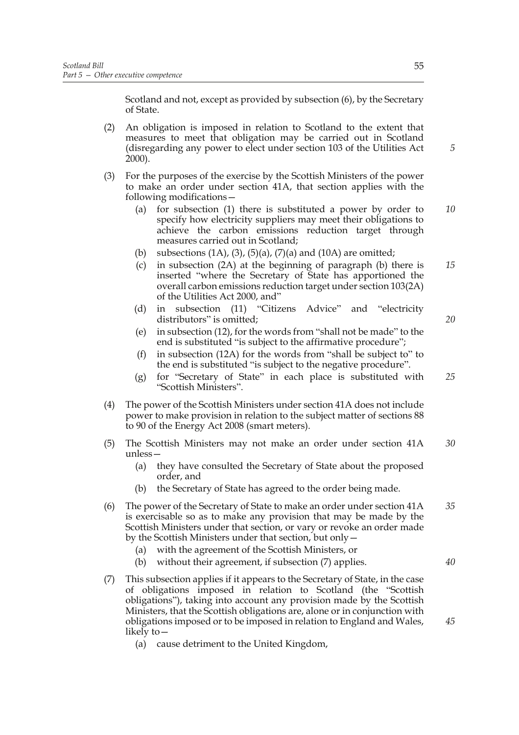Scotland and not, except as provided by subsection (6), by the Secretary of State.

(2) An obligation is imposed in relation to Scotland to the extent that measures to meet that obligation may be carried out in Scotland (disregarding any power to elect under section 103 of the Utilities Act 2000).

(3) For the purposes of the exercise by the Scottish Ministers of the power to make an order under section 41A, that section applies with the following modifications—

(a) for subsection (1) there is substituted a power by order to specify how electricity suppliers may meet their obligations to achieve the carbon emissions reduction target through measures carried out in Scotland;

(b) subsections (1A), (3), (5)(a), (7)(a) and (10A) are omitted;

(c) in subsection (2A) at the beginning of paragraph (b) there is inserted "where the Secretary of State has apportioned the overall carbon emissions reduction target under section 103(2A) of the Utilities Act 2000, and"

(d) in subsection (11) "Citizens Advice" and "electricity distributors" is omitted;

(e) in subsection (12), for the words from "shall not be made" to the end is substituted "is subject to the affirmative procedure";

(f) in subsection (12A) for the words from "shall be subject to" to the end is substituted "is subject to the negative procedure".

(g) for "Secretary of State" in each place is substituted with "Scottish Ministers".

(4) The power of the Scottish Ministers under section 41A does not include power to make provision in relation to the subject matter of sections 88 to 90 of the Energy Act 2008 (smart meters).

(5) The Scottish Ministers may not make an order under section 41A unless—

(a) they have consulted the Secretary of State about the proposed order, and

(b) the Secretary of State has agreed to the order being made.

(6) The power of the Secretary of State to make an order under section 41A is exercisable so as to make any provision that may be made by the Scottish Ministers under that section, or vary or revoke an order made by the Scottish Ministers under that section, but only—

(a) with the agreement of the Scottish Ministers, or

(b) without their agreement, if subsection (7) applies.

(7) This subsection applies if it appears to the Secretary of State, in the case of obligations imposed in relation to Scotland (the "Scottish obligations"), taking into account any provision made by the Scottish Ministers, that the Scottish obligations are, alone or in conjunction with obligations imposed or to be imposed in relation to England and Wales, likely to—

(a) cause detriment to the United Kingdom,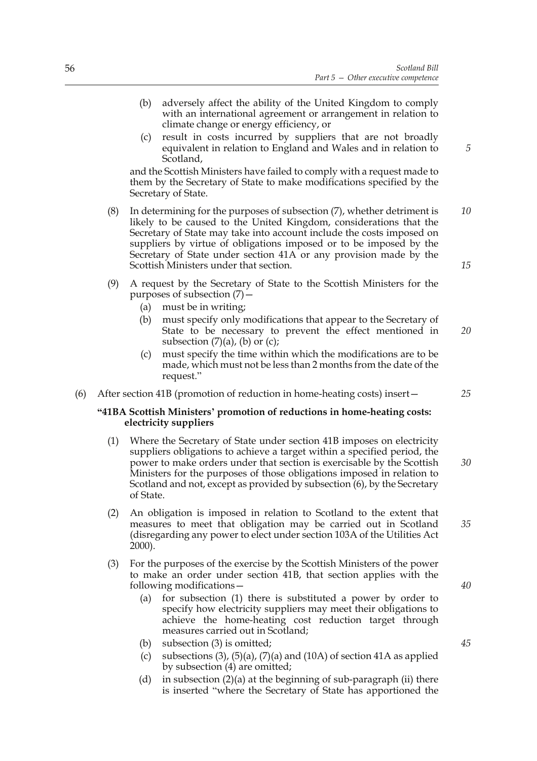(b) adversely affect the ability of the United Kingdom to comply with an international agreement or arrangement in relation to climate change or energy efficiency, or

(c) result in costs incurred by suppliers that are not broadly equivalent in relation to England and Wales and in relation to Scotland,

and the Scottish Ministers have failed to comply with a request made to them by the Secretary of State to make modifications specified by the Secretary of State.

(8) In determining for the purposes of subsection (7), whether detriment is likely to be caused to the United Kingdom, considerations that the Secretary of State may take into account include the costs imposed on suppliers by virtue of obligations imposed or to be imposed by the Secretary of State under section 41A or any provision made by the Scottish Ministers under that section.

(9) A request by the Secretary of State to the Scottish Ministers for the purposes of subsection (7)—

(a) must be in writing;

(b) must specify only modifications that appear to the Secretary of State to be necessary to prevent the effect mentioned in subsection (7)(a), (b) or (c);

(c) must specify the time within which the modifications are to be made, which must not be less than 2 months from the date of the request."

(6) After section 41B (promotion of reduction in home-heating costs) insert—

**"41BA Scottish Ministers' promotion of reductions in home-heating costs: electricity suppliers**

(1) Where the Secretary of State under section 41B imposes on electricity suppliers obligations to achieve a target within a specified period, the power to make orders under that section is exercisable by the Scottish Ministers for the purposes of those obligations imposed in relation to Scotland and not, except as provided by subsection (6), by the Secretary of State.

(2) An obligation is imposed in relation to Scotland to the extent that measures to meet that obligation may be carried out in Scotland (disregarding any power to elect under section 103A of the Utilities Act 2000).

(3) For the purposes of the exercise by the Scottish Ministers of the power to make an order under section 41B, that section applies with the following modifications—

(a) for subsection (1) there is substituted a power by order to specify how electricity suppliers may meet their obligations to achieve the home-heating cost reduction target through measures carried out in Scotland;

(b) subsection (3) is omitted;

(c) subsections (3), (5)(a), (7)(a) and (10A) of section 41A as applied by subsection (4) are omitted;

(d) in subsection (2)(a) at the beginning of sub-paragraph (ii) there is inserted "where the Secretary of State has apportioned the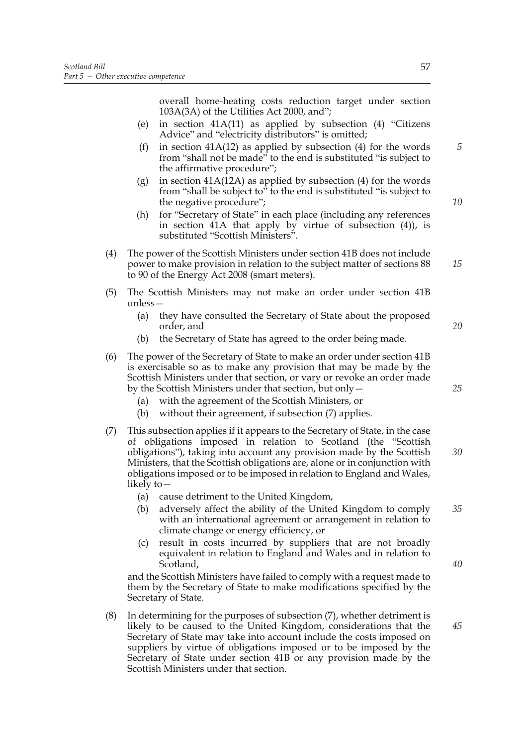overall home-heating costs reduction target under section 103A(3A) of the Utilities Act 2000, and";

(e) in section 41A(11) as applied by subsection (4) "Citizens Advice" and "electricity distributors" is omitted;

(f) in section 41A(12) as applied by subsection (4) for the words from "shall not be made" to the end is substituted "is subject to the affirmative procedure";

(g) in section 41A(12A) as applied by subsection (4) for the words from "shall be subject to" to the end is substituted "is subject to the negative procedure";

(h) for "Secretary of State" in each place (including any references in section 41A that apply by virtue of subsection (4)), is substituted "Scottish Ministers".

(4) The power of the Scottish Ministers under section 41B does not include power to make provision in relation to the subject matter of sections 88 to 90 of the Energy Act 2008 (smart meters).

(5) The Scottish Ministers may not make an order under section 41B unless—

(a) they have consulted the Secretary of State about the proposed order, and

(b) the Secretary of State has agreed to the order being made.

(6) The power of the Secretary of State to make an order under section 41B is exercisable so as to make any provision that may be made by the Scottish Ministers under that section, or vary or revoke an order made by the Scottish Ministers under that section, but only—

(a) with the agreement of the Scottish Ministers, or

(b) without their agreement, if subsection (7) applies.

(7) This subsection applies if it appears to the Secretary of State, in the case of obligations imposed in relation to Scotland (the "Scottish obligations"), taking into account any provision made by the Scottish Ministers, that the Scottish obligations are, alone or in conjunction with obligations imposed or to be imposed in relation to England and Wales, likely to—

(a) cause detriment to the United Kingdom,

(b) adversely affect the ability of the United Kingdom to comply with an international agreement or arrangement in relation to climate change or energy efficiency, or

(c) result in costs incurred by suppliers that are not broadly equivalent in relation to England and Wales and in relation to Scotland,

and the Scottish Ministers have failed to comply with a request made to them by the Secretary of State to make modifications specified by the Secretary of State.

(8) In determining for the purposes of subsection (7), whether detriment is likely to be caused to the United Kingdom, considerations that the Secretary of State may take into account include the costs imposed on suppliers by virtue of obligations imposed or to be imposed by the Secretary of State under section 41B or any provision made by the Scottish Ministers under that section.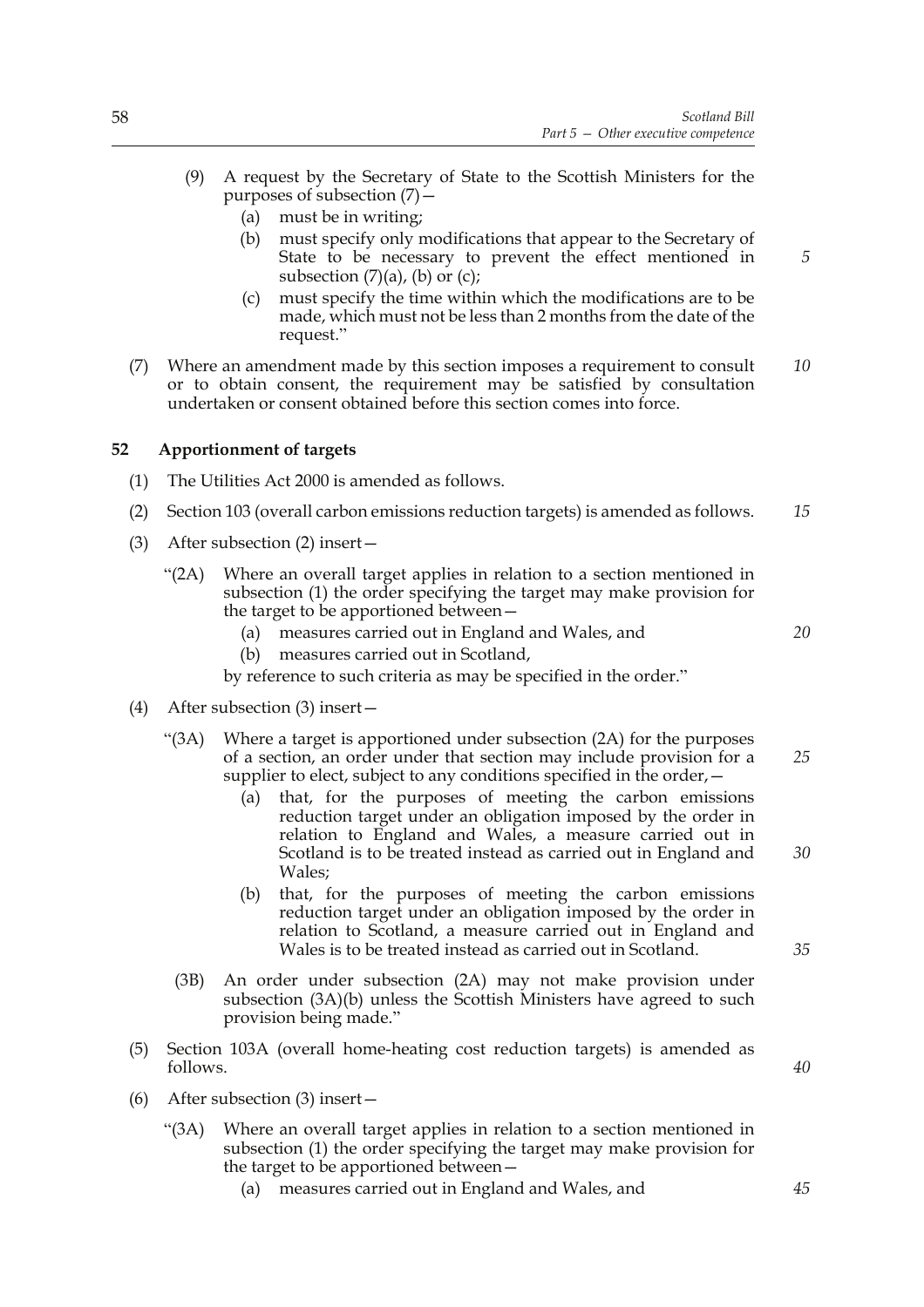(9) A request by the Secretary of State to the Scottish Ministers for the purposes of subsection (7)—

  (a) must be in writing;

  (b) must specify only modifications that appear to the Secretary of State to be necessary to prevent the effect mentioned in subsection (7)(a), (b) or (c);

  (c) must specify the time within which the modifications are to be made, which must not be less than 2 months from the date of the request."

(7) Where an amendment made by this section imposes a requirement to consult or to obtain consent, the requirement may be satisfied by consultation undertaken or consent obtained before this section comes into force.

### 52 Apportionment of targets

(1) The Utilities Act 2000 is amended as follows.

(2) Section 103 (overall carbon emissions reduction targets) is amended as follows.

(3) After subsection (2) insert—

"(2A) Where an overall target applies in relation to a section mentioned in subsection (1) the order specifying the target may make provision for the target to be apportioned between—

  (a) measures carried out in England and Wales, and

  (b) measures carried out in Scotland,

by reference to such criteria as may be specified in the order."

(4) After subsection (3) insert—

"(3A) Where a target is apportioned under subsection (2A) for the purposes of a section, an order under that section may include provision for a supplier to elect, subject to any conditions specified in the order,—

  (a) that, for the purposes of meeting the carbon emissions reduction target under an obligation imposed by the order in relation to England and Wales, a measure carried out in Scotland is to be treated instead as carried out in England and Wales;

  (b) that, for the purposes of meeting the carbon emissions reduction target under an obligation imposed by the order in relation to Scotland, a measure carried out in England and Wales is to be treated instead as carried out in Scotland.

(3B) An order under subsection (2A) may not make provision under subsection (3A)(b) unless the Scottish Ministers have agreed to such provision being made."

(5) Section 103A (overall home-heating cost reduction targets) is amended as follows.

(6) After subsection (3) insert—

"(3A) Where an overall target applies in relation to a section mentioned in subsection (1) the order specifying the target may make provision for the target to be apportioned between—

  (a) measures carried out in England and Wales, and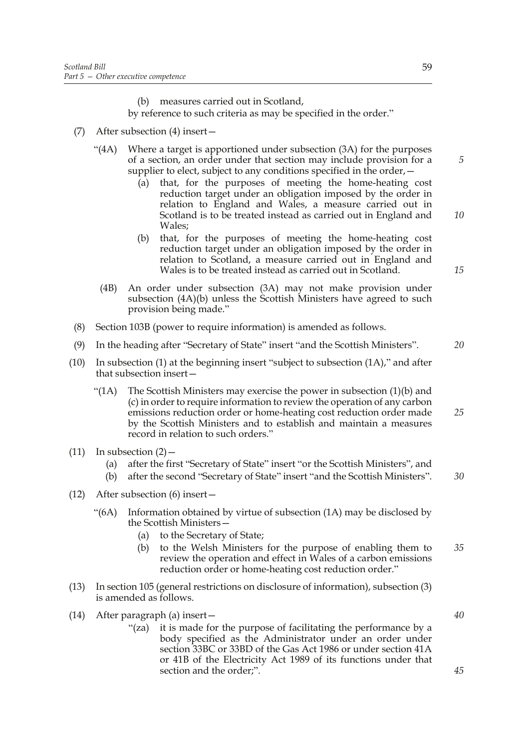(b) measures carried out in Scotland,

by reference to such criteria as may be specified in the order."

(7) After subsection (4) insert—

"(4A) Where a target is apportioned under subsection (3A) for the purposes of a section, an order under that section may include provision for a supplier to elect, subject to any conditions specified in the order,—

(a) that, for the purposes of meeting the home-heating cost reduction target under an obligation imposed by the order in relation to England and Wales, a measure carried out in Scotland is to be treated instead as carried out in England and Wales;

(b) that, for the purposes of meeting the home-heating cost reduction target under an obligation imposed by the order in relation to Scotland, a measure carried out in England and Wales is to be treated instead as carried out in Scotland.

(4B) An order under subsection (3A) may not make provision under subsection (4A)(b) unless the Scottish Ministers have agreed to such provision being made."

(8) Section 103B (power to require information) is amended as follows.

(9) In the heading after "Secretary of State" insert "and the Scottish Ministers".

(10) In subsection (1) at the beginning insert "subject to subsection (1A)," and after that subsection insert—

"(1A) The Scottish Ministers may exercise the power in subsection (1)(b) and (c) in order to require information to review the operation of any carbon emissions reduction order or home-heating cost reduction order made by the Scottish Ministers and to establish and maintain a measures record in relation to such orders."

(11) In subsection (2)—

(a) after the first "Secretary of State" insert "or the Scottish Ministers", and

(b) after the second "Secretary of State" insert "and the Scottish Ministers".

(12) After subsection (6) insert—

"(6A) Information obtained by virtue of subsection (1A) may be disclosed by the Scottish Ministers—

(a) to the Secretary of State;

(b) to the Welsh Ministers for the purpose of enabling them to review the operation and effect in Wales of a carbon emissions reduction order or home-heating cost reduction order."

(13) In section 105 (general restrictions on disclosure of information), subsection (3) is amended as follows.

(14) After paragraph (a) insert—

"(za) it is made for the purpose of facilitating the performance by a body specified as the Administrator under an order under section 33BC or 33BD of the Gas Act 1986 or under section 41A or 41B of the Electricity Act 1989 of its functions under that section and the order;".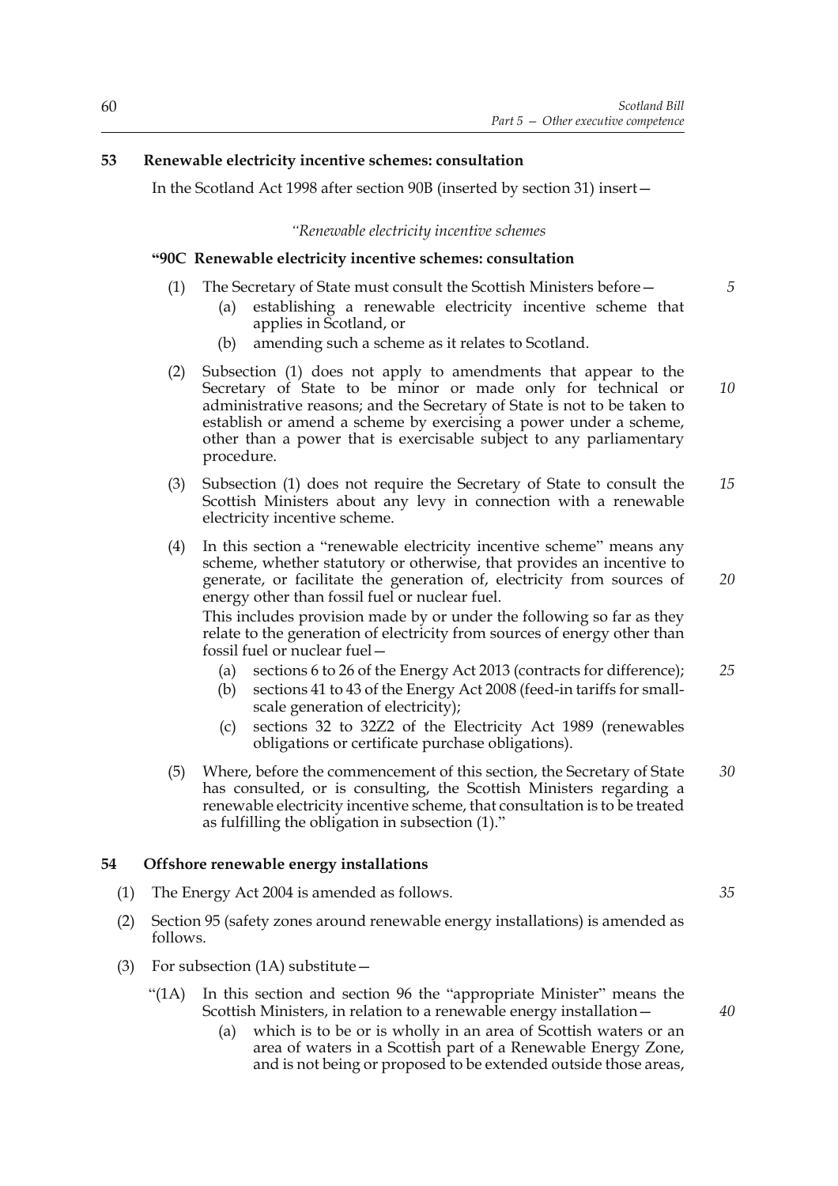**53 Renewable electricity incentive schemes: consultation**

In the Scotland Act 1998 after section 90B (inserted by section 31) insert—

*"Renewable electricity incentive schemes*

**"90C Renewable electricity incentive schemes: consultation**

(1) The Secretary of State must consult the Scottish Ministers before—

(a) establishing a renewable electricity incentive scheme that applies in Scotland, or

(b) amending such a scheme as it relates to Scotland.

(2) Subsection (1) does not apply to amendments that appear to the Secretary of State to be minor or made only for technical or administrative reasons; and the Secretary of State is not to be taken to establish or amend a scheme by exercising a power under a scheme, other than a power that is exercisable subject to any parliamentary procedure.

(3) Subsection (1) does not require the Secretary of State to consult the Scottish Ministers about any levy in connection with a renewable electricity incentive scheme.

(4) In this section a "renewable electricity incentive scheme" means any scheme, whether statutory or otherwise, that provides an incentive to generate, or facilitate the generation of, electricity from sources of energy other than fossil fuel or nuclear fuel.

This includes provision made by or under the following so far as they relate to the generation of electricity from sources of energy other than fossil fuel or nuclear fuel—

(a) sections 6 to 26 of the Energy Act 2013 (contracts for difference);

(b) sections 41 to 43 of the Energy Act 2008 (feed-in tariffs for small-scale generation of electricity);

(c) sections 32 to 32Z2 of the Electricity Act 1989 (renewables obligations or certificate purchase obligations).

(5) Where, before the commencement of this section, the Secretary of State has consulted, or is consulting, the Scottish Ministers regarding a renewable electricity incentive scheme, that consultation is to be treated as fulfilling the obligation in subsection (1)."

**54 Offshore renewable energy installations**

(1) The Energy Act 2004 is amended as follows.

(2) Section 95 (safety zones around renewable energy installations) is amended as follows.

(3) For subsection (1A) substitute—

"(1A) In this section and section 96 the "appropriate Minister" means the Scottish Ministers, in relation to a renewable energy installation—

(a) which is to be or is wholly in an area of Scottish waters or an area of waters in a Scottish part of a Renewable Energy Zone, and is not being or proposed to be extended outside those areas,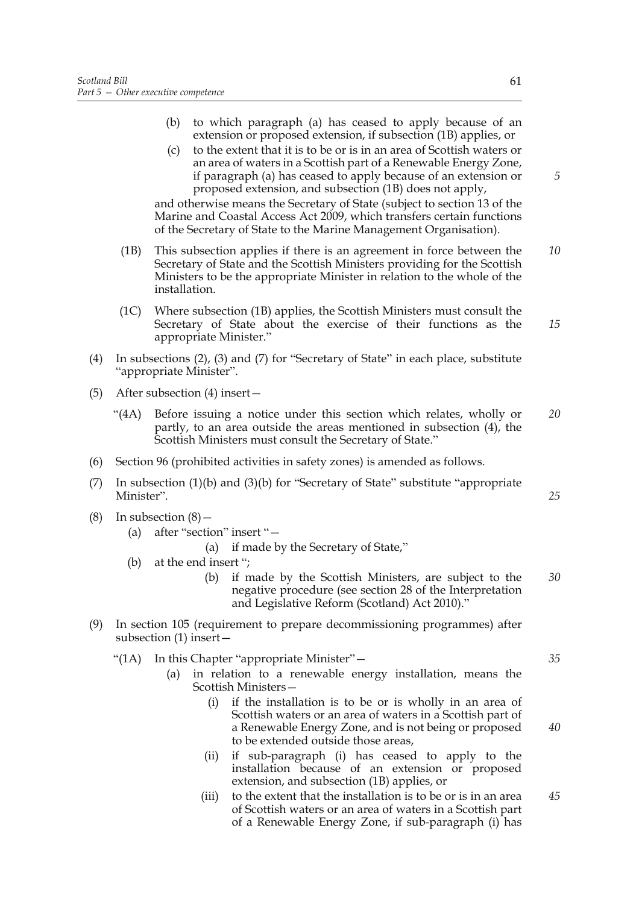(b) to which paragraph (a) has ceased to apply because of an extension or proposed extension, if subsection (1B) applies, or

(c) to the extent that it is to be or is in an area of Scottish waters or an area of waters in a Scottish part of a Renewable Energy Zone, if paragraph (a) has ceased to apply because of an extension or proposed extension, and subsection (1B) does not apply,

and otherwise means the Secretary of State (subject to section 13 of the Marine and Coastal Access Act 2009, which transfers certain functions of the Secretary of State to the Marine Management Organisation).

(1B) This subsection applies if there is an agreement in force between the Secretary of State and the Scottish Ministers providing for the Scottish Ministers to be the appropriate Minister in relation to the whole of the installation.

(1C) Where subsection (1B) applies, the Scottish Ministers must consult the Secretary of State about the exercise of their functions as the appropriate Minister."

(4) In subsections (2), (3) and (7) for "Secretary of State" in each place, substitute "appropriate Minister".

(5) After subsection (4) insert—

"(4A) Before issuing a notice under this section which relates, wholly or partly, to an area outside the areas mentioned in subsection (4), the Scottish Ministers must consult the Secretary of State."

(6) Section 96 (prohibited activities in safety zones) is amended as follows.

(7) In subsection (1)(b) and (3)(b) for "Secretary of State" substitute "appropriate Minister".

(8) In subsection (8)—

(a) after "section" insert "—

(a) if made by the Secretary of State,"

(b) at the end insert ";

(b) if made by the Scottish Ministers, are subject to the negative procedure (see section 28 of the Interpretation and Legislative Reform (Scotland) Act 2010)."

(9) In section 105 (requirement to prepare decommissioning programmes) after subsection (1) insert—

"(1A) In this Chapter "appropriate Minister"—

(a) in relation to a renewable energy installation, means the Scottish Ministers—

(i) if the installation is to be or is wholly in an area of Scottish waters or an area of waters in a Scottish part of a Renewable Energy Zone, and is not being or proposed to be extended outside those areas,

(ii) if sub-paragraph (i) has ceased to apply to the installation because of an extension or proposed extension, and subsection (1B) applies, or

(iii) to the extent that the installation is to be or is in an area of Scottish waters or an area of waters in a Scottish part of a Renewable Energy Zone, if sub-paragraph (i) has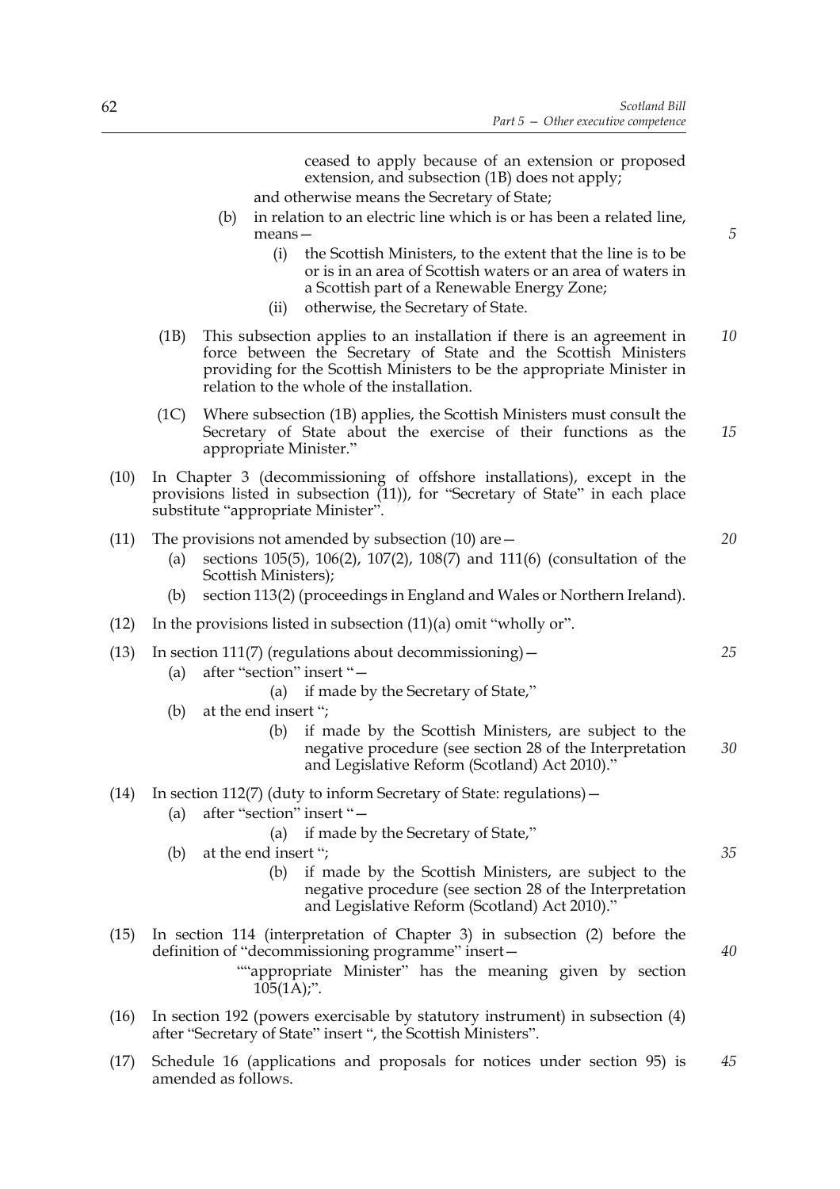ceased to apply because of an extension or proposed extension, and subsection (1B) does not apply;

and otherwise means the Secretary of State;

(b) in relation to an electric line which is or has been a related line, means—

(i) the Scottish Ministers, to the extent that the line is to be or is in an area of Scottish waters or an area of waters in a Scottish part of a Renewable Energy Zone;

(ii) otherwise, the Secretary of State.

(1B) This subsection applies to an installation if there is an agreement in force between the Secretary of State and the Scottish Ministers providing for the Scottish Ministers to be the appropriate Minister in relation to the whole of the installation.

(1C) Where subsection (1B) applies, the Scottish Ministers must consult the Secretary of State about the exercise of their functions as the appropriate Minister."

(10) In Chapter 3 (decommissioning of offshore installations), except in the provisions listed in subsection (11)), for "Secretary of State" in each place substitute "appropriate Minister".

(11) The provisions not amended by subsection (10) are—

(a) sections 105(5), 106(2), 107(2), 108(7) and 111(6) (consultation of the Scottish Ministers);

(b) section 113(2) (proceedings in England and Wales or Northern Ireland).

(12) In the provisions listed in subsection (11)(a) omit "wholly or".

(13) In section 111(7) (regulations about decommissioning)—

(a) after "section" insert "—

(a) if made by the Secretary of State,"

(b) at the end insert ";

(b) if made by the Scottish Ministers, are subject to the negative procedure (see section 28 of the Interpretation and Legislative Reform (Scotland) Act 2010)."

(14) In section 112(7) (duty to inform Secretary of State: regulations)—

(a) after "section" insert "—

(a) if made by the Secretary of State,"

(b) at the end insert ";

(b) if made by the Scottish Ministers, are subject to the negative procedure (see section 28 of the Interpretation and Legislative Reform (Scotland) Act 2010)."

(15) In section 114 (interpretation of Chapter 3) in subsection (2) before the definition of "decommissioning programme" insert—

""appropriate Minister" has the meaning given by section 105(1A);".

(16) In section 192 (powers exercisable by statutory instrument) in subsection (4) after "Secretary of State" insert ", the Scottish Ministers".

(17) Schedule 16 (applications and proposals for notices under section 95) is amended as follows.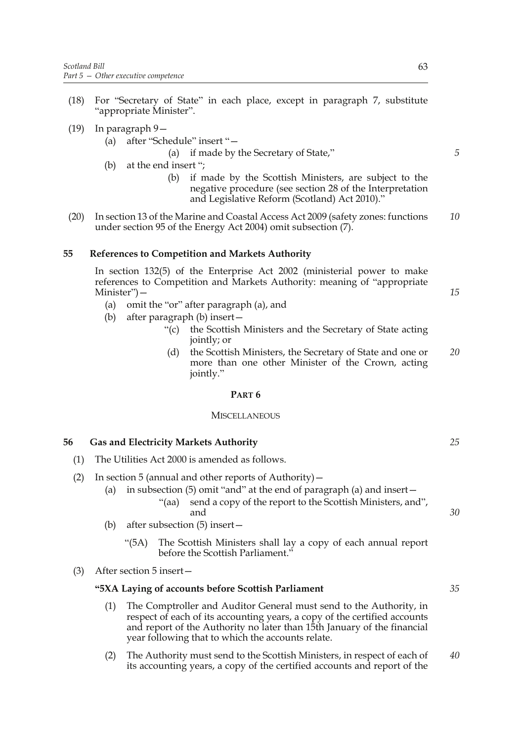(18) For "Secretary of State" in each place, except in paragraph 7, substitute "appropriate Minister".

(19) In paragraph 9—

(a) after "Schedule" insert "—

(a) if made by the Secretary of State,"

(b) at the end insert ";

(b) if made by the Scottish Ministers, are subject to the negative procedure (see section 28 of the Interpretation and Legislative Reform (Scotland) Act 2010)."

(20) In section 13 of the Marine and Coastal Access Act 2009 (safety zones: functions under section 95 of the Energy Act 2004) omit subsection (7).

### 55 References to Competition and Markets Authority

In section 132(5) of the Enterprise Act 2002 (ministerial power to make references to Competition and Markets Authority: meaning of "appropriate Minister")—

(a) omit the "or" after paragraph (a), and

(b) after paragraph (b) insert—

"(c) the Scottish Ministers and the Secretary of State acting jointly; or

(d) the Scottish Ministers, the Secretary of State and one or more than one other Minister of the Crown, acting jointly."

## PART 6

## MISCELLANEOUS

### 56 Gas and Electricity Markets Authority

(1) The Utilities Act 2000 is amended as follows.

(2) In section 5 (annual and other reports of Authority)—

(a) in subsection (5) omit "and" at the end of paragraph (a) and insert—

"(aa) send a copy of the report to the Scottish Ministers, and", and

(b) after subsection (5) insert—

"(5A) The Scottish Ministers shall lay a copy of each annual report before the Scottish Parliament."

(3) After section 5 insert—

**"5XA Laying of accounts before Scottish Parliament**

(1) The Comptroller and Auditor General must send to the Authority, in respect of each of its accounting years, a copy of the certified accounts and report of the Authority no later than 15th January of the financial year following that to which the accounts relate.

(2) The Authority must send to the Scottish Ministers, in respect of each of its accounting years, a copy of the certified accounts and report of the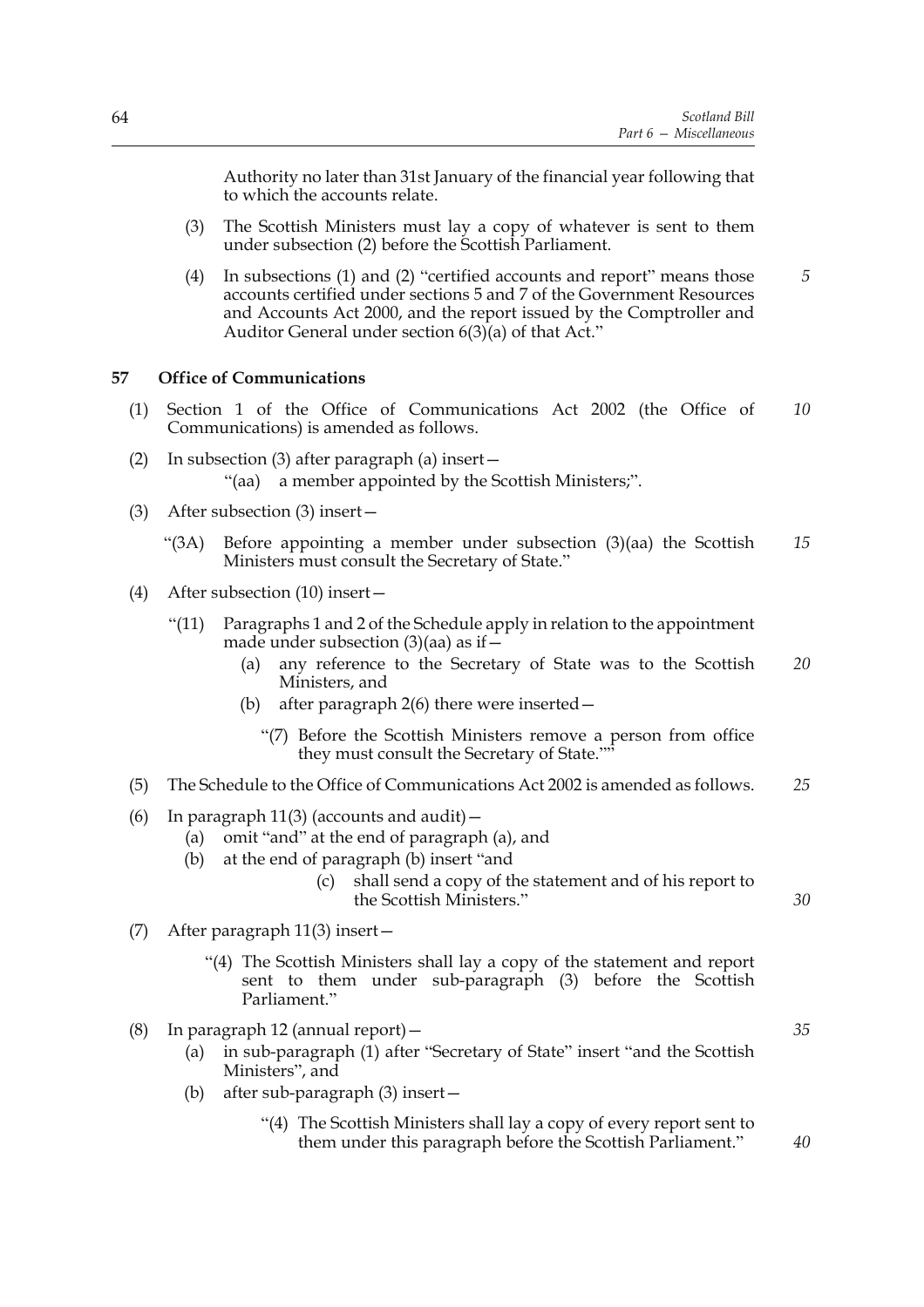Authority no later than 31st January of the financial year following that to which the accounts relate.

(3) The Scottish Ministers must lay a copy of whatever is sent to them under subsection (2) before the Scottish Parliament.

(4) In subsections (1) and (2) "certified accounts and report" means those accounts certified under sections 5 and 7 of the Government Resources and Accounts Act 2000, and the report issued by the Comptroller and Auditor General under section 6(3)(a) of that Act."

**57 Office of Communications**

(1) Section 1 of the Office of Communications Act 2002 (the Office of Communications) is amended as follows.

(2) In subsection (3) after paragraph (a) insert—

"(aa) a member appointed by the Scottish Ministers;".

(3) After subsection (3) insert—

"(3A) Before appointing a member under subsection (3)(aa) the Scottish Ministers must consult the Secretary of State."

(4) After subsection (10) insert—

"(11) Paragraphs 1 and 2 of the Schedule apply in relation to the appointment made under subsection (3)(aa) as if—

(a) any reference to the Secretary of State was to the Scottish Ministers, and

(b) after paragraph 2(6) there were inserted—

"(7) Before the Scottish Ministers remove a person from office they must consult the Secretary of State.""

(5) The Schedule to the Office of Communications Act 2002 is amended as follows.

(6) In paragraph 11(3) (accounts and audit)—

(a) omit "and" at the end of paragraph (a), and

(b) at the end of paragraph (b) insert "and

(c) shall send a copy of the statement and of his report to the Scottish Ministers."

(7) After paragraph 11(3) insert—

"(4) The Scottish Ministers shall lay a copy of the statement and report sent to them under sub-paragraph (3) before the Scottish Parliament."

(8) In paragraph 12 (annual report)—

(a) in sub-paragraph (1) after "Secretary of State" insert "and the Scottish Ministers", and

(b) after sub-paragraph (3) insert—

"(4) The Scottish Ministers shall lay a copy of every report sent to them under this paragraph before the Scottish Parliament."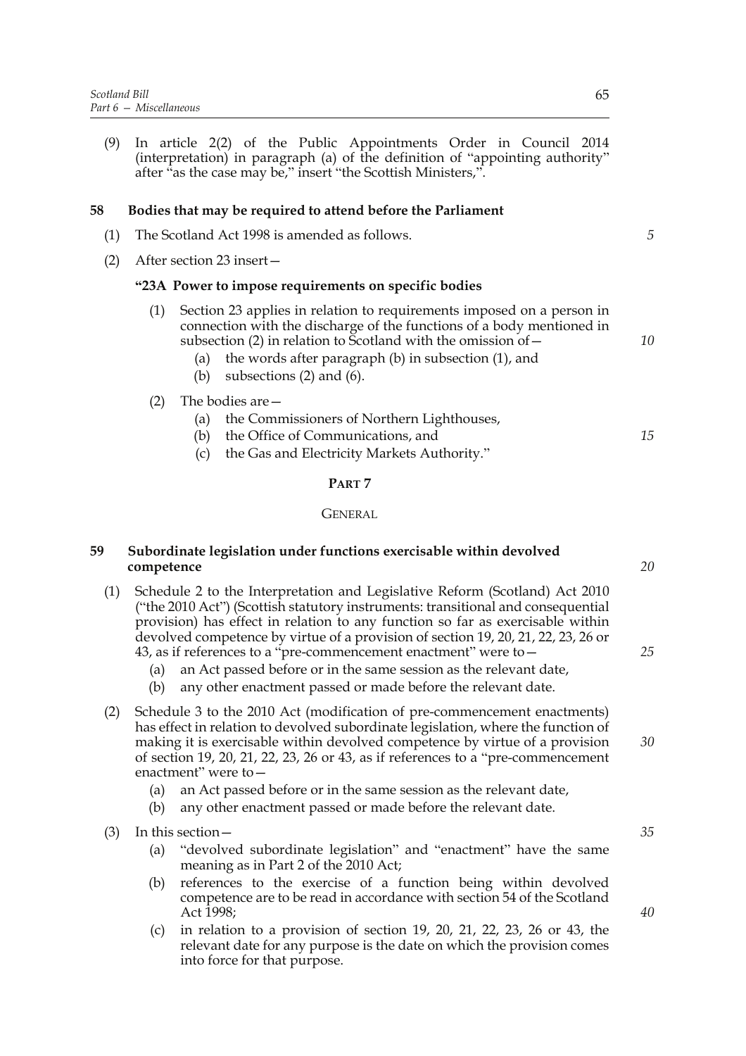(9) In article 2(2) of the Public Appointments Order in Council 2014 (interpretation) in paragraph (a) of the definition of "appointing authority" after "as the case may be," insert "the Scottish Ministers,".

### 58 Bodies that may be required to attend before the Parliament

(1) The Scotland Act 1998 is amended as follows.

(2) After section 23 insert—

**"23A Power to impose requirements on specific bodies**

(1) Section 23 applies in relation to requirements imposed on a person in connection with the discharge of the functions of a body mentioned in subsection (2) in relation to Scotland with the omission of—

(a) the words after paragraph (b) in subsection (1), and

(b) subsections (2) and (6).

(2) The bodies are—

(a) the Commissioners of Northern Lighthouses,

(b) the Office of Communications, and

(c) the Gas and Electricity Markets Authority."

## PART 7

## GENERAL

### 59 Subordinate legislation under functions exercisable within devolved competence

(1) Schedule 2 to the Interpretation and Legislative Reform (Scotland) Act 2010 ("the 2010 Act") (Scottish statutory instruments: transitional and consequential provision) has effect in relation to any function so far as exercisable within devolved competence by virtue of a provision of section 19, 20, 21, 22, 23, 26 or 43, as if references to a "pre-commencement enactment" were to—

(a) an Act passed before or in the same session as the relevant date,

(b) any other enactment passed or made before the relevant date.

(2) Schedule 3 to the 2010 Act (modification of pre-commencement enactments) has effect in relation to devolved subordinate legislation, where the function of making it is exercisable within devolved competence by virtue of a provision of section 19, 20, 21, 22, 23, 26 or 43, as if references to a "pre-commencement enactment" were to—

(a) an Act passed before or in the same session as the relevant date,

(b) any other enactment passed or made before the relevant date.

(3) In this section—

(a) "devolved subordinate legislation" and "enactment" have the same meaning as in Part 2 of the 2010 Act;

(b) references to the exercise of a function being within devolved competence are to be read in accordance with section 54 of the Scotland Act 1998;

(c) in relation to a provision of section 19, 20, 21, 22, 23, 26 or 43, the relevant date for any purpose is the date on which the provision comes into force for that purpose.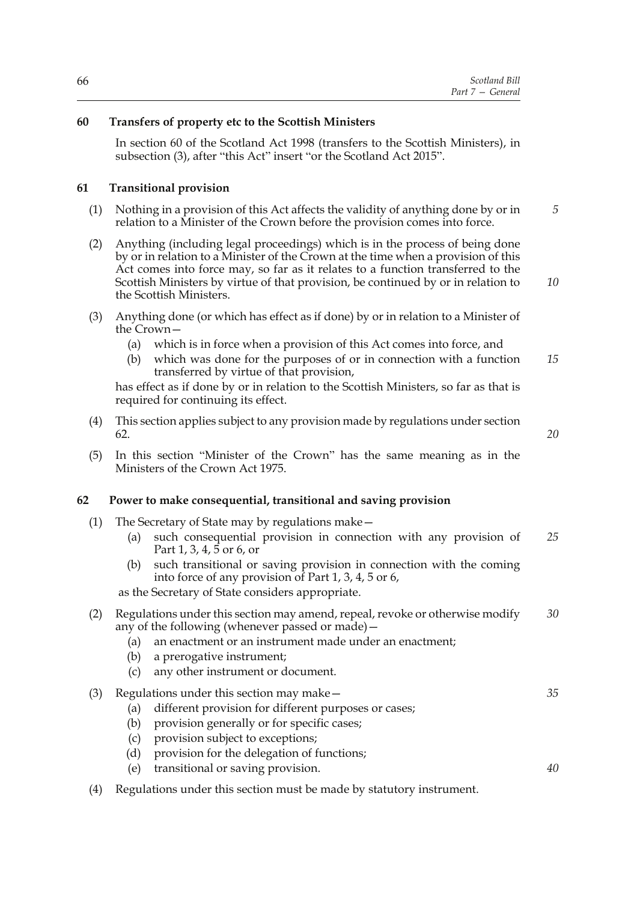### 60 Transfers of property etc to the Scottish Ministers

In section 60 of the Scotland Act 1998 (transfers to the Scottish Ministers), in subsection (3), after "this Act" insert "or the Scotland Act 2015".

### 61 Transitional provision

(1) Nothing in a provision of this Act affects the validity of anything done by or in relation to a Minister of the Crown before the provision comes into force.

(2) Anything (including legal proceedings) which is in the process of being done by or in relation to a Minister of the Crown at the time when a provision of this Act comes into force may, so far as it relates to a function transferred to the Scottish Ministers by virtue of that provision, be continued by or in relation to the Scottish Ministers.

(3) Anything done (or which has effect as if done) by or in relation to a Minister of the Crown—

- (a) which is in force when a provision of this Act comes into force, and
- (b) which was done for the purposes of or in connection with a function transferred by virtue of that provision,

has effect as if done by or in relation to the Scottish Ministers, so far as that is required for continuing its effect.

(4) This section applies subject to any provision made by regulations under section 62.

(5) In this section "Minister of the Crown" has the same meaning as in the Ministers of the Crown Act 1975.

### 62 Power to make consequential, transitional and saving provision

(1) The Secretary of State may by regulations make—

- (a) such consequential provision in connection with any provision of Part 1, 3, 4, 5 or 6, or
- (b) such transitional or saving provision in connection with the coming into force of any provision of Part 1, 3, 4, 5 or 6,

as the Secretary of State considers appropriate.

(2) Regulations under this section may amend, repeal, revoke or otherwise modify any of the following (whenever passed or made)—

- (a) an enactment or an instrument made under an enactment;
- (b) a prerogative instrument;
- (c) any other instrument or document.

(3) Regulations under this section may make—

- (a) different provision for different purposes or cases;
- (b) provision generally or for specific cases;
- (c) provision subject to exceptions;
- (d) provision for the delegation of functions;
- (e) transitional or saving provision.

(4) Regulations under this section must be made by statutory instrument.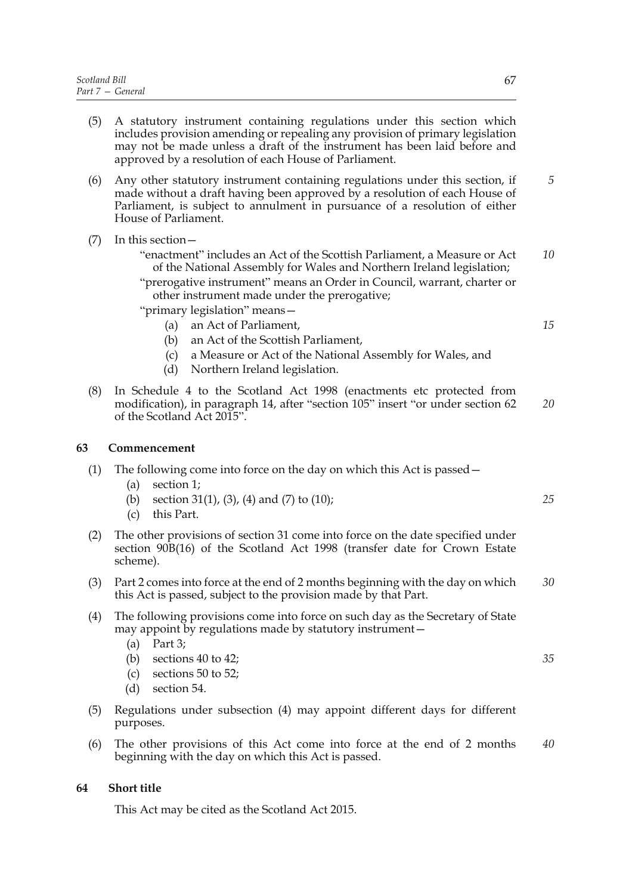(5) A statutory instrument containing regulations under this section which includes provision amending or repealing any provision of primary legislation may not be made unless a draft of the instrument has been laid before and approved by a resolution of each House of Parliament.

(6) Any other statutory instrument containing regulations under this section, if made without a draft having been approved by a resolution of each House of Parliament, is subject to annulment in pursuance of a resolution of either House of Parliament.

(7) In this section—

"enactment" includes an Act of the Scottish Parliament, a Measure or Act of the National Assembly for Wales and Northern Ireland legislation;

"prerogative instrument" means an Order in Council, warrant, charter or other instrument made under the prerogative;

"primary legislation" means—

(a) an Act of Parliament,
(b) an Act of the Scottish Parliament,
(c) a Measure or Act of the National Assembly for Wales, and
(d) Northern Ireland legislation.

(8) In Schedule 4 to the Scotland Act 1998 (enactments etc protected from modification), in paragraph 14, after "section 105" insert "or under section 62 of the Scotland Act 2015".

## 63 Commencement

(1) The following come into force on the day on which this Act is passed—

(a) section 1;
(b) section 31(1), (3), (4) and (7) to (10);
(c) this Part.

(2) The other provisions of section 31 come into force on the date specified under section 90B(16) of the Scotland Act 1998 (transfer date for Crown Estate scheme).

(3) Part 2 comes into force at the end of 2 months beginning with the day on which this Act is passed, subject to the provision made by that Part.

(4) The following provisions come into force on such day as the Secretary of State may appoint by regulations made by statutory instrument—

(a) Part 3;
(b) sections 40 to 42;
(c) sections 50 to 52;
(d) section 54.

(5) Regulations under subsection (4) may appoint different days for different purposes.

(6) The other provisions of this Act come into force at the end of 2 months beginning with the day on which this Act is passed.

## 64 Short title

This Act may be cited as the Scotland Act 2015.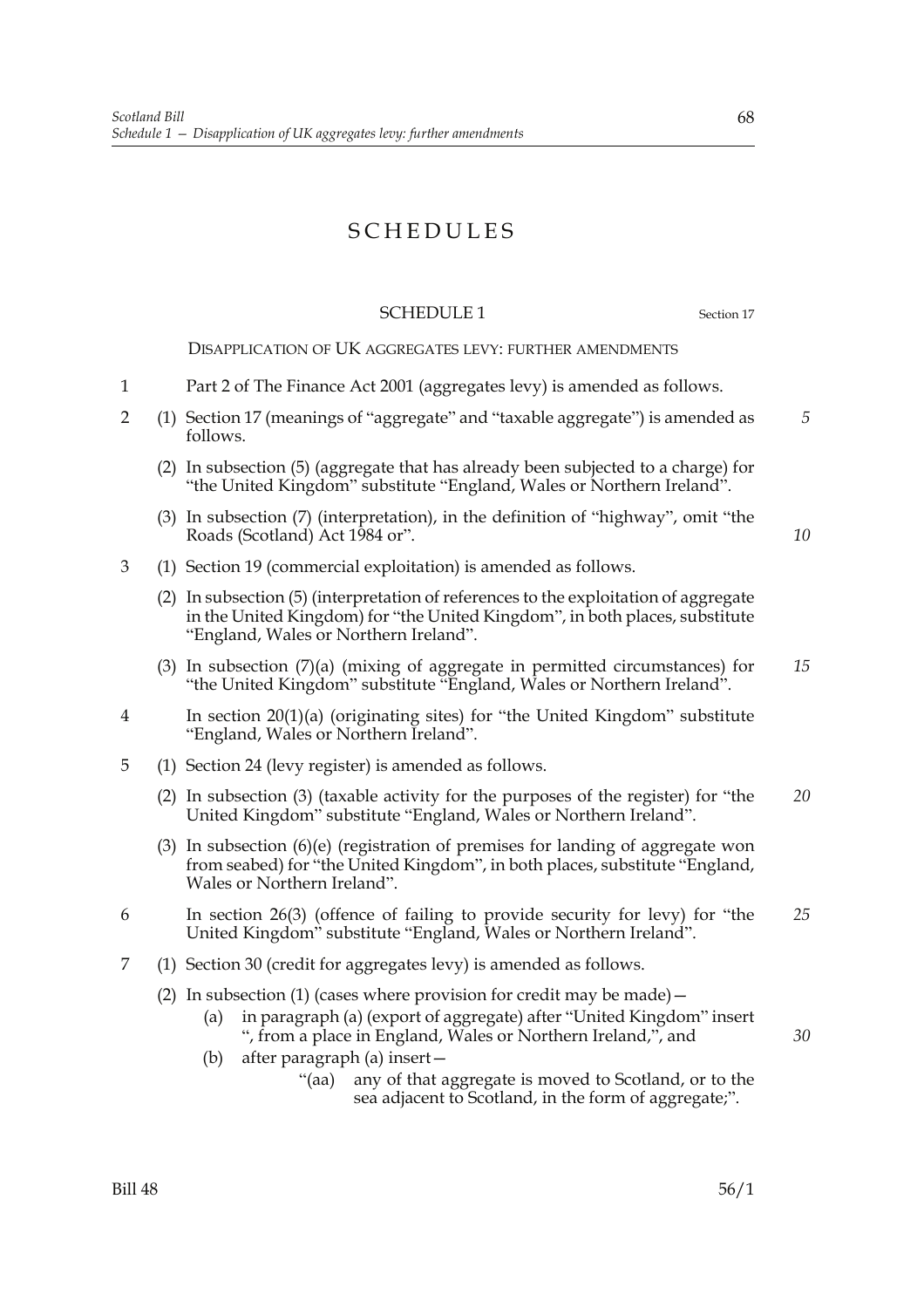# SCHEDULES

## SCHEDULE 1

Section 17

DISAPPLICATION OF UK AGGREGATES LEVY: FURTHER AMENDMENTS

1 Part 2 of The Finance Act 2001 (aggregates levy) is amended as follows.

2 (1) Section 17 (meanings of "aggregate" and "taxable aggregate") is amended as follows.

(2) In subsection (5) (aggregate that has already been subjected to a charge) for "the United Kingdom" substitute "England, Wales or Northern Ireland".

(3) In subsection (7) (interpretation), in the definition of "highway", omit "the Roads (Scotland) Act 1984 or".

3 (1) Section 19 (commercial exploitation) is amended as follows.

(2) In subsection (5) (interpretation of references to the exploitation of aggregate in the United Kingdom) for "the United Kingdom", in both places, substitute "England, Wales or Northern Ireland".

(3) In subsection (7)(a) (mixing of aggregate in permitted circumstances) for "the United Kingdom" substitute "England, Wales or Northern Ireland".

4 In section 20(1)(a) (originating sites) for "the United Kingdom" substitute "England, Wales or Northern Ireland".

5 (1) Section 24 (levy register) is amended as follows.

(2) In subsection (3) (taxable activity for the purposes of the register) for "the United Kingdom" substitute "England, Wales or Northern Ireland".

(3) In subsection (6)(e) (registration of premises for landing of aggregate won from seabed) for "the United Kingdom", in both places, substitute "England, Wales or Northern Ireland".

6 In section 26(3) (offence of failing to provide security for levy) for "the United Kingdom" substitute "England, Wales or Northern Ireland".

7 (1) Section 30 (credit for aggregates levy) is amended as follows.

(2) In subsection (1) (cases where provision for credit may be made)—

(a) in paragraph (a) (export of aggregate) after "United Kingdom" insert ", from a place in England, Wales or Northern Ireland,", and

(b) after paragraph (a) insert—

"(aa) any of that aggregate is moved to Scotland, or to the sea adjacent to Scotland, in the form of aggregate;".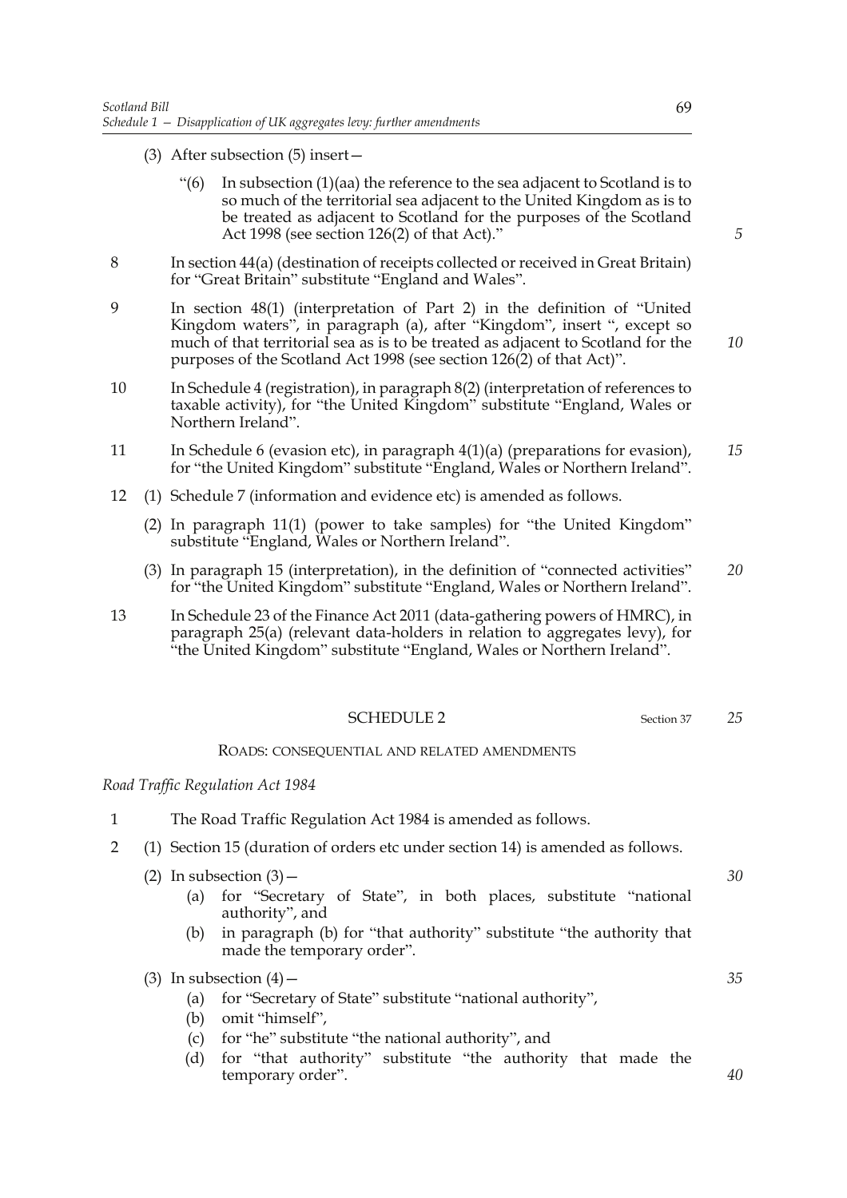(3) After subsection (5) insert—

"(6) In subsection (1)(aa) the reference to the sea adjacent to Scotland is to so much of the territorial sea adjacent to the United Kingdom as is to be treated as adjacent to Scotland for the purposes of the Scotland Act 1998 (see section 126(2) of that Act)."

8 In section 44(a) (destination of receipts collected or received in Great Britain) for "Great Britain" substitute "England and Wales".

9 In section 48(1) (interpretation of Part 2) in the definition of "United Kingdom waters", in paragraph (a), after "Kingdom", insert ", except so much of that territorial sea as is to be treated as adjacent to Scotland for the purposes of the Scotland Act 1998 (see section 126(2) of that Act)".

10 In Schedule 4 (registration), in paragraph 8(2) (interpretation of references to taxable activity), for "the United Kingdom" substitute "England, Wales or Northern Ireland".

11 In Schedule 6 (evasion etc), in paragraph 4(1)(a) (preparations for evasion), for "the United Kingdom" substitute "England, Wales or Northern Ireland".

12 (1) Schedule 7 (information and evidence etc) is amended as follows.

(2) In paragraph 11(1) (power to take samples) for "the United Kingdom" substitute "England, Wales or Northern Ireland".

(3) In paragraph 15 (interpretation), in the definition of "connected activities" for "the United Kingdom" substitute "England, Wales or Northern Ireland".

13 In Schedule 23 of the Finance Act 2011 (data-gathering powers of HMRC), in paragraph 25(a) (relevant data-holders in relation to aggregates levy), for "the United Kingdom" substitute "England, Wales or Northern Ireland".

## SCHEDULE 2

Section 37

### ROADS: CONSEQUENTIAL AND RELATED AMENDMENTS

*Road Traffic Regulation Act 1984*

1 The Road Traffic Regulation Act 1984 is amended as follows.

2 (1) Section 15 (duration of orders etc under section 14) is amended as follows.

(2) In subsection (3)—

(a) for "Secretary of State", in both places, substitute "national authority", and

(b) in paragraph (b) for "that authority" substitute "the authority that made the temporary order".

(3) In subsection (4)—

(a) for "Secretary of State" substitute "national authority",

(b) omit "himself",

(c) for "he" substitute "the national authority", and

(d) for "that authority" substitute "the authority that made the temporary order".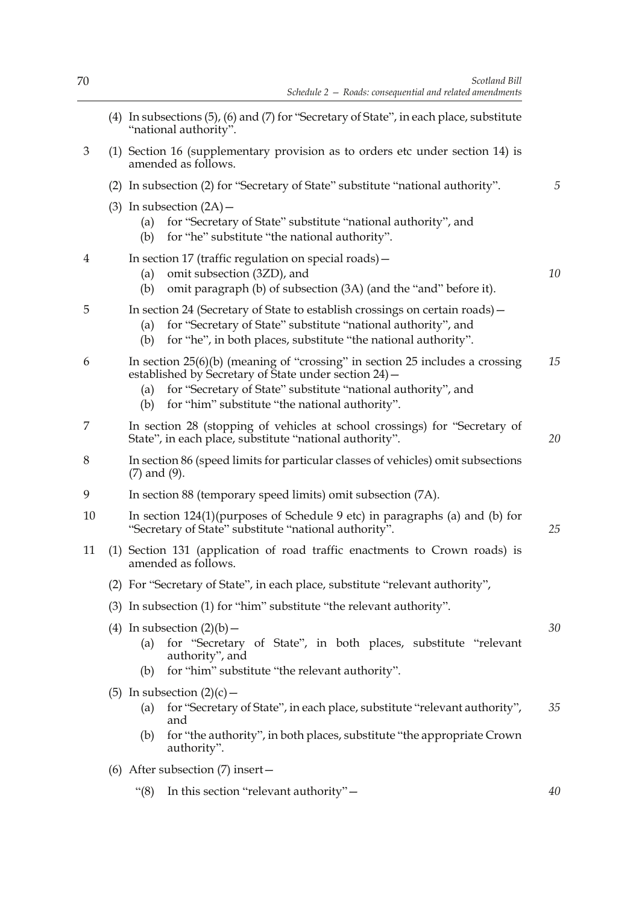(4) In subsections (5), (6) and (7) for "Secretary of State", in each place, substitute "national authority".

3 (1) Section 16 (supplementary provision as to orders etc under section 14) is amended as follows.

(2) In subsection (2) for "Secretary of State" substitute "national authority".

(3) In subsection (2A)—

(a) for "Secretary of State" substitute "national authority", and

(b) for "he" substitute "the national authority".

4 In section 17 (traffic regulation on special roads)—

(a) omit subsection (3ZD), and

(b) omit paragraph (b) of subsection (3A) (and the "and" before it).

5 In section 24 (Secretary of State to establish crossings on certain roads)—

(a) for "Secretary of State" substitute "national authority", and

(b) for "he", in both places, substitute "the national authority".

6 In section 25(6)(b) (meaning of "crossing" in section 25 includes a crossing established by Secretary of State under section 24)—

(a) for "Secretary of State" substitute "national authority", and

(b) for "him" substitute "the national authority".

7 In section 28 (stopping of vehicles at school crossings) for "Secretary of State", in each place, substitute "national authority".

8 In section 86 (speed limits for particular classes of vehicles) omit subsections (7) and (9).

9 In section 88 (temporary speed limits) omit subsection (7A).

10 In section 124(1)(purposes of Schedule 9 etc) in paragraphs (a) and (b) for "Secretary of State" substitute "national authority".

11 (1) Section 131 (application of road traffic enactments to Crown roads) is amended as follows.

(2) For "Secretary of State", in each place, substitute "relevant authority",

(3) In subsection (1) for "him" substitute "the relevant authority".

(4) In subsection (2)(b)—

(a) for "Secretary of State", in both places, substitute "relevant authority", and

(b) for "him" substitute "the relevant authority".

(5) In subsection (2)(c)—

(a) for "Secretary of State", in each place, substitute "relevant authority", and

(b) for "the authority", in both places, substitute "the appropriate Crown authority".

(6) After subsection (7) insert—

"(8) In this section "relevant authority"—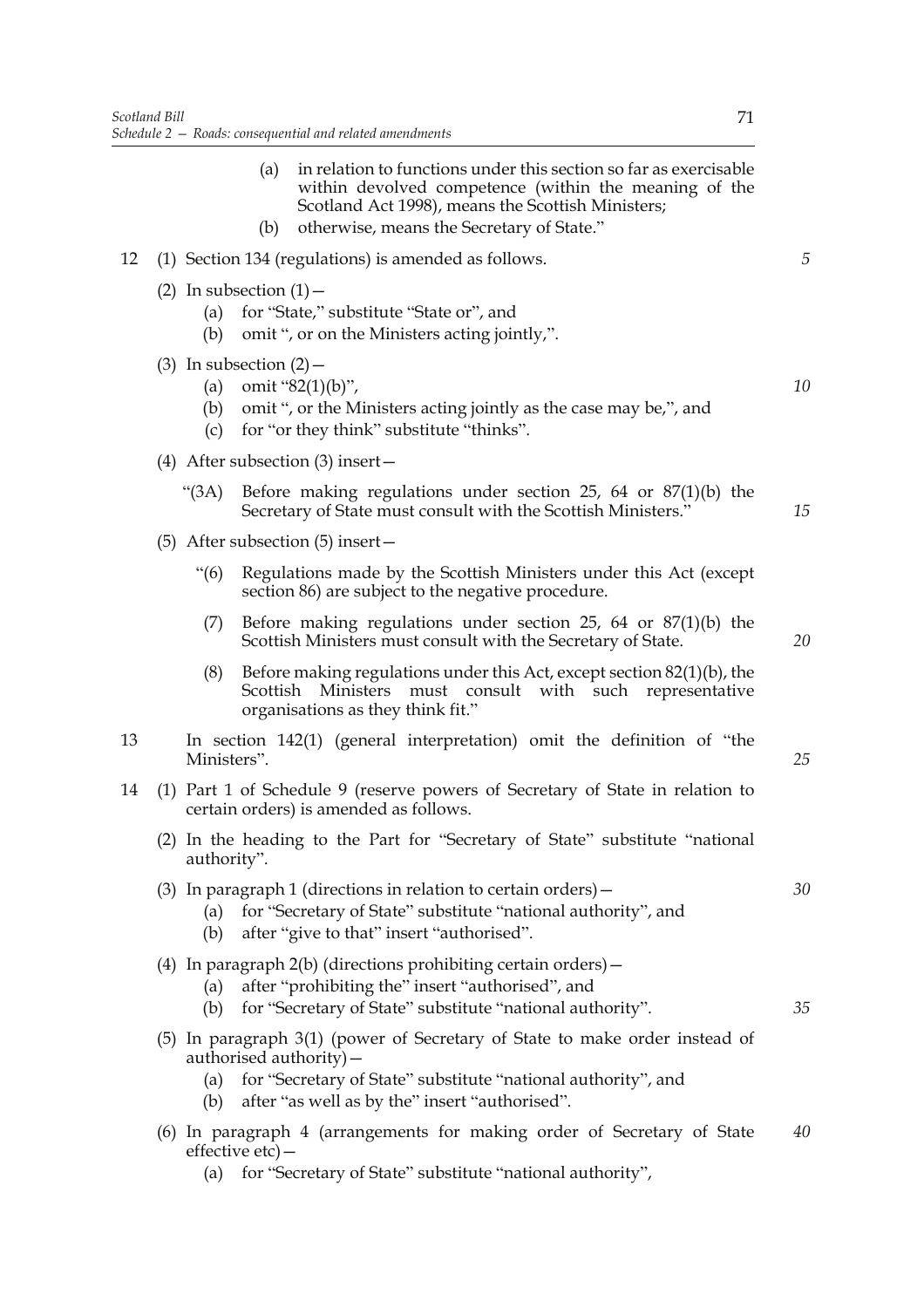(a) in relation to functions under this section so far as exercisable within devolved competence (within the meaning of the Scotland Act 1998), means the Scottish Ministers;

(b) otherwise, means the Secretary of State."

12 (1) Section 134 (regulations) is amended as follows.

(2) In subsection (1)—

(a) for "State," substitute "State or", and

(b) omit ", or on the Ministers acting jointly,".

(3) In subsection (2)—

(a) omit "82(1)(b)",

(b) omit ", or the Ministers acting jointly as the case may be,", and

(c) for "or they think" substitute "thinks".

(4) After subsection (3) insert—

"(3A) Before making regulations under section 25, 64 or 87(1)(b) the Secretary of State must consult with the Scottish Ministers."

(5) After subsection (5) insert—

"(6) Regulations made by the Scottish Ministers under this Act (except section 86) are subject to the negative procedure.

(7) Before making regulations under section 25, 64 or 87(1)(b) the Scottish Ministers must consult with the Secretary of State.

(8) Before making regulations under this Act, except section 82(1)(b), the Scottish Ministers must consult with such representative organisations as they think fit."

13 In section 142(1) (general interpretation) omit the definition of "the Ministers".

14 (1) Part 1 of Schedule 9 (reserve powers of Secretary of State in relation to certain orders) is amended as follows.

(2) In the heading to the Part for "Secretary of State" substitute "national authority".

(3) In paragraph 1 (directions in relation to certain orders)—

(a) for "Secretary of State" substitute "national authority", and

(b) after "give to that" insert "authorised".

(4) In paragraph 2(b) (directions prohibiting certain orders)—

(a) after "prohibiting the" insert "authorised", and

(b) for "Secretary of State" substitute "national authority".

(5) In paragraph 3(1) (power of Secretary of State to make order instead of authorised authority)—

(a) for "Secretary of State" substitute "national authority", and

(b) after "as well as by the" insert "authorised".

(6) In paragraph 4 (arrangements for making order of Secretary of State effective etc)—

(a) for "Secretary of State" substitute "national authority",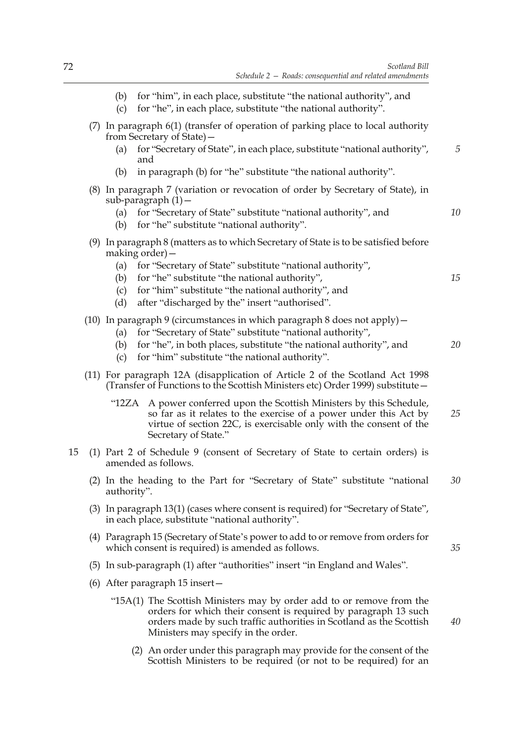(b) for "him", in each place, substitute "the national authority", and

(c) for "he", in each place, substitute "the national authority".

(7) In paragraph 6(1) (transfer of operation of parking place to local authority from Secretary of State)—

(a) for "Secretary of State", in each place, substitute "national authority", and

(b) in paragraph (b) for "he" substitute "the national authority".

(8) In paragraph 7 (variation or revocation of order by Secretary of State), in sub-paragraph (1)—

(a) for "Secretary of State" substitute "national authority", and

(b) for "he" substitute "national authority".

(9) In paragraph 8 (matters as to which Secretary of State is to be satisfied before making order)—

(a) for "Secretary of State" substitute "national authority",

(b) for "he" substitute "the national authority",

(c) for "him" substitute "the national authority", and

(d) after "discharged by the" insert "authorised".

(10) In paragraph 9 (circumstances in which paragraph 8 does not apply)—

(a) for "Secretary of State" substitute "national authority",

(b) for "he", in both places, substitute "the national authority", and

(c) for "him" substitute "the national authority".

(11) For paragraph 12A (disapplication of Article 2 of the Scotland Act 1998 (Transfer of Functions to the Scottish Ministers etc) Order 1999) substitute—

"12ZA A power conferred upon the Scottish Ministers by this Schedule, so far as it relates to the exercise of a power under this Act by virtue of section 22C, is exercisable only with the consent of the Secretary of State."

15 (1) Part 2 of Schedule 9 (consent of Secretary of State to certain orders) is amended as follows.

(2) In the heading to the Part for "Secretary of State" substitute "national authority".

(3) In paragraph 13(1) (cases where consent is required) for "Secretary of State", in each place, substitute "national authority".

(4) Paragraph 15 (Secretary of State's power to add to or remove from orders for which consent is required) is amended as follows.

(5) In sub-paragraph (1) after "authorities" insert "in England and Wales".

(6) After paragraph 15 insert—

"15A(1) The Scottish Ministers may by order add to or remove from the orders for which their consent is required by paragraph 13 such orders made by such traffic authorities in Scotland as the Scottish Ministers may specify in the order.

(2) An order under this paragraph may provide for the consent of the Scottish Ministers to be required (or not to be required) for an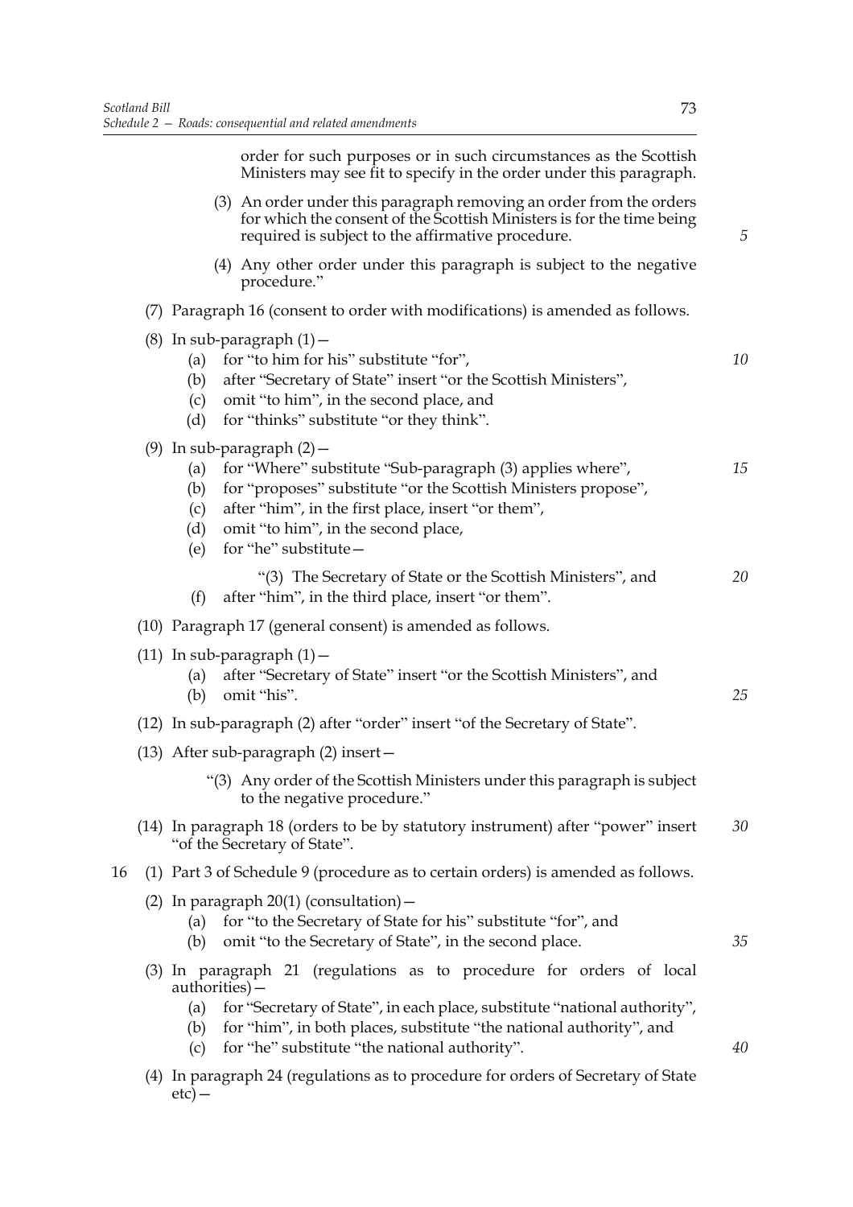order for such purposes or in such circumstances as the Scottish Ministers may see fit to specify in the order under this paragraph.

(3) An order under this paragraph removing an order from the orders for which the consent of the Scottish Ministers is for the time being required is subject to the affirmative procedure.

(4) Any other order under this paragraph is subject to the negative procedure."

(7) Paragraph 16 (consent to order with modifications) is amended as follows.

(8) In sub-paragraph (1)—

- (a) for "to him for his" substitute "for",
- (b) after "Secretary of State" insert "or the Scottish Ministers",
- (c) omit "to him", in the second place, and
- (d) for "thinks" substitute "or they think".

(9) In sub-paragraph (2)—

- (a) for "Where" substitute "Sub-paragraph (3) applies where",
- (b) for "proposes" substitute "or the Scottish Ministers propose",
- (c) after "him", in the first place, insert "or them",
- (d) omit "to him", in the second place,
- (e) for "he" substitute—

  "(3) The Secretary of State or the Scottish Ministers", and
- (f) after "him", in the third place, insert "or them".

(10) Paragraph 17 (general consent) is amended as follows.

(11) In sub-paragraph (1)—

- (a) after "Secretary of State" insert "or the Scottish Ministers", and
- (b) omit "his".

(12) In sub-paragraph (2) after "order" insert "of the Secretary of State".

(13) After sub-paragraph (2) insert—

"(3) Any order of the Scottish Ministers under this paragraph is subject to the negative procedure."

(14) In paragraph 18 (orders to be by statutory instrument) after "power" insert "of the Secretary of State".

16 (1) Part 3 of Schedule 9 (procedure as to certain orders) is amended as follows.

(2) In paragraph 20(1) (consultation)—

- (a) for "to the Secretary of State for his" substitute "for", and
- (b) omit "to the Secretary of State", in the second place.

(3) In paragraph 21 (regulations as to procedure for orders of local authorities)—

- (a) for "Secretary of State", in each place, substitute "national authority",
- (b) for "him", in both places, substitute "the national authority", and
- (c) for "he" substitute "the national authority".

(4) In paragraph 24 (regulations as to procedure for orders of Secretary of State etc)—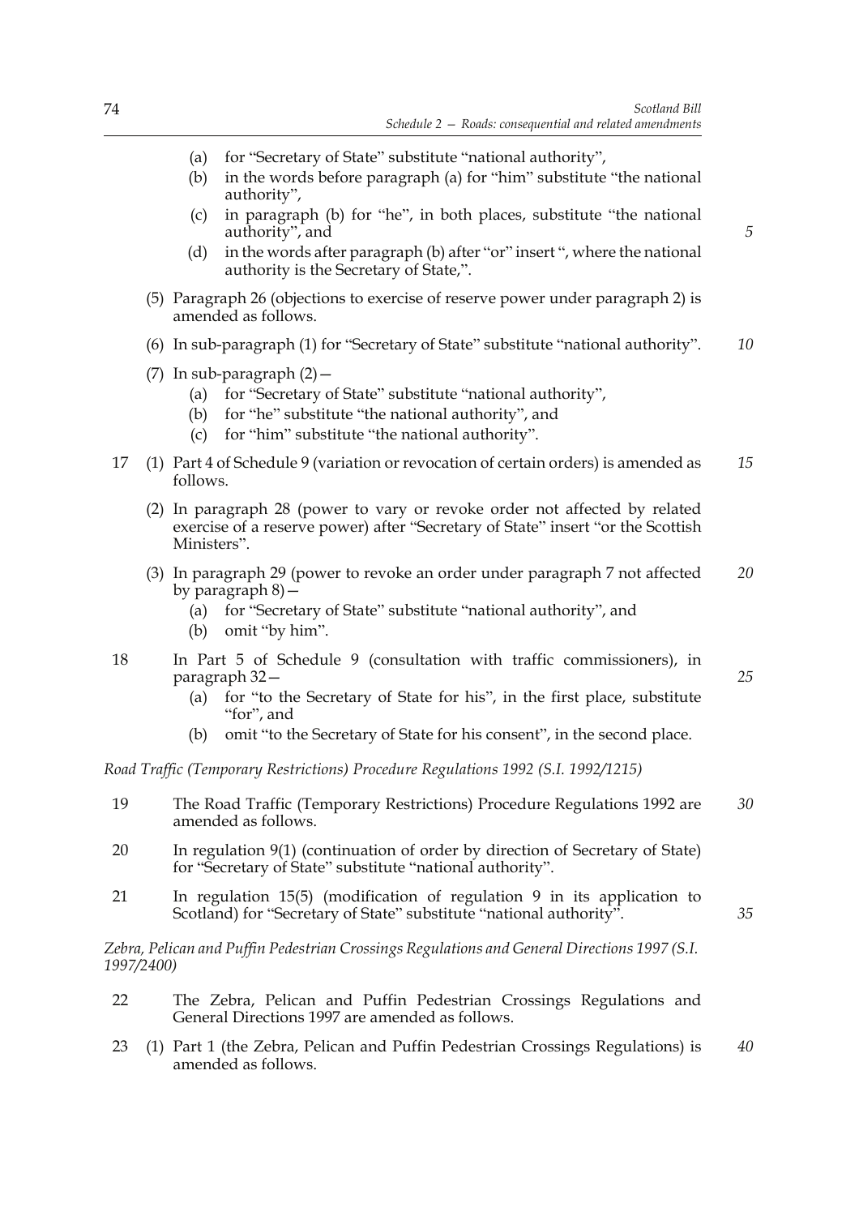(a) for "Secretary of State" substitute "national authority",

(b) in the words before paragraph (a) for "him" substitute "the national authority",

(c) in paragraph (b) for "he", in both places, substitute "the national authority", and

(d) in the words after paragraph (b) after "or" insert ", where the national authority is the Secretary of State,".

(5) Paragraph 26 (objections to exercise of reserve power under paragraph 2) is amended as follows.

(6) In sub-paragraph (1) for "Secretary of State" substitute "national authority".

(7) In sub-paragraph (2)—

(a) for "Secretary of State" substitute "national authority",

(b) for "he" substitute "the national authority", and

(c) for "him" substitute "the national authority".

17 (1) Part 4 of Schedule 9 (variation or revocation of certain orders) is amended as follows.

(2) In paragraph 28 (power to vary or revoke order not affected by related exercise of a reserve power) after "Secretary of State" insert "or the Scottish Ministers".

(3) In paragraph 29 (power to revoke an order under paragraph 7 not affected by paragraph 8)—

(a) for "Secretary of State" substitute "national authority", and

(b) omit "by him".

18 In Part 5 of Schedule 9 (consultation with traffic commissioners), in paragraph 32—

(a) for "to the Secretary of State for his", in the first place, substitute "for", and

(b) omit "to the Secretary of State for his consent", in the second place.

*Road Traffic (Temporary Restrictions) Procedure Regulations 1992 (S.I. 1992/1215)*

19 The Road Traffic (Temporary Restrictions) Procedure Regulations 1992 are amended as follows.

20 In regulation 9(1) (continuation of order by direction of Secretary of State) for "Secretary of State" substitute "national authority".

21 In regulation 15(5) (modification of regulation 9 in its application to Scotland) for "Secretary of State" substitute "national authority".

*Zebra, Pelican and Puffin Pedestrian Crossings Regulations and General Directions 1997 (S.I. 1997/2400)*

22 The Zebra, Pelican and Puffin Pedestrian Crossings Regulations and General Directions 1997 are amended as follows.

23 (1) Part 1 (the Zebra, Pelican and Puffin Pedestrian Crossings Regulations) is amended as follows.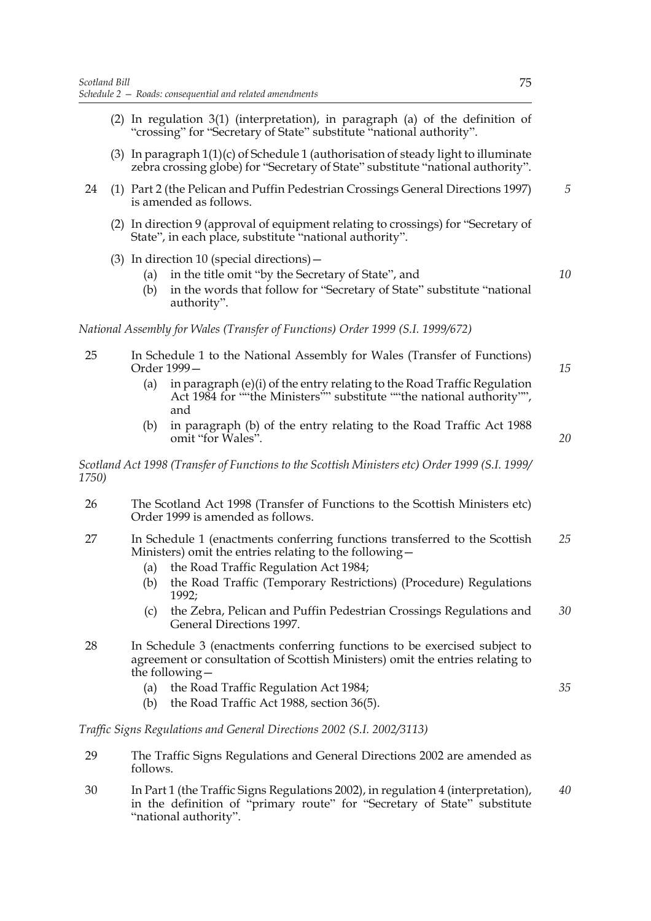(2) In regulation 3(1) (interpretation), in paragraph (a) of the definition of "crossing" for "Secretary of State" substitute "national authority".

(3) In paragraph 1(1)(c) of Schedule 1 (authorisation of steady light to illuminate zebra crossing globe) for "Secretary of State" substitute "national authority".

24 (1) Part 2 (the Pelican and Puffin Pedestrian Crossings General Directions 1997) is amended as follows.

(2) In direction 9 (approval of equipment relating to crossings) for "Secretary of State", in each place, substitute "national authority".

(3) In direction 10 (special directions)—

(a) in the title omit "by the Secretary of State", and

(b) in the words that follow for "Secretary of State" substitute "national authority".

*National Assembly for Wales (Transfer of Functions) Order 1999 (S.I. 1999/672)*

25 In Schedule 1 to the National Assembly for Wales (Transfer of Functions) Order 1999—

(a) in paragraph (e)(i) of the entry relating to the Road Traffic Regulation Act 1984 for ""the Ministers"" substitute ""the national authority"", and

(b) in paragraph (b) of the entry relating to the Road Traffic Act 1988 omit "for Wales".

*Scotland Act 1998 (Transfer of Functions to the Scottish Ministers etc) Order 1999 (S.I. 1999/1750)*

26 The Scotland Act 1998 (Transfer of Functions to the Scottish Ministers etc) Order 1999 is amended as follows.

27 In Schedule 1 (enactments conferring functions transferred to the Scottish Ministers) omit the entries relating to the following—

(a) the Road Traffic Regulation Act 1984;

(b) the Road Traffic (Temporary Restrictions) (Procedure) Regulations 1992;

(c) the Zebra, Pelican and Puffin Pedestrian Crossings Regulations and General Directions 1997.

28 In Schedule 3 (enactments conferring functions to be exercised subject to agreement or consultation of Scottish Ministers) omit the entries relating to the following—

(a) the Road Traffic Regulation Act 1984;

(b) the Road Traffic Act 1988, section 36(5).

*Traffic Signs Regulations and General Directions 2002 (S.I. 2002/3113)*

29 The Traffic Signs Regulations and General Directions 2002 are amended as follows.

30 In Part 1 (the Traffic Signs Regulations 2002), in regulation 4 (interpretation), in the definition of "primary route" for "Secretary of State" substitute "national authority".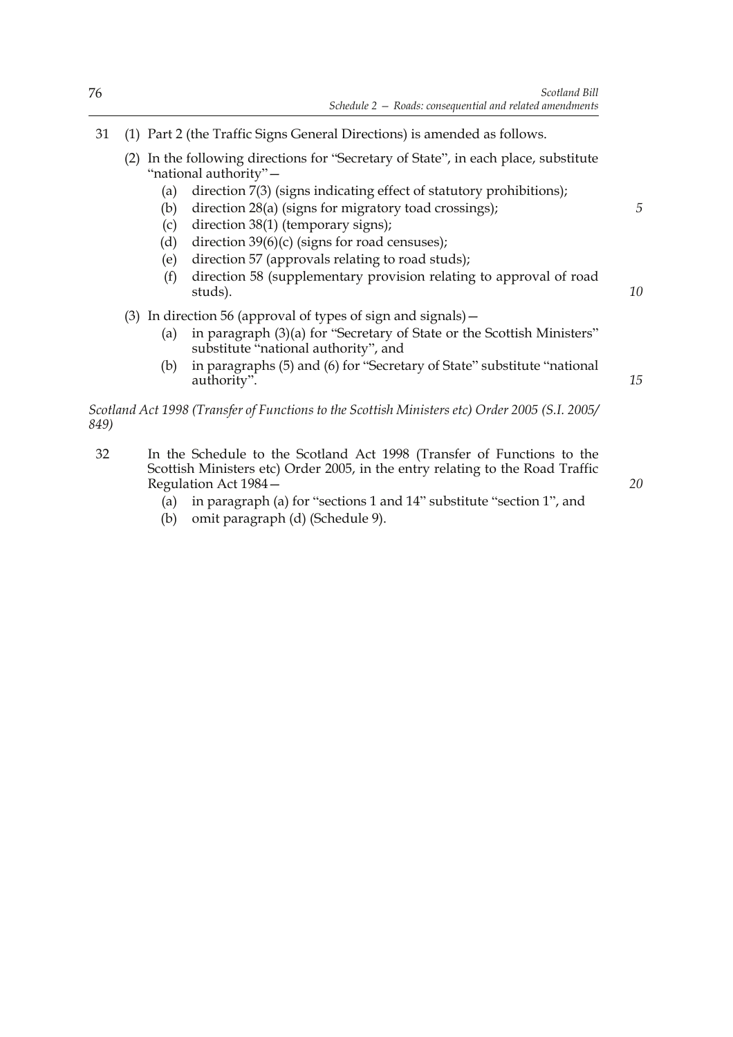31 (1) Part 2 (the Traffic Signs General Directions) is amended as follows.

(2) In the following directions for "Secretary of State", in each place, substitute "national authority"—

   (a) direction 7(3) (signs indicating effect of statutory prohibitions);
   (b) direction 28(a) (signs for migratory toad crossings);
   (c) direction 38(1) (temporary signs);
   (d) direction 39(6)(c) (signs for road censuses);
   (e) direction 57 (approvals relating to road studs);
   (f) direction 58 (supplementary provision relating to approval of road studs).

(3) In direction 56 (approval of types of sign and signals)—

   (a) in paragraph (3)(a) for "Secretary of State or the Scottish Ministers" substitute "national authority", and
   (b) in paragraphs (5) and (6) for "Secretary of State" substitute "national authority".

*Scotland Act 1998 (Transfer of Functions to the Scottish Ministers etc) Order 2005 (S.I. 2005/849)*

32 In the Schedule to the Scotland Act 1998 (Transfer of Functions to the Scottish Ministers etc) Order 2005, in the entry relating to the Road Traffic Regulation Act 1984—

   (a) in paragraph (a) for "sections 1 and 14" substitute "section 1", and
   (b) omit paragraph (d) (Schedule 9).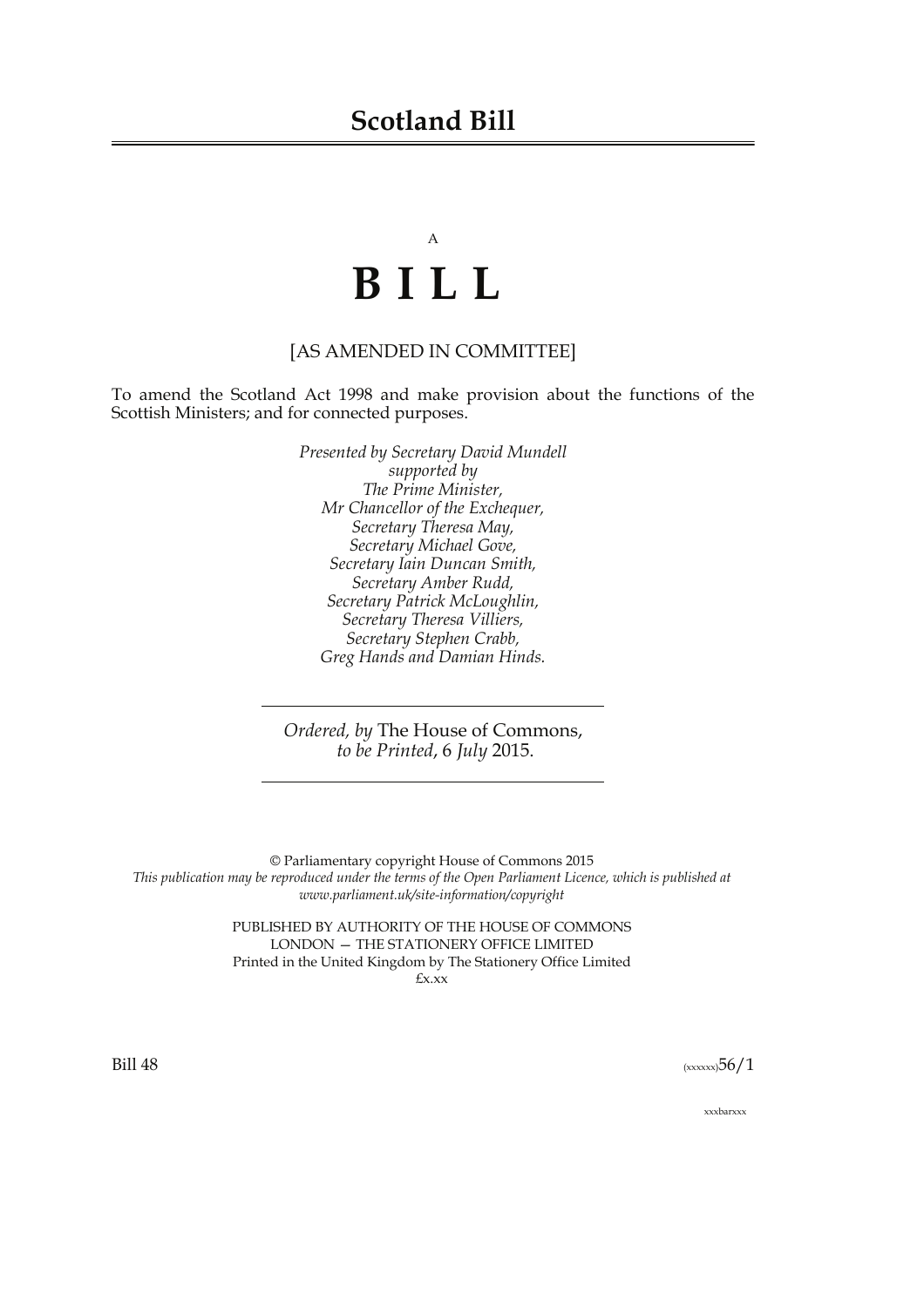# Scotland Bill

A

# B I L L

[AS AMENDED IN COMMITTEE]

To amend the Scotland Act 1998 and make provision about the functions of the Scottish Ministers; and for connected purposes.

*Presented by Secretary David Mundell*
*supported by*
*The Prime Minister,*
*Mr Chancellor of the Exchequer,*
*Secretary Theresa May,*
*Secretary Michael Gove,*
*Secretary Iain Duncan Smith,*
*Secretary Amber Rudd,*
*Secretary Patrick McLoughlin,*
*Secretary Theresa Villiers,*
*Secretary Stephen Crabb,*
*Greg Hands and Damian Hinds.*

*Ordered, by* The House of Commons, *to be Printed*, 6 *July* 2015.

© Parliamentary copyright House of Commons 2015
*This publication may be reproduced under the terms of the Open Parliament Licence, which is published at www.parliament.uk/site-information/copyright*

PUBLISHED BY AUTHORITY OF THE HOUSE OF COMMONS
LONDON — THE STATIONERY OFFICE LIMITED
Printed in the United Kingdom by The Stationery Office Limited
£x.xx

Bill 48 (xxxxxx)56/1

xxxbarxxx